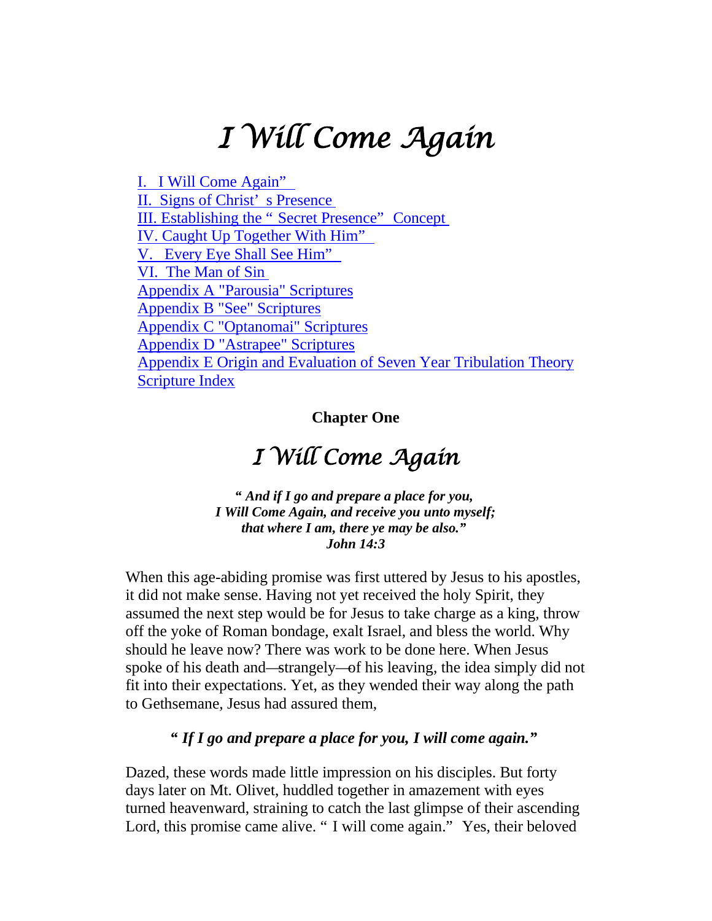# I Will Come Again

- I. I Will Come Again"
- II. Signs of Christ' s Presence
- III. Establishing the " Secret Presence" Concept
- IV. Caught Up Together With Him"
- V. Every Eye Shall See Him"
- VI. The Man of Sin
- Appendix A "Parousia" Scriptures
- Appendix B "See" Scriptures
- Appendix C "Optanomai" Scriptures
- Appendix D "Astrapee" Scriptures
- Appendix E Origin and Evaluation of Seven Year Tribulation Theory
- Scripture Index

**Chapter One**

## I Will Come Again

***" And if I go and prepare a place for you,***
***I Will Come Again, and receive you unto myself;***
***that where I am, there ye may be also."***
***John 14:3***

When this age-abiding promise was first uttered by Jesus to his apostles, it did not make sense. Having not yet received the holy Spirit, they assumed the next step would be for Jesus to take charge as a king, throw off the yoke of Roman bondage, exalt Israel, and bless the world. Why should he leave now? There was work to be done here. When Jesus spoke of his death and—strangely—of his leaving, the idea simply did not fit into their expectations. Yet, as they wended their way along the path to Gethsemane, Jesus had assured them,

***" If I go and prepare a place for you, I will come again."***

Dazed, these words made little impression on his disciples. But forty days later on Mt. Olivet, huddled together in amazement with eyes turned heavenward, straining to catch the last glimpse of their ascending Lord, this promise came alive. " I will come again." Yes, their beloved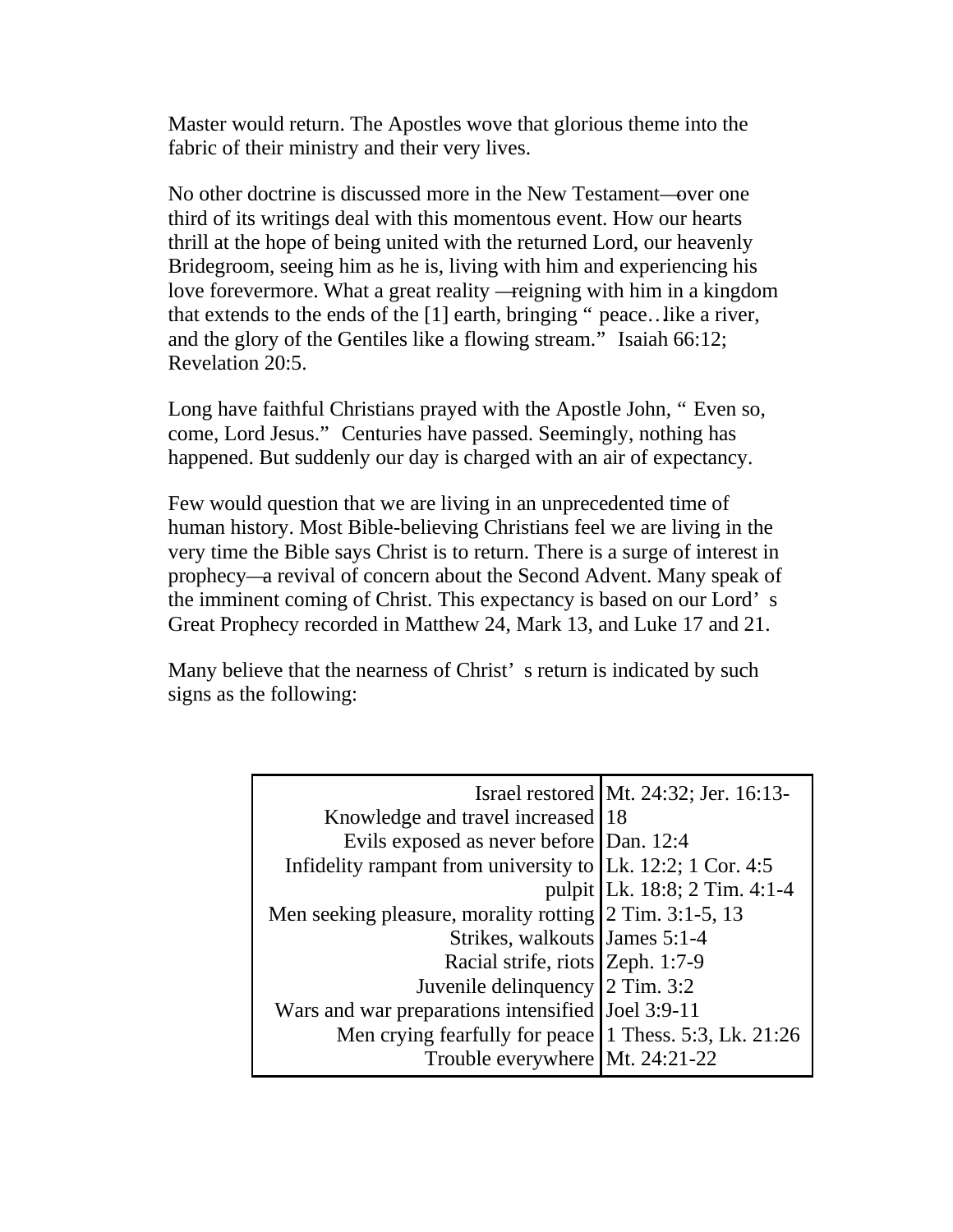Master would return. The Apostles wove that glorious theme into the fabric of their ministry and their very lives.

No other doctrine is discussed more in the New Testament—over one third of its writings deal with this momentous event. How our hearts thrill at the hope of being united with the returned Lord, our heavenly Bridegroom, seeing him as he is, living with him and experiencing his love forevermore. What a great reality—reigning with him in a kingdom that extends to the ends of the [1] earth, bringing "peace…like a river, and the glory of the Gentiles like a flowing stream." Isaiah 66:12; Revelation 20:5.

Long have faithful Christians prayed with the Apostle John, "Even so, come, Lord Jesus." Centuries have passed. Seemingly, nothing has happened. But suddenly our day is charged with an air of expectancy.

Few would question that we are living in an unprecedented time of human history. Most Bible-believing Christians feel we are living in the very time the Bible says Christ is to return. There is a surge of interest in prophecy—a revival of concern about the Second Advent. Many speak of the imminent coming of Christ. This expectancy is based on our Lord's Great Prophecy recorded in Matthew 24, Mark 13, and Luke 17 and 21.

Many believe that the nearness of Christ's return is indicated by such signs as the following:

| | |
|---:|---|
| Israel restored | Mt. 24:32; Jer. 16:13-18 |
| Knowledge and travel increased | Dan. 12:4 |
| Evils exposed as never before | Lk. 12:2; 1 Cor. 4:5 |
| Infidelity rampant from university to pulpit | Lk. 18:8; 2 Tim. 4:1-4 |
| Men seeking pleasure, morality rotting | 2 Tim. 3:1-5, 13 |
| Strikes, walkouts | James 5:1-4 |
| Racial strife, riots | Zeph. 1:7-9 |
| Juvenile delinquency | 2 Tim. 3:2 |
| Wars and war preparations intensified | Joel 3:9-11 |
| Men crying fearfully for peace | 1 Thess. 5:3, Lk. 21:26 |
| Trouble everywhere | Mt. 24:21-22 |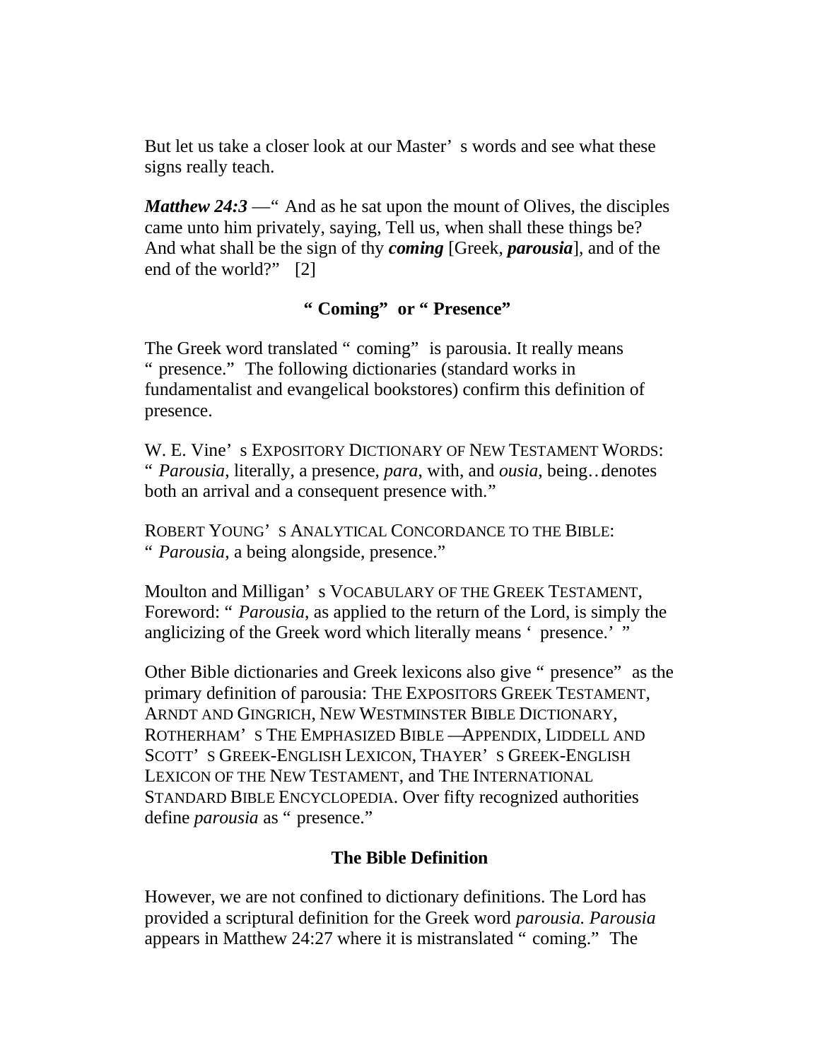But let us take a closer look at our Master's words and see what these signs really teach.

***Matthew 24:3*** —"And as he sat upon the mount of Olives, the disciples came unto him privately, saying, Tell us, when shall these things be? And what shall be the sign of thy ***coming*** [Greek, ***parousia***], and of the end of the world?" [2]

### "Coming" or "Presence"

The Greek word translated "coming" is parousia. It really means "presence." The following dictionaries (standard works in fundamentalist and evangelical bookstores) confirm this definition of presence.

W. E. Vine's EXPOSITORY DICTIONARY OF NEW TESTAMENT WORDS: "*Parousia*, literally, a presence, *para*, with, and *ousia*, being…denotes both an arrival and a consequent presence with."

ROBERT YOUNG'S ANALYTICAL CONCORDANCE TO THE BIBLE: "*Parousia*, a being alongside, presence."

Moulton and Milligan's VOCABULARY OF THE GREEK TESTAMENT, Foreword: "*Parousia*, as applied to the return of the Lord, is simply the anglicizing of the Greek word which literally means 'presence.'"

Other Bible dictionaries and Greek lexicons also give "presence" as the primary definition of parousia: THE EXPOSITORS GREEK TESTAMENT, ARNDT AND GINGRICH, NEW WESTMINSTER BIBLE DICTIONARY, ROTHERHAM'S THE EMPHASIZED BIBLE —APPENDIX, LIDDELL AND SCOTT'S GREEK-ENGLISH LEXICON, THAYER'S GREEK-ENGLISH LEXICON OF THE NEW TESTAMENT, and THE INTERNATIONAL STANDARD BIBLE ENCYCLOPEDIA. Over fifty recognized authorities define *parousia* as "presence."

### The Bible Definition

However, we are not confined to dictionary definitions. The Lord has provided a scriptural definition for the Greek word *parousia. Parousia* appears in Matthew 24:27 where it is mistranslated "coming." The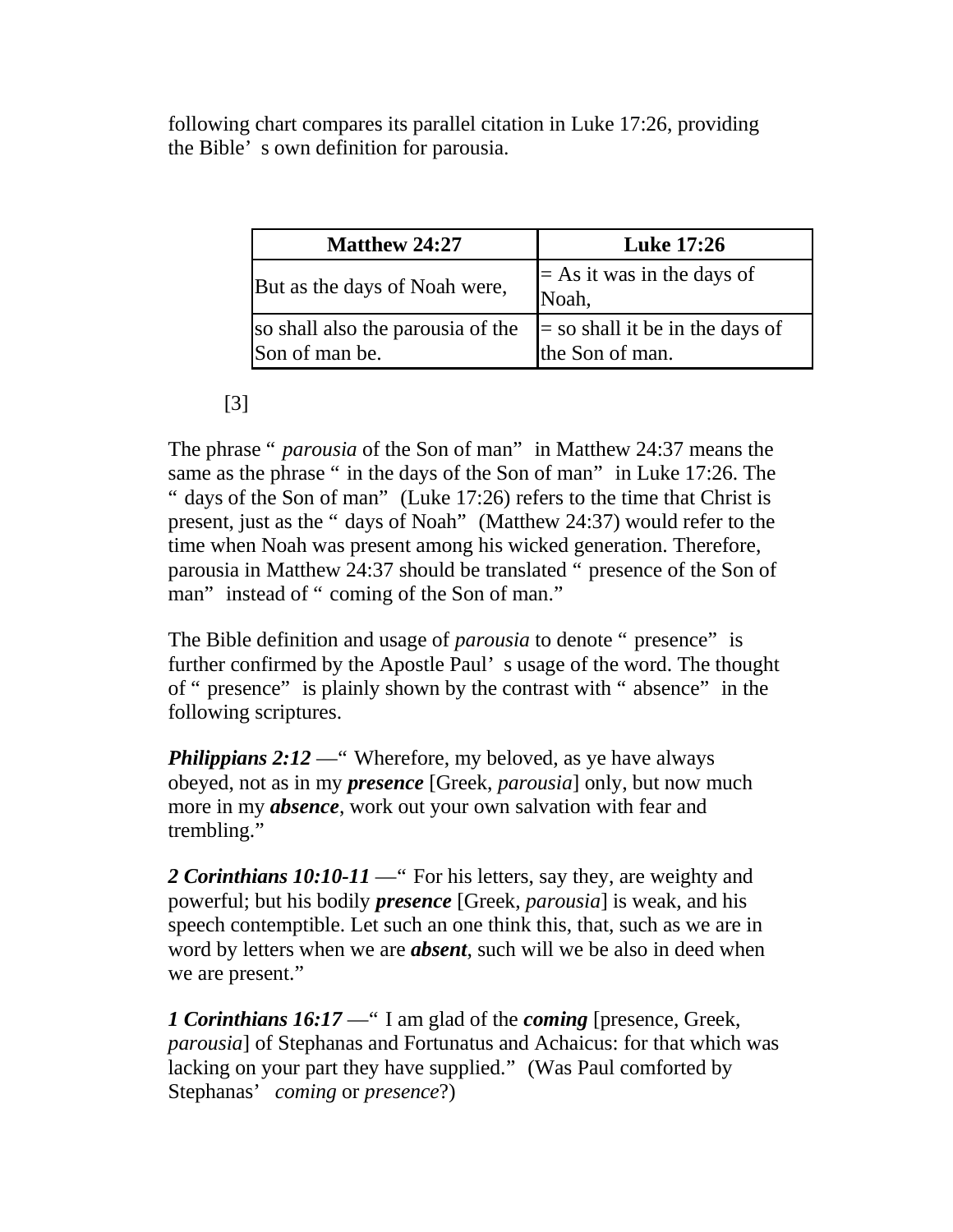following chart compares its parallel citation in Luke 17:26, providing the Bible’ s own definition for parousia.

| Matthew 24:27 | Luke 17:26 |
|---|---|
| But as the days of Noah were, | = As it was in the days of Noah, |
| so shall also the parousia of the Son of man be. | = so shall it be in the days of the Son of man. |

[3]

The phrase “ *parousia* of the Son of man” in Matthew 24:37 means the same as the phrase “ in the days of the Son of man” in Luke 17:26. The “ days of the Son of man” (Luke 17:26) refers to the time that Christ is present, just as the “ days of Noah” (Matthew 24:37) would refer to the time when Noah was present among his wicked generation. Therefore, parousia in Matthew 24:37 should be translated “ presence of the Son of man” instead of “ coming of the Son of man.”

The Bible definition and usage of *parousia* to denote “ presence” is further confirmed by the Apostle Paul’ s usage of the word. The thought of “ presence” is plainly shown by the contrast with “ absence” in the following scriptures.

***Philippians 2:12*** —“ Wherefore, my beloved, as ye have always obeyed, not as in my ***presence*** [Greek, *parousia*] only, but now much more in my ***absence***, work out your own salvation with fear and trembling.”

***2 Corinthians 10:10-11*** —“ For his letters, say they, are weighty and powerful; but his bodily ***presence*** [Greek, *parousia*] is weak, and his speech contemptible. Let such an one think this, that, such as we are in word by letters when we are ***absent***, such will we be also in deed when we are present.”

***1 Corinthians 16:17*** —“ I am glad of the ***coming*** [presence, Greek, *parousia*] of Stephanas and Fortunatus and Achaicus: for that which was lacking on your part they have supplied.” (Was Paul comforted by Stephanas’ *coming* or *presence*?)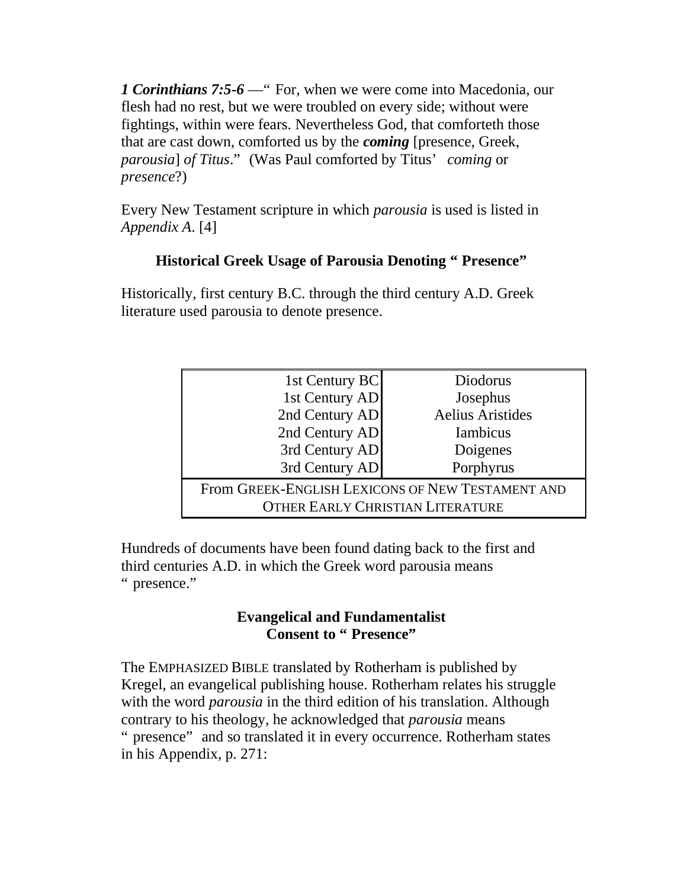***1 Corinthians 7:5-6*** —" For, when we were come into Macedonia, our flesh had no rest, but we were troubled on every side; without were fightings, within were fears. Nevertheless God, that comforteth those that are cast down, comforted us by the ***coming*** [presence, Greek, *parousia*] *of Titus*." (Was Paul comforted by Titus' *coming* or *presence*?)

Every New Testament scripture in which *parousia* is used is listed in *Appendix A.* [4]

### Historical Greek Usage of Parousia Denoting " Presence"

Historically, first century B.C. through the third century A.D. Greek literature used parousia to denote presence.

| | |
|---|---|
| 1st Century BC | Diodorus |
| 1st Century AD | Josephus |
| 2nd Century AD | Aelius Aristides |
| 2nd Century AD | Iambicus |
| 3rd Century AD | Doigenes |
| 3rd Century AD | Porphyrus |
| From Greek-English Lexicons of New Testament and Other Early Christian Literature | |

Hundreds of documents have been found dating back to the first and third centuries A.D. in which the Greek word parousia means " presence."

### Evangelical and Fundamentalist Consent to " Presence"

The EMPHASIZED BIBLE translated by Rotherham is published by Kregel, an evangelical publishing house. Rotherham relates his struggle with the word *parousia* in the third edition of his translation. Although contrary to his theology, he acknowledged that *parousia* means " presence" and so translated it in every occurrence. Rotherham states in his Appendix, p. 271: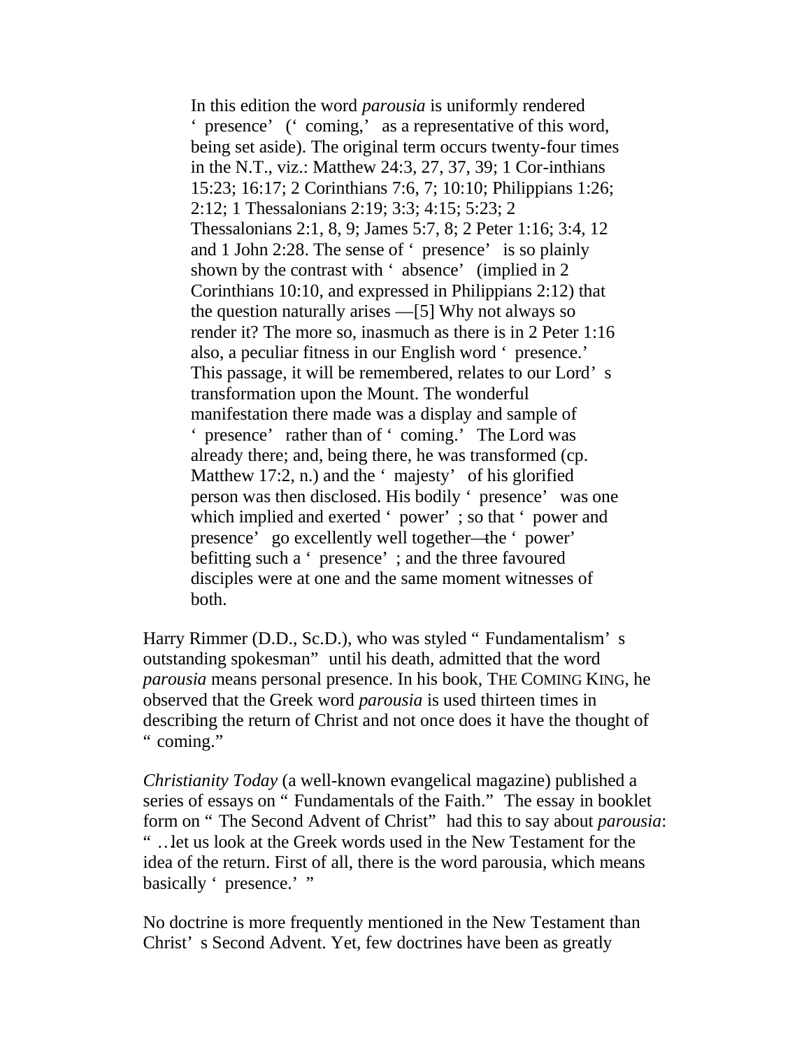> In this edition the word *parousia* is uniformly rendered 'presence' ('coming,' as a representative of this word, being set aside). The original term occurs twenty-four times in the N.T., viz.: Matthew 24:3, 27, 37, 39; 1 Cor-inthians 15:23; 16:17; 2 Corinthians 7:6, 7; 10:10; Philippians 1:26; 2:12; 1 Thessalonians 2:19; 3:3; 4:15; 5:23; 2 Thessalonians 2:1, 8, 9; James 5:7, 8; 2 Peter 1:16; 3:4, 12 and 1 John 2:28. The sense of 'presence' is so plainly shown by the contrast with 'absence' (implied in 2 Corinthians 10:10, and expressed in Philippians 2:12) that the question naturally arises —[5] Why not always so render it? The more so, inasmuch as there is in 2 Peter 1:16 also, a peculiar fitness in our English word 'presence.' This passage, it will be remembered, relates to our Lord's transformation upon the Mount. The wonderful manifestation there made was a display and sample of 'presence' rather than of 'coming.' The Lord was already there; and, being there, he was transformed (cp. Matthew 17:2, n.) and the 'majesty' of his glorified person was then disclosed. His bodily 'presence' was one which implied and exerted 'power'; so that 'power and presence' go excellently well together—the 'power' befitting such a 'presence'; and the three favoured disciples were at one and the same moment witnesses of both.

Harry Rimmer (D.D., Sc.D.), who was styled "Fundamentalism's outstanding spokesman" until his death, admitted that the word *parousia* means personal presence. In his book, THE COMING KING, he observed that the Greek word *parousia* is used thirteen times in describing the return of Christ and not once does it have the thought of "coming."

*Christianity Today* (a well-known evangelical magazine) published a series of essays on "Fundamentals of the Faith." The essay in booklet form on "The Second Advent of Christ" had this to say about *parousia*: "…let us look at the Greek words used in the New Testament for the idea of the return. First of all, there is the word parousia, which means basically 'presence.'"

No doctrine is more frequently mentioned in the New Testament than Christ's Second Advent. Yet, few doctrines have been as greatly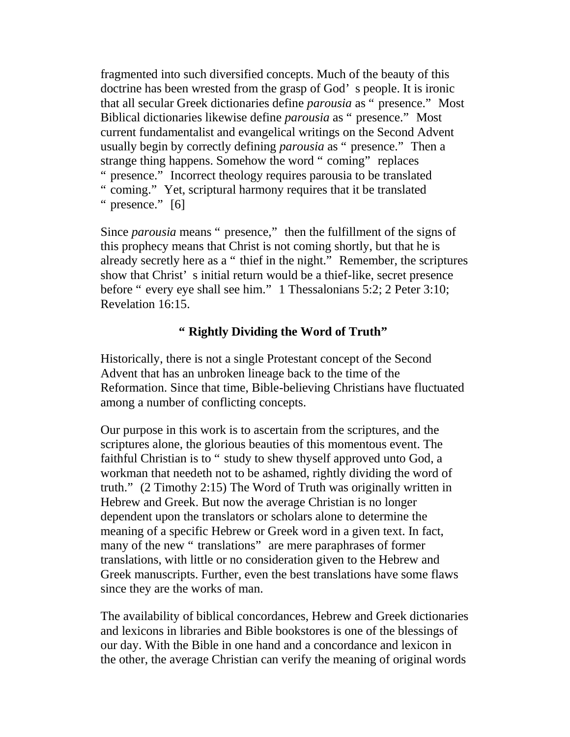fragmented into such diversified concepts. Much of the beauty of this doctrine has been wrested from the grasp of God's people. It is ironic that all secular Greek dictionaries define *parousia* as "presence." Most Biblical dictionaries likewise define *parousia* as "presence." Most current fundamentalist and evangelical writings on the Second Advent usually begin by correctly defining *parousia* as "presence." Then a strange thing happens. Somehow the word "coming" replaces "presence." Incorrect theology requires parousia to be translated "coming." Yet, scriptural harmony requires that it be translated "presence." [6]

Since *parousia* means "presence," then the fulfillment of the signs of this prophecy means that Christ is not coming shortly, but that he is already secretly here as a "thief in the night." Remember, the scriptures show that Christ's initial return would be a thief-like, secret presence before "every eye shall see him." 1 Thessalonians 5:2; 2 Peter 3:10; Revelation 16:15.

### "Rightly Dividing the Word of Truth"

Historically, there is not a single Protestant concept of the Second Advent that has an unbroken lineage back to the time of the Reformation. Since that time, Bible-believing Christians have fluctuated among a number of conflicting concepts.

Our purpose in this work is to ascertain from the scriptures, and the scriptures alone, the glorious beauties of this momentous event. The faithful Christian is to "study to shew thyself approved unto God, a workman that needeth not to be ashamed, rightly dividing the word of truth." (2 Timothy 2:15) The Word of Truth was originally written in Hebrew and Greek. But now the average Christian is no longer dependent upon the translators or scholars alone to determine the meaning of a specific Hebrew or Greek word in a given text. In fact, many of the new "translations" are mere paraphrases of former translations, with little or no consideration given to the Hebrew and Greek manuscripts. Further, even the best translations have some flaws since they are the works of man.

The availability of biblical concordances, Hebrew and Greek dictionaries and lexicons in libraries and Bible bookstores is one of the blessings of our day. With the Bible in one hand and a concordance and lexicon in the other, the average Christian can verify the meaning of original words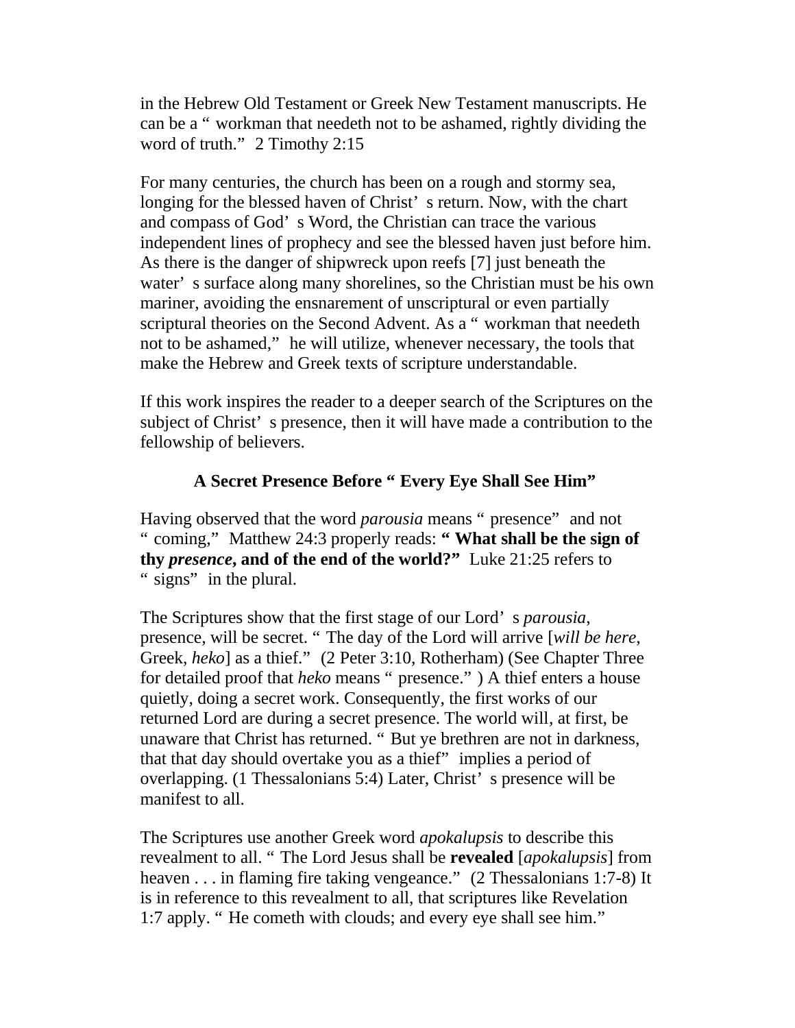in the Hebrew Old Testament or Greek New Testament manuscripts. He can be a "workman that needeth not to be ashamed, rightly dividing the word of truth." 2 Timothy 2:15

For many centuries, the church has been on a rough and stormy sea, longing for the blessed haven of Christ's return. Now, with the chart and compass of God's Word, the Christian can trace the various independent lines of prophecy and see the blessed haven just before him. As there is the danger of shipwreck upon reefs [7] just beneath the water's surface along many shorelines, so the Christian must be his own mariner, avoiding the ensnarement of unscriptural or even partially scriptural theories on the Second Advent. As a "workman that needeth not to be ashamed," he will utilize, whenever necessary, the tools that make the Hebrew and Greek texts of scripture understandable.

If this work inspires the reader to a deeper search of the Scriptures on the subject of Christ's presence, then it will have made a contribution to the fellowship of believers.

### A Secret Presence Before "Every Eye Shall See Him"

Having observed that the word *parousia* means "presence" and not "coming," Matthew 24:3 properly reads: **"What shall be the sign of thy *presence*, and of the end of the world?"** Luke 21:25 refers to "signs" in the plural.

The Scriptures show that the first stage of our Lord's *parousia*, presence, will be secret. "The day of the Lord will arrive [*will be here*, Greek, *heko*] as a thief." (2 Peter 3:10, Rotherham) (See Chapter Three for detailed proof that *heko* means "presence.") A thief enters a house quietly, doing a secret work. Consequently, the first works of our returned Lord are during a secret presence. The world will, at first, be unaware that Christ has returned. "But ye brethren are not in darkness, that that day should overtake you as a thief" implies a period of overlapping. (1 Thessalonians 5:4) Later, Christ's presence will be manifest to all.

The Scriptures use another Greek word *apokalupsis* to describe this revealment to all. "The Lord Jesus shall be **revealed** [*apokalupsis*] from heaven . . . in flaming fire taking vengeance." (2 Thessalonians 1:7-8) It is in reference to this revealment to all, that scriptures like Revelation 1:7 apply. "He cometh with clouds; and every eye shall see him."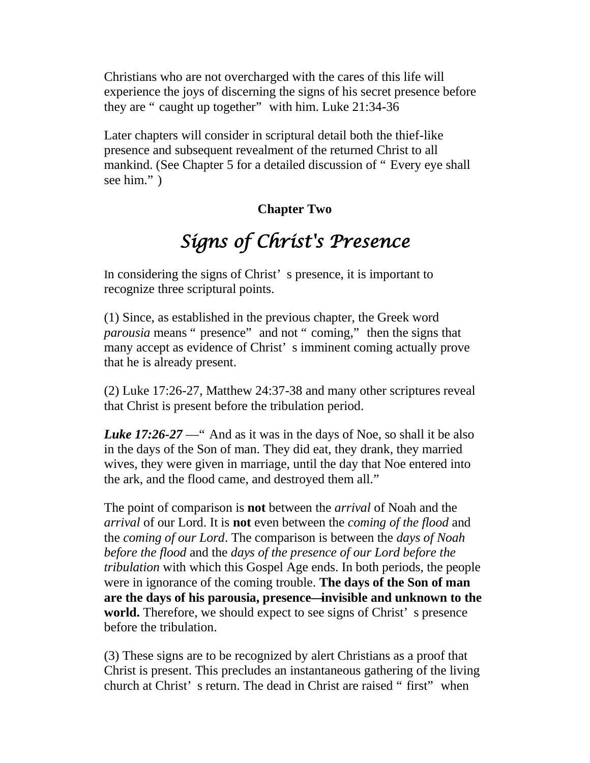Christians who are not overcharged with the cares of this life will experience the joys of discerning the signs of his secret presence before they are “caught up together” with him. Luke 21:34-36

Later chapters will consider in scriptural detail both the thief-like presence and subsequent revealment of the returned Christ to all mankind. (See Chapter 5 for a detailed discussion of “Every eye shall see him.”)

## Chapter Two

# *Signs of Christ's Presence*

In considering the signs of Christ’s presence, it is important to recognize three scriptural points.

(1) Since, as established in the previous chapter, the Greek word *parousia* means “presence” and not “coming,” then the signs that many accept as evidence of Christ’s imminent coming actually prove that he is already present.

(2) Luke 17:26-27, Matthew 24:37-38 and many other scriptures reveal that Christ is present before the tribulation period.

***Luke 17:26-27*** —“And as it was in the days of Noe, so shall it be also in the days of the Son of man. They did eat, they drank, they married wives, they were given in marriage, until the day that Noe entered into the ark, and the flood came, and destroyed them all.”

The point of comparison is **not** between the *arrival* of Noah and the *arrival* of our Lord. It is **not** even between the *coming of the flood* and the *coming of our Lord*. The comparison is between the *days of Noah before the flood* and the *days of the presence of our Lord before the tribulation* with which this Gospel Age ends. In both periods, the people were in ignorance of the coming trouble. **The days of the Son of man are the days of his parousia, presence—invisible and unknown to the world.** Therefore, we should expect to see signs of Christ’s presence before the tribulation.

(3) These signs are to be recognized by alert Christians as a proof that Christ is present. This precludes an instantaneous gathering of the living church at Christ’s return. The dead in Christ are raised “first” when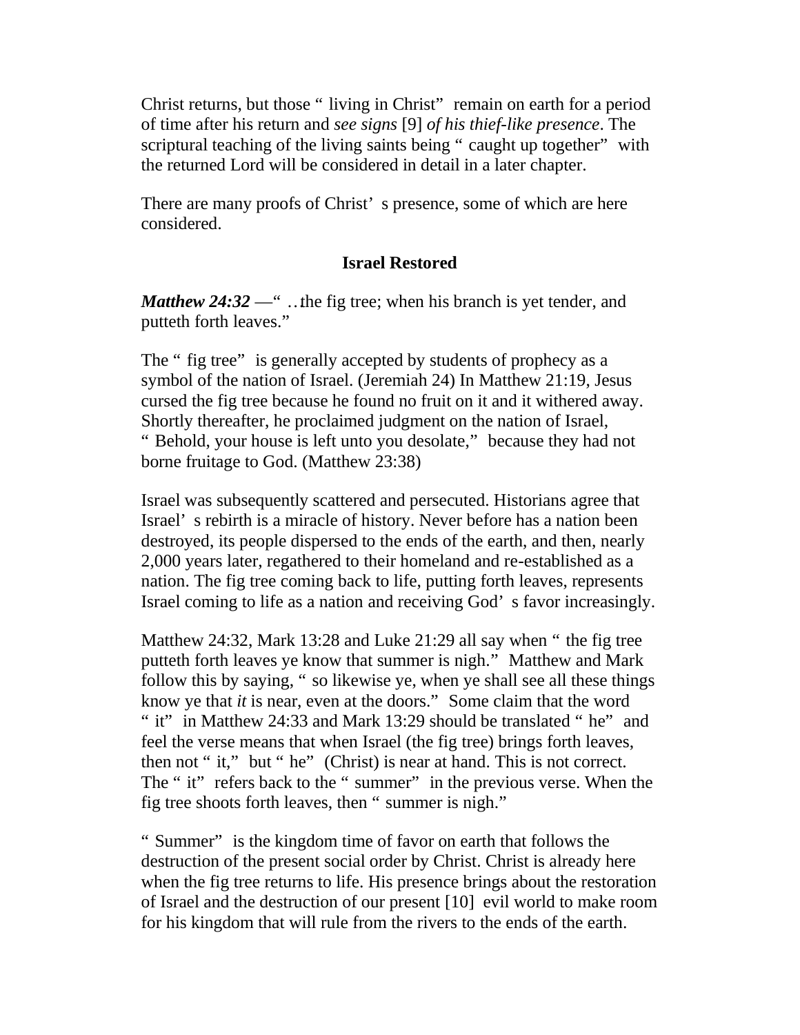Christ returns, but those "living in Christ" remain on earth for a period of time after his return and *see signs* [9] *of his thief-like presence*. The scriptural teaching of the living saints being "caught up together" with the returned Lord will be considered in detail in a later chapter.

There are many proofs of Christ's presence, some of which are here considered.

### Israel Restored

***Matthew 24:32*** —"…the fig tree; when his branch is yet tender, and putteth forth leaves."

The "fig tree" is generally accepted by students of prophecy as a symbol of the nation of Israel. (Jeremiah 24) In Matthew 21:19, Jesus cursed the fig tree because he found no fruit on it and it withered away. Shortly thereafter, he proclaimed judgment on the nation of Israel, "Behold, your house is left unto you desolate," because they had not borne fruitage to God. (Matthew 23:38)

Israel was subsequently scattered and persecuted. Historians agree that Israel's rebirth is a miracle of history. Never before has a nation been destroyed, its people dispersed to the ends of the earth, and then, nearly 2,000 years later, regathered to their homeland and re-established as a nation. The fig tree coming back to life, putting forth leaves, represents Israel coming to life as a nation and receiving God's favor increasingly.

Matthew 24:32, Mark 13:28 and Luke 21:29 all say when "the fig tree putteth forth leaves ye know that summer is nigh." Matthew and Mark follow this by saying, "so likewise ye, when ye shall see all these things know ye that *it* is near, even at the doors." Some claim that the word "it" in Matthew 24:33 and Mark 13:29 should be translated "he" and feel the verse means that when Israel (the fig tree) brings forth leaves, then not "it," but "he" (Christ) is near at hand. This is not correct. The "it" refers back to the "summer" in the previous verse. When the fig tree shoots forth leaves, then "summer is nigh."

"Summer" is the kingdom time of favor on earth that follows the destruction of the present social order by Christ. Christ is already here when the fig tree returns to life. His presence brings about the restoration of Israel and the destruction of our present [10] evil world to make room for his kingdom that will rule from the rivers to the ends of the earth.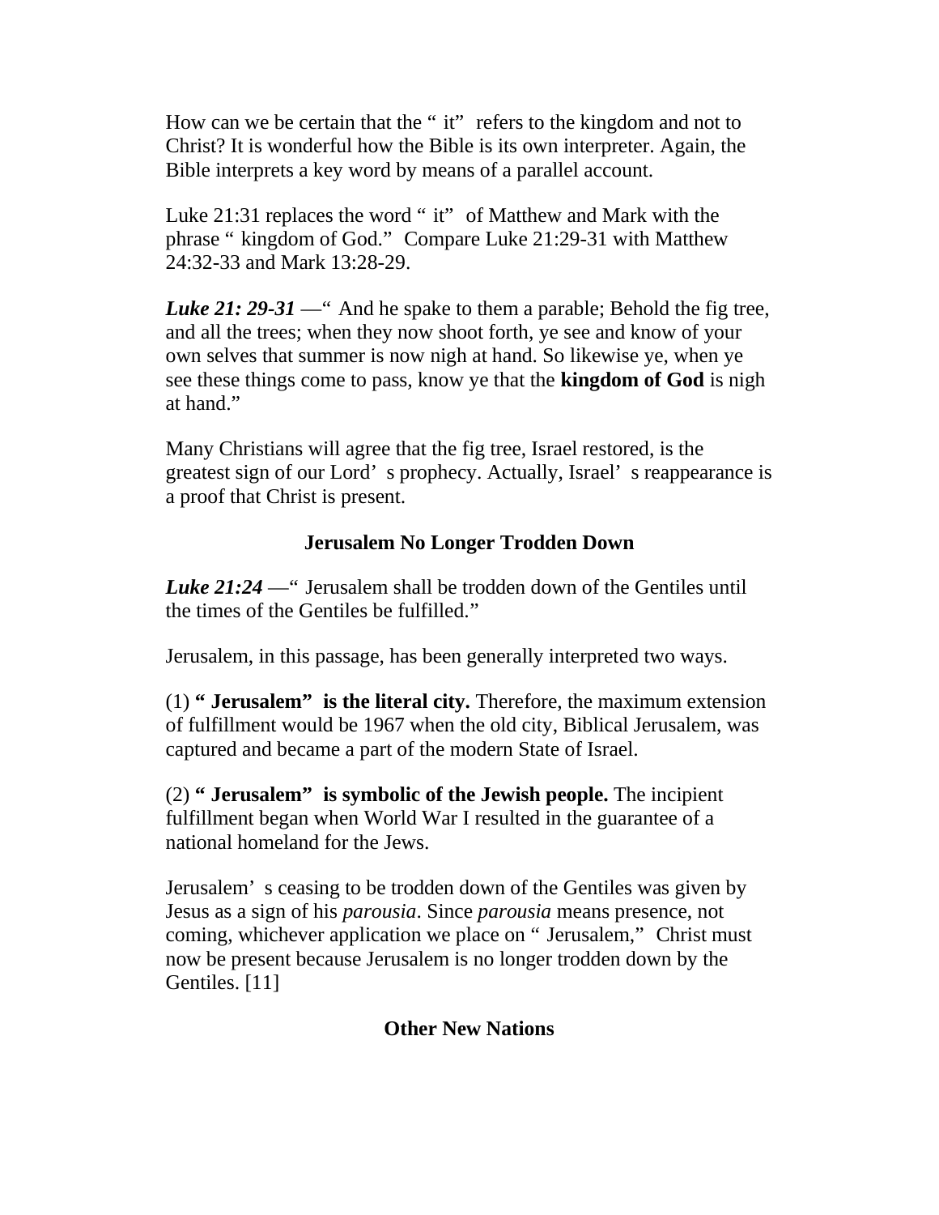How can we be certain that the "it" refers to the kingdom and not to Christ? It is wonderful how the Bible is its own interpreter. Again, the Bible interprets a key word by means of a parallel account.

Luke 21:31 replaces the word "it" of Matthew and Mark with the phrase "kingdom of God." Compare Luke 21:29-31 with Matthew 24:32-33 and Mark 13:28-29.

***Luke 21: 29-31*** —"And he spake to them a parable; Behold the fig tree, and all the trees; when they now shoot forth, ye see and know of your own selves that summer is now nigh at hand. So likewise ye, when ye see these things come to pass, know ye that the **kingdom of God** is nigh at hand."

Many Christians will agree that the fig tree, Israel restored, is the greatest sign of our Lord's prophecy. Actually, Israel's reappearance is a proof that Christ is present.

## Jerusalem No Longer Trodden Down

***Luke 21:24*** —"Jerusalem shall be trodden down of the Gentiles until the times of the Gentiles be fulfilled."

Jerusalem, in this passage, has been generally interpreted two ways.

(1) **"Jerusalem" is the literal city.** Therefore, the maximum extension of fulfillment would be 1967 when the old city, Biblical Jerusalem, was captured and became a part of the modern State of Israel.

(2) **"Jerusalem" is symbolic of the Jewish people.** The incipient fulfillment began when World War I resulted in the guarantee of a national homeland for the Jews.

Jerusalem's ceasing to be trodden down of the Gentiles was given by Jesus as a sign of his *parousia*. Since *parousia* means presence, not coming, whichever application we place on "Jerusalem," Christ must now be present because Jerusalem is no longer trodden down by the Gentiles. [11]

## Other New Nations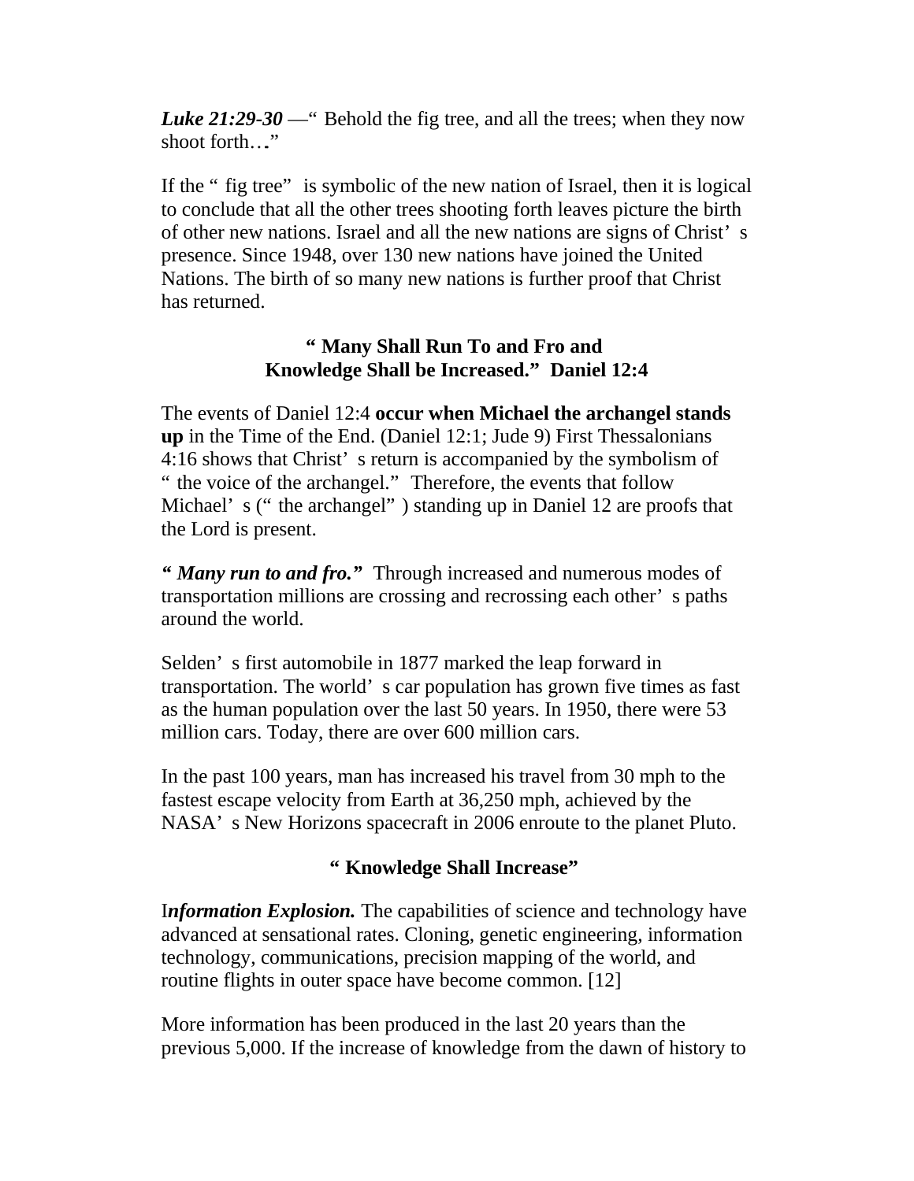***Luke 21:29-30*** —" Behold the fig tree, and all the trees; when they now shoot forth…"

If the " fig tree" is symbolic of the new nation of Israel, then it is logical to conclude that all the other trees shooting forth leaves picture the birth of other new nations. Israel and all the new nations are signs of Christ's presence. Since 1948, over 130 new nations have joined the United Nations. The birth of so many new nations is further proof that Christ has returned.

## " Many Shall Run To and Fro and Knowledge Shall be Increased." Daniel 12:4

The events of Daniel 12:4 **occur when Michael the archangel stands up** in the Time of the End. (Daniel 12:1; Jude 9) First Thessalonians 4:16 shows that Christ's return is accompanied by the symbolism of " the voice of the archangel." Therefore, the events that follow Michael's (" the archangel" ) standing up in Daniel 12 are proofs that the Lord is present.

***" Many run to and fro."*** Through increased and numerous modes of transportation millions are crossing and recrossing each other's paths around the world.

Selden's first automobile in 1877 marked the leap forward in transportation. The world's car population has grown five times as fast as the human population over the last 50 years. In 1950, there were 53 million cars. Today, there are over 600 million cars.

In the past 100 years, man has increased his travel from 30 mph to the fastest escape velocity from Earth at 36,250 mph, achieved by the NASA's New Horizons spacecraft in 2006 enroute to the planet Pluto.

## " Knowledge Shall Increase"

I***nformation Explosion.*** The capabilities of science and technology have advanced at sensational rates. Cloning, genetic engineering, information technology, communications, precision mapping of the world, and routine flights in outer space have become common. [12]

More information has been produced in the last 20 years than the previous 5,000. If the increase of knowledge from the dawn of history to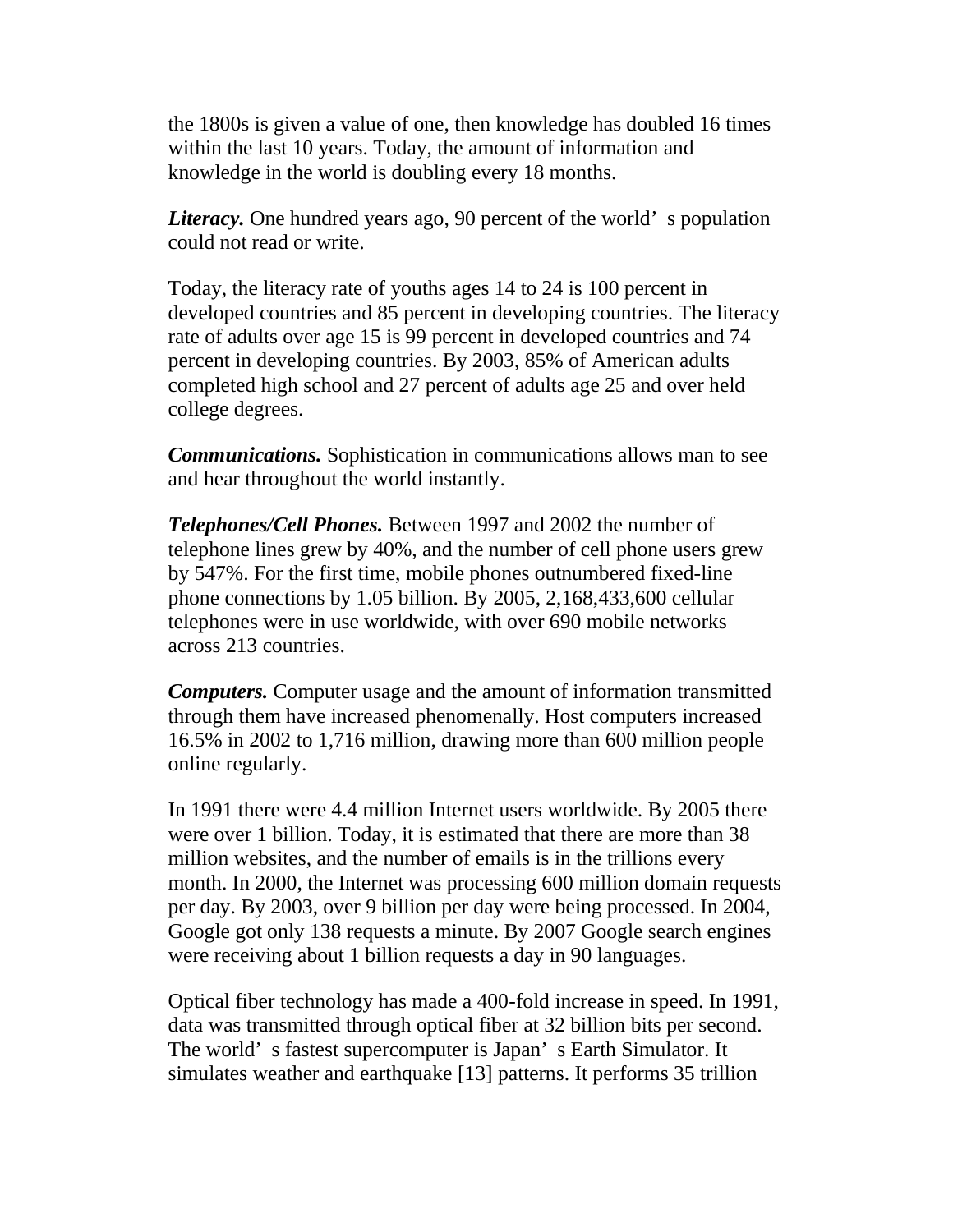the 1800s is given a value of one, then knowledge has doubled 16 times within the last 10 years. Today, the amount of information and knowledge in the world is doubling every 18 months.

***Literacy.*** One hundred years ago, 90 percent of the world' s population could not read or write.

Today, the literacy rate of youths ages 14 to 24 is 100 percent in developed countries and 85 percent in developing countries. The literacy rate of adults over age 15 is 99 percent in developed countries and 74 percent in developing countries. By 2003, 85% of American adults completed high school and 27 percent of adults age 25 and over held college degrees.

***Communications.*** Sophistication in communications allows man to see and hear throughout the world instantly.

***Telephones/Cell Phones.*** Between 1997 and 2002 the number of telephone lines grew by 40%, and the number of cell phone users grew by 547%. For the first time, mobile phones outnumbered fixed-line phone connections by 1.05 billion. By 2005, 2,168,433,600 cellular telephones were in use worldwide, with over 690 mobile networks across 213 countries.

***Computers.*** Computer usage and the amount of information transmitted through them have increased phenomenally. Host computers increased 16.5% in 2002 to 1,716 million, drawing more than 600 million people online regularly.

In 1991 there were 4.4 million Internet users worldwide. By 2005 there were over 1 billion. Today, it is estimated that there are more than 38 million websites, and the number of emails is in the trillions every month. In 2000, the Internet was processing 600 million domain requests per day. By 2003, over 9 billion per day were being processed. In 2004, Google got only 138 requests a minute. By 2007 Google search engines were receiving about 1 billion requests a day in 90 languages.

Optical fiber technology has made a 400-fold increase in speed. In 1991, data was transmitted through optical fiber at 32 billion bits per second. The world' s fastest supercomputer is Japan' s Earth Simulator. It simulates weather and earthquake [13] patterns. It performs 35 trillion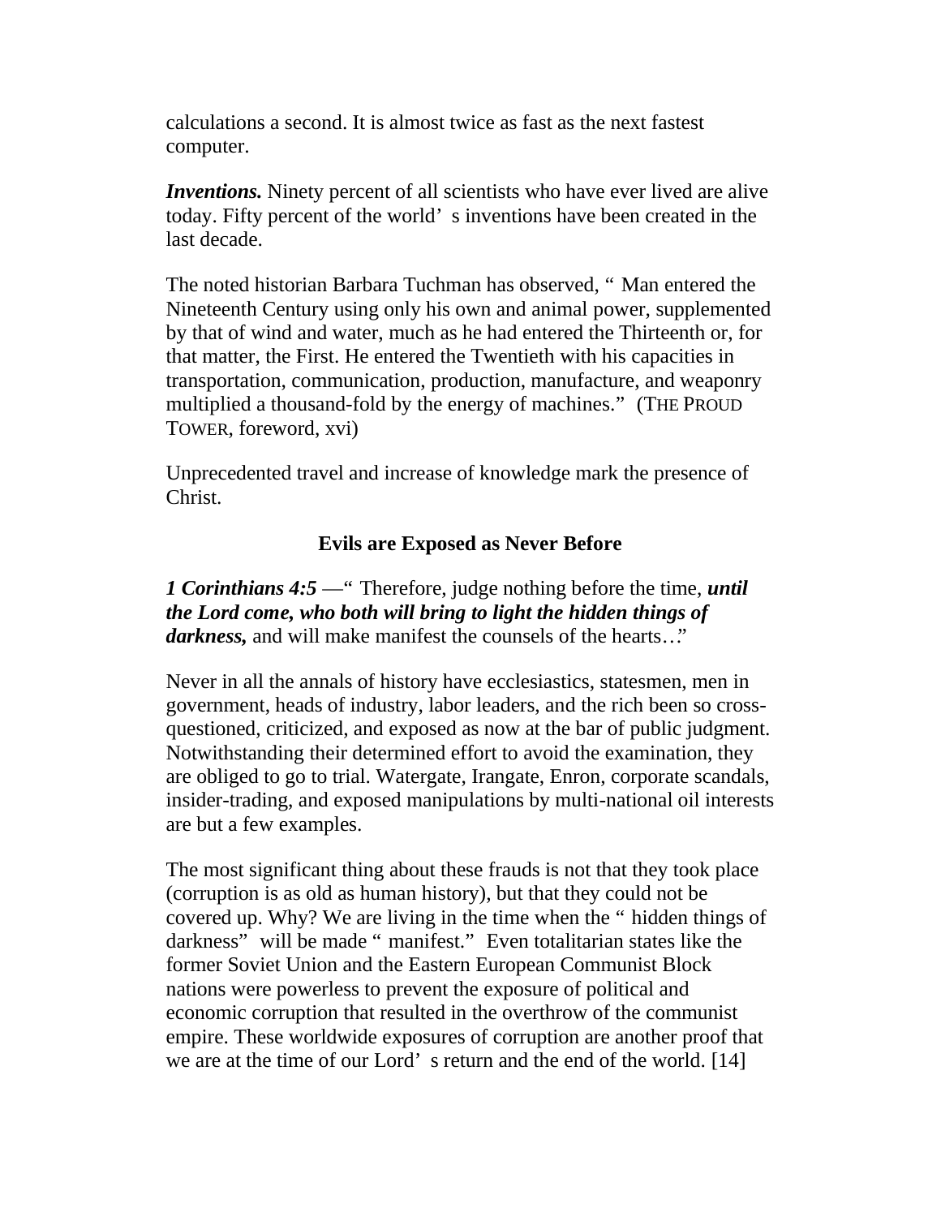calculations a second. It is almost twice as fast as the next fastest computer.

***Inventions.*** Ninety percent of all scientists who have ever lived are alive today. Fifty percent of the world's inventions have been created in the last decade.

The noted historian Barbara Tuchman has observed, "Man entered the Nineteenth Century using only his own and animal power, supplemented by that of wind and water, much as he had entered the Thirteenth or, for that matter, the First. He entered the Twentieth with his capacities in transportation, communication, production, manufacture, and weaponry multiplied a thousand-fold by the energy of machines." (THE PROUD TOWER, foreword, xvi)

Unprecedented travel and increase of knowledge mark the presence of Christ.

### Evils are Exposed as Never Before

***1 Corinthians 4:5*** —"Therefore, judge nothing before the time, ***until the Lord come, who both will bring to light the hidden things of darkness,*** and will make manifest the counsels of the hearts…"

Never in all the annals of history have ecclesiastics, statesmen, men in government, heads of industry, labor leaders, and the rich been so cross-questioned, criticized, and exposed as now at the bar of public judgment. Notwithstanding their determined effort to avoid the examination, they are obliged to go to trial. Watergate, Irangate, Enron, corporate scandals, insider-trading, and exposed manipulations by multi-national oil interests are but a few examples.

The most significant thing about these frauds is not that they took place (corruption is as old as human history), but that they could not be covered up. Why? We are living in the time when the "hidden things of darkness" will be made "manifest." Even totalitarian states like the former Soviet Union and the Eastern European Communist Block nations were powerless to prevent the exposure of political and economic corruption that resulted in the overthrow of the communist empire. These worldwide exposures of corruption are another proof that we are at the time of our Lord's return and the end of the world. [14]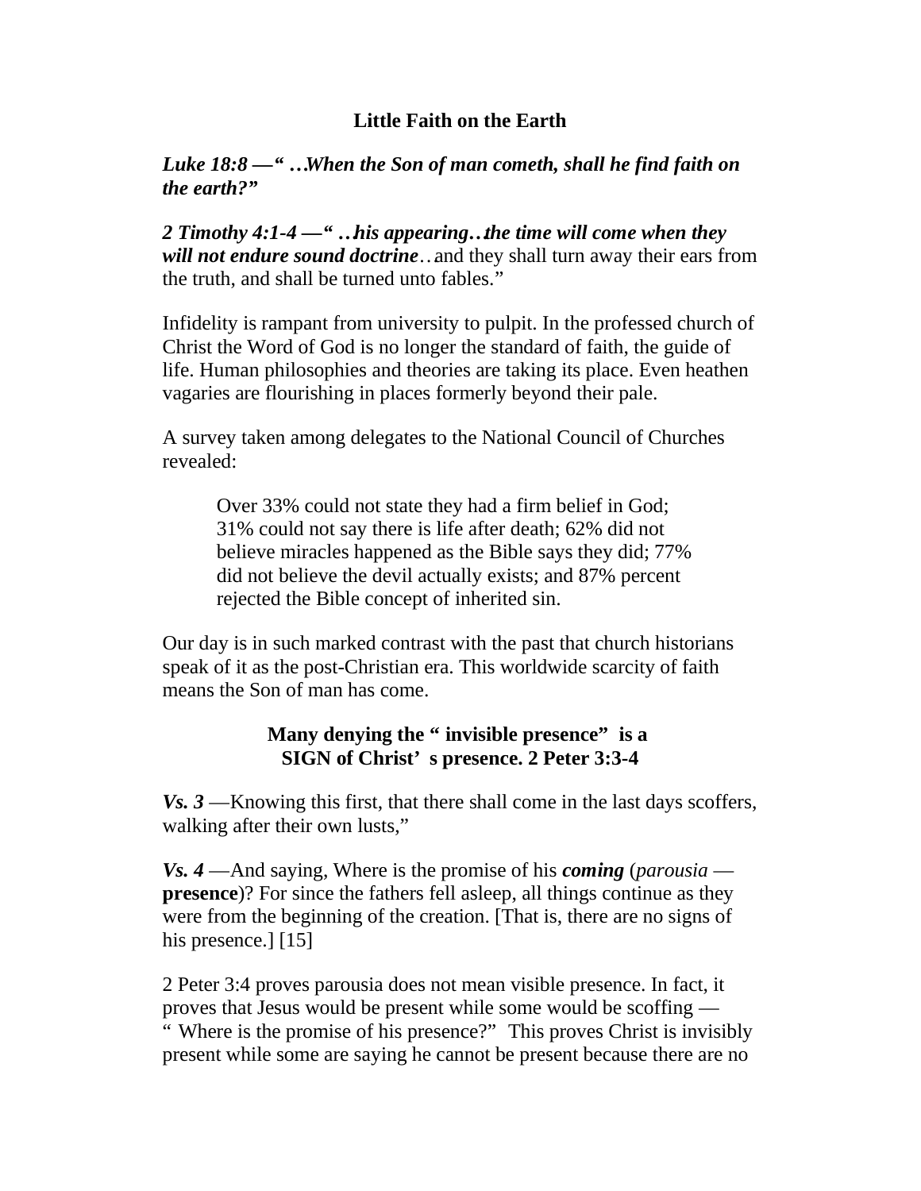## Little Faith on the Earth

***Luke 18:8 — " …When the Son of man cometh, shall he find faith on the earth?"***

***2 Timothy 4:1-4 — " …his appearing…the time will come when they will not endure sound doctrine****…*and they shall turn away their ears from the truth, and shall be turned unto fables."

Infidelity is rampant from university to pulpit. In the professed church of Christ the Word of God is no longer the standard of faith, the guide of life. Human philosophies and theories are taking its place. Even heathen vagaries are flourishing in places formerly beyond their pale.

A survey taken among delegates to the National Council of Churches revealed:

> Over 33% could not state they had a firm belief in God; 31% could not say there is life after death; 62% did not believe miracles happened as the Bible says they did; 77% did not believe the devil actually exists; and 87% percent rejected the Bible concept of inherited sin.

Our day is in such marked contrast with the past that church historians speak of it as the post-Christian era. This worldwide scarcity of faith means the Son of man has come.

### Many denying the " invisible presence" is a SIGN of Christ's presence. 2 Peter 3:3-4

***Vs. 3*** —Knowing this first, that there shall come in the last days scoffers, walking after their own lusts,"

***Vs. 4*** —And saying, Where is the promise of his ***coming*** (*parousia* — **presence**)? For since the fathers fell asleep, all things continue as they were from the beginning of the creation. [That is, there are no signs of his presence.] [15]

2 Peter 3:4 proves parousia does not mean visible presence. In fact, it proves that Jesus would be present while some would be scoffing — " Where is the promise of his presence?" This proves Christ is invisibly present while some are saying he cannot be present because there are no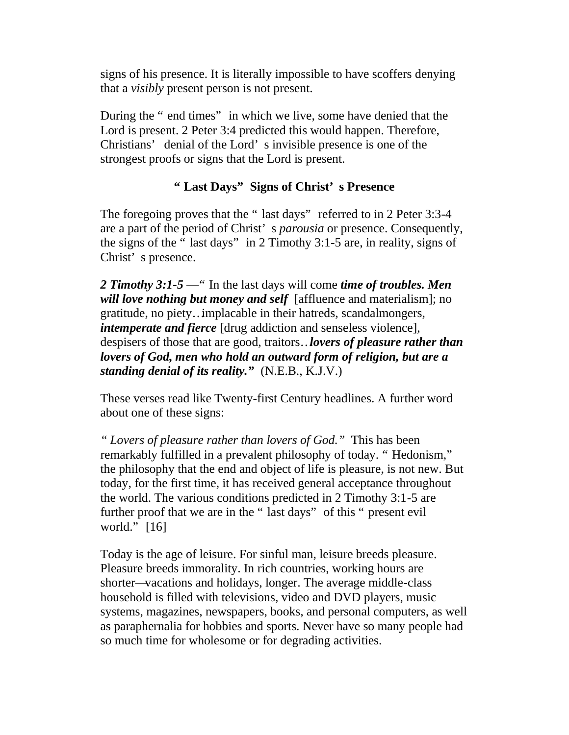signs of his presence. It is literally impossible to have scoffers denying that a *visibly* present person is not present.

During the "end times" in which we live, some have denied that the Lord is present. 2 Peter 3:4 predicted this would happen. Therefore, Christians' denial of the Lord's invisible presence is one of the strongest proofs or signs that the Lord is present.

## "Last Days" Signs of Christ's Presence

The foregoing proves that the "last days" referred to in 2 Peter 3:3-4 are a part of the period of Christ's *parousia* or presence. Consequently, the signs of the "last days" in 2 Timothy 3:1-5 are, in reality, signs of Christ's presence.

***2 Timothy 3:1-5*** —"In the last days will come ***time of troubles. Men will love nothing but money and self*** [affluence and materialism]; no gratitude, no piety…implacable in their hatreds, scandalmongers, ***intemperate and fierce*** [drug addiction and senseless violence], despisers of those that are good, traitors…***lovers of pleasure rather than lovers of God, men who hold an outward form of religion, but are a standing denial of its reality."*** (N.E.B., K.J.V.)

These verses read like Twenty-first Century headlines. A further word about one of these signs:

*"Lovers of pleasure rather than lovers of God."* This has been remarkably fulfilled in a prevalent philosophy of today. "Hedonism," the philosophy that the end and object of life is pleasure, is not new. But today, for the first time, it has received general acceptance throughout the world. The various conditions predicted in 2 Timothy 3:1-5 are further proof that we are in the "last days" of this "present evil world." [16]

Today is the age of leisure. For sinful man, leisure breeds pleasure. Pleasure breeds immorality. In rich countries, working hours are shorter—vacations and holidays, longer. The average middle-class household is filled with televisions, video and DVD players, music systems, magazines, newspapers, books, and personal computers, as well as paraphernalia for hobbies and sports. Never have so many people had so much time for wholesome or for degrading activities.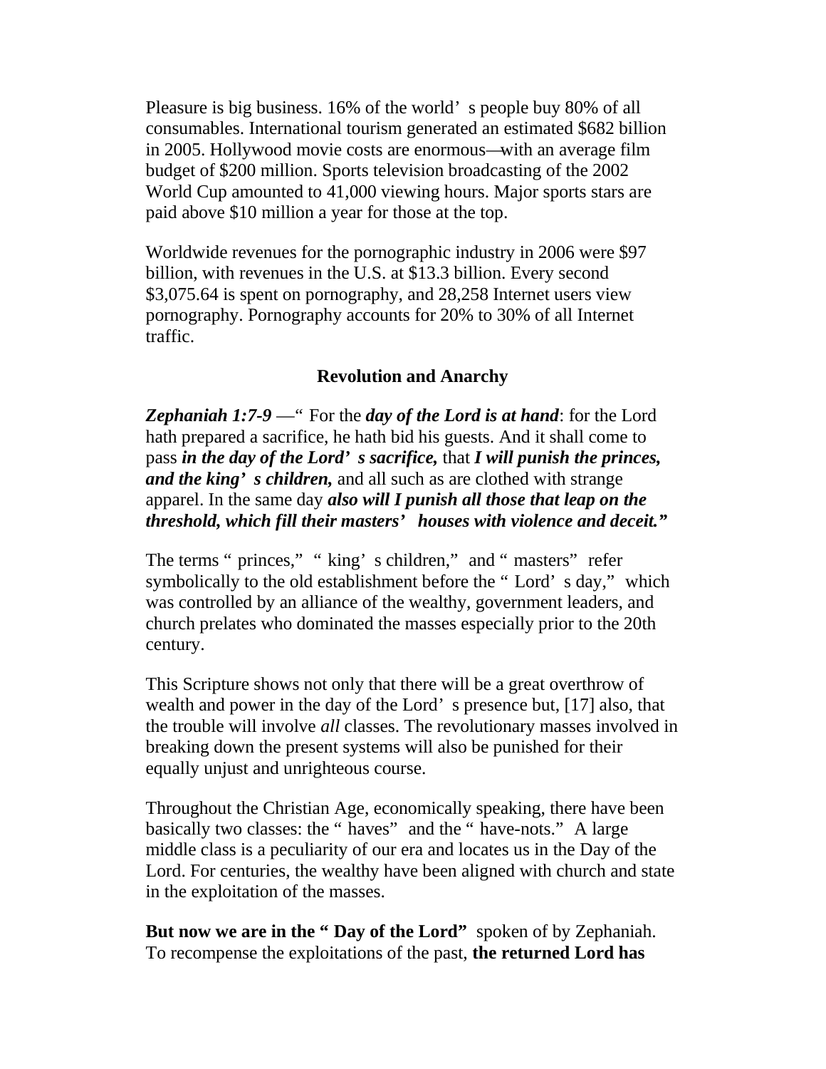Pleasure is big business. 16% of the world's people buy 80% of all consumables. International tourism generated an estimated $682 billion in 2005. Hollywood movie costs are enormous—with an average film budget of $200 million. Sports television broadcasting of the 2002 World Cup amounted to 41,000 viewing hours. Major sports stars are paid above $10 million a year for those at the top.

Worldwide revenues for the pornographic industry in 2006 were $97 billion, with revenues in the U.S. at $13.3 billion. Every second $3,075.64 is spent on pornography, and 28,258 Internet users view pornography. Pornography accounts for 20% to 30% of all Internet traffic.

### Revolution and Anarchy

***Zephaniah 1:7-9*** —"For the ***day of the Lord is at hand***: for the Lord hath prepared a sacrifice, he hath bid his guests. And it shall come to pass ***in the day of the Lord's sacrifice,*** that ***I will punish the princes, and the king's children,*** and all such as are clothed with strange apparel. In the same day ***also will I punish all those that leap on the threshold, which fill their masters' houses with violence and deceit."***

The terms "princes," "king's children," and "masters" refer symbolically to the old establishment before the "Lord's day," which was controlled by an alliance of the wealthy, government leaders, and church prelates who dominated the masses especially prior to the 20th century.

This Scripture shows not only that there will be a great overthrow of wealth and power in the day of the Lord's presence but, [17] also, that the trouble will involve *all* classes. The revolutionary masses involved in breaking down the present systems will also be punished for their equally unjust and unrighteous course.

Throughout the Christian Age, economically speaking, there have been basically two classes: the "haves" and the "have-nots." A large middle class is a peculiarity of our era and locates us in the Day of the Lord. For centuries, the wealthy have been aligned with church and state in the exploitation of the masses.

**But now we are in the "Day of the Lord"** spoken of by Zephaniah. To recompense the exploitations of the past, **the returned Lord has**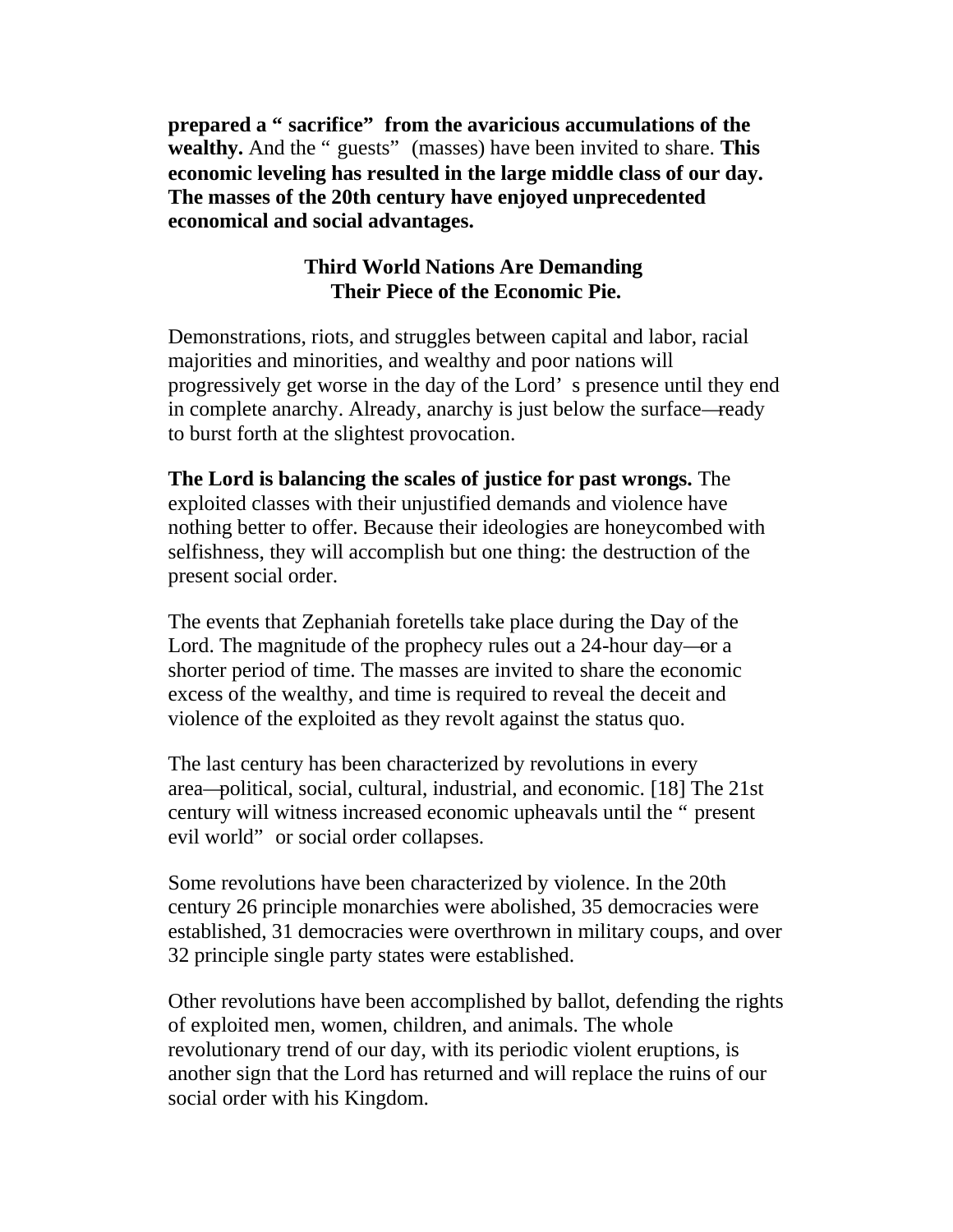**prepared a "sacrifice" from the avaricious accumulations of the wealthy.** And the "guests" (masses) have been invited to share. **This economic leveling has resulted in the large middle class of our day. The masses of the 20th century have enjoyed unprecedented economical and social advantages.**

### Third World Nations Are Demanding Their Piece of the Economic Pie.

Demonstrations, riots, and struggles between capital and labor, racial majorities and minorities, and wealthy and poor nations will progressively get worse in the day of the Lord's presence until they end in complete anarchy. Already, anarchy is just below the surface—ready to burst forth at the slightest provocation.

**The Lord is balancing the scales of justice for past wrongs.** The exploited classes with their unjustified demands and violence have nothing better to offer. Because their ideologies are honeycombed with selfishness, they will accomplish but one thing: the destruction of the present social order.

The events that Zephaniah foretells take place during the Day of the Lord. The magnitude of the prophecy rules out a 24-hour day—or a shorter period of time. The masses are invited to share the economic excess of the wealthy, and time is required to reveal the deceit and violence of the exploited as they revolt against the status quo.

The last century has been characterized by revolutions in every area—political, social, cultural, industrial, and economic. [18] The 21st century will witness increased economic upheavals until the "present evil world" or social order collapses.

Some revolutions have been characterized by violence. In the 20th century 26 principle monarchies were abolished, 35 democracies were established, 31 democracies were overthrown in military coups, and over 32 principle single party states were established.

Other revolutions have been accomplished by ballot, defending the rights of exploited men, women, children, and animals. The whole revolutionary trend of our day, with its periodic violent eruptions, is another sign that the Lord has returned and will replace the ruins of our social order with his Kingdom.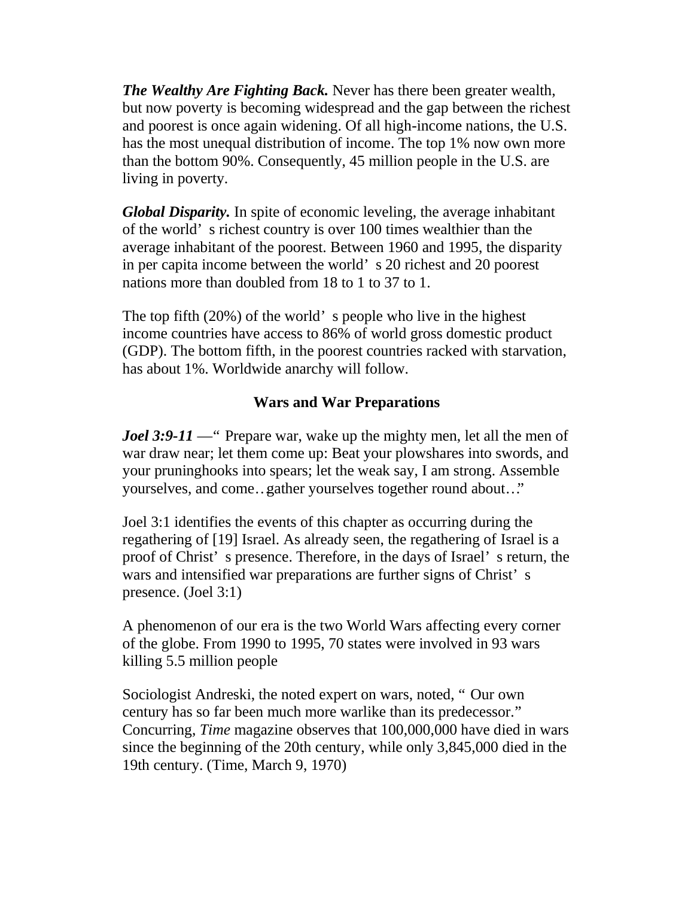***The Wealthy Are Fighting Back.*** Never has there been greater wealth, but now poverty is becoming widespread and the gap between the richest and poorest is once again widening. Of all high-income nations, the U.S. has the most unequal distribution of income. The top 1% now own more than the bottom 90%. Consequently, 45 million people in the U.S. are living in poverty.

***Global Disparity.*** In spite of economic leveling, the average inhabitant of the world's richest country is over 100 times wealthier than the average inhabitant of the poorest. Between 1960 and 1995, the disparity in per capita income between the world's 20 richest and 20 poorest nations more than doubled from 18 to 1 to 37 to 1.

The top fifth (20%) of the world's people who live in the highest income countries have access to 86% of world gross domestic product (GDP). The bottom fifth, in the poorest countries racked with starvation, has about 1%. Worldwide anarchy will follow.

## Wars and War Preparations

***Joel 3:9-11*** —"Prepare war, wake up the mighty men, let all the men of war draw near; let them come up: Beat your plowshares into swords, and your pruninghooks into spears; let the weak say, I am strong. Assemble yourselves, and come…gather yourselves together round about…"

Joel 3:1 identifies the events of this chapter as occurring during the regathering of [19] Israel. As already seen, the regathering of Israel is a proof of Christ's presence. Therefore, in the days of Israel's return, the wars and intensified war preparations are further signs of Christ's presence. (Joel 3:1)

A phenomenon of our era is the two World Wars affecting every corner of the globe. From 1990 to 1995, 70 states were involved in 93 wars killing 5.5 million people

Sociologist Andreski, the noted expert on wars, noted, "Our own century has so far been much more warlike than its predecessor." Concurring, *Time* magazine observes that 100,000,000 have died in wars since the beginning of the 20th century, while only 3,845,000 died in the 19th century. (Time, March 9, 1970)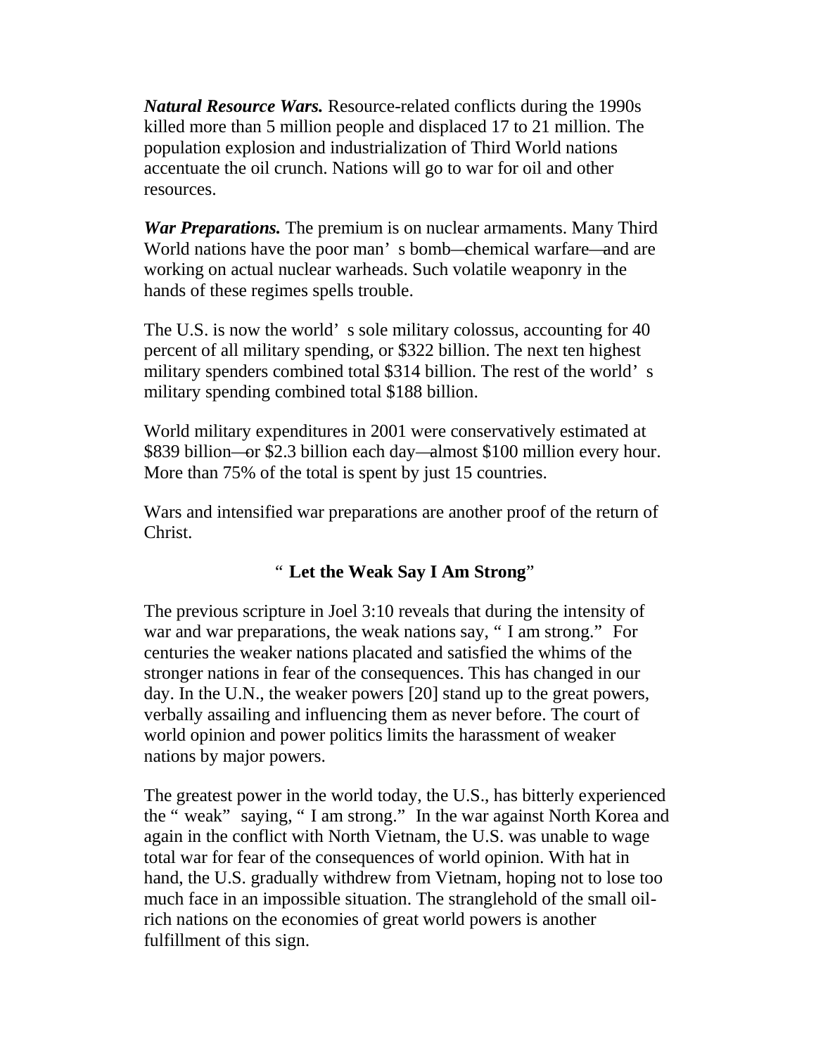***Natural Resource Wars.*** Resource-related conflicts during the 1990s killed more than 5 million people and displaced 17 to 21 million. The population explosion and industrialization of Third World nations accentuate the oil crunch. Nations will go to war for oil and other resources.

***War Preparations.*** The premium is on nuclear armaments. Many Third World nations have the poor man's bomb—chemical warfare—and are working on actual nuclear warheads. Such volatile weaponry in the hands of these regimes spells trouble.

The U.S. is now the world's sole military colossus, accounting for 40 percent of all military spending, or $322 billion. The next ten highest military spenders combined total $314 billion. The rest of the world's military spending combined total $188 billion.

World military expenditures in 2001 were conservatively estimated at $839 billion—or $2.3 billion each day—almost $100 million every hour. More than 75% of the total is spent by just 15 countries.

Wars and intensified war preparations are another proof of the return of Christ.

## "**Let the Weak Say I Am Strong**"

The previous scripture in Joel 3:10 reveals that during the intensity of war and war preparations, the weak nations say, "I am strong." For centuries the weaker nations placated and satisfied the whims of the stronger nations in fear of the consequences. This has changed in our day. In the U.N., the weaker powers [20] stand up to the great powers, verbally assailing and influencing them as never before. The court of world opinion and power politics limits the harassment of weaker nations by major powers.

The greatest power in the world today, the U.S., has bitterly experienced the "weak" saying, "I am strong." In the war against North Korea and again in the conflict with North Vietnam, the U.S. was unable to wage total war for fear of the consequences of world opinion. With hat in hand, the U.S. gradually withdrew from Vietnam, hoping not to lose too much face in an impossible situation. The stranglehold of the small oil-rich nations on the economies of great world powers is another fulfillment of this sign.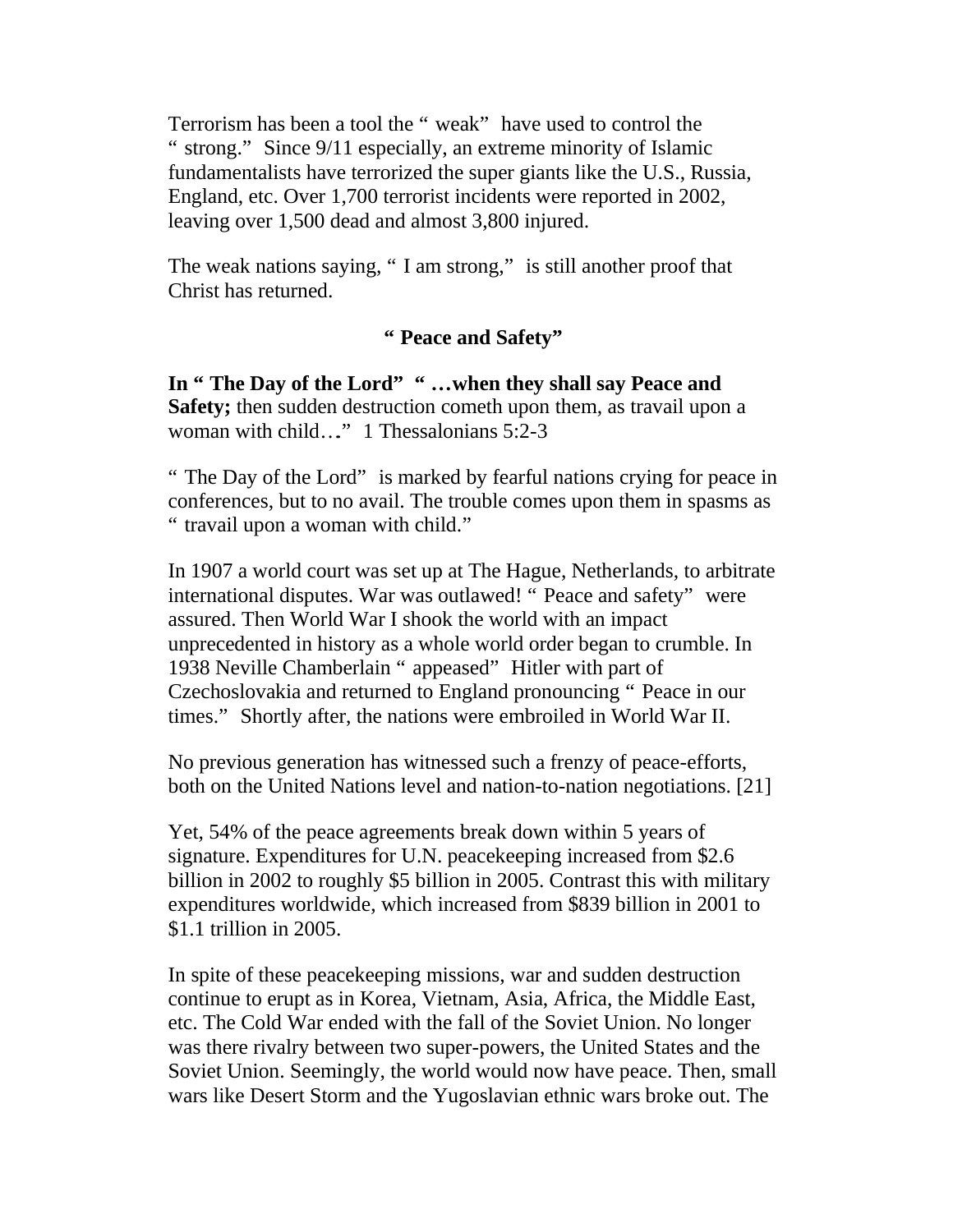Terrorism has been a tool the "weak" have used to control the "strong." Since 9/11 especially, an extreme minority of Islamic fundamentalists have terrorized the super giants like the U.S., Russia, England, etc. Over 1,700 terrorist incidents were reported in 2002, leaving over 1,500 dead and almost 3,800 injured.

The weak nations saying, "I am strong," is still another proof that Christ has returned.

### "Peace and Safety"

**In "The Day of the Lord" "…when they shall say Peace and Safety;** then sudden destruction cometh upon them, as travail upon a woman with child…" 1 Thessalonians 5:2-3

"The Day of the Lord" is marked by fearful nations crying for peace in conferences, but to no avail. The trouble comes upon them in spasms as "travail upon a woman with child."

In 1907 a world court was set up at The Hague, Netherlands, to arbitrate international disputes. War was outlawed! "Peace and safety" were assured. Then World War I shook the world with an impact unprecedented in history as a whole world order began to crumble. In 1938 Neville Chamberlain "appeased" Hitler with part of Czechoslovakia and returned to England pronouncing "Peace in our times." Shortly after, the nations were embroiled in World War II.

No previous generation has witnessed such a frenzy of peace-efforts, both on the United Nations level and nation-to-nation negotiations. [21]

Yet, 54% of the peace agreements break down within 5 years of signature. Expenditures for U.N. peacekeeping increased from $2.6 billion in 2002 to roughly $5 billion in 2005. Contrast this with military expenditures worldwide, which increased from $839 billion in 2001 to $1.1 trillion in 2005.

In spite of these peacekeeping missions, war and sudden destruction continue to erupt as in Korea, Vietnam, Asia, Africa, the Middle East, etc. The Cold War ended with the fall of the Soviet Union. No longer was there rivalry between two super-powers, the United States and the Soviet Union. Seemingly, the world would now have peace. Then, small wars like Desert Storm and the Yugoslavian ethnic wars broke out. The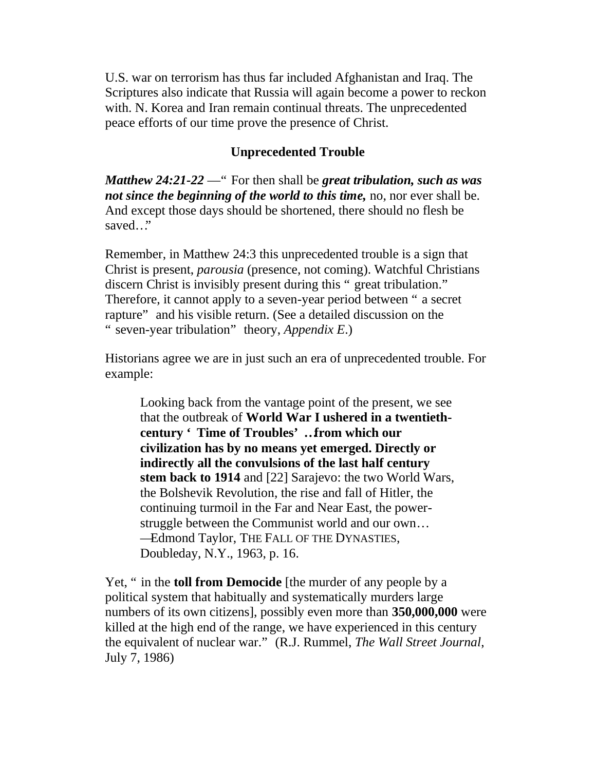U.S. war on terrorism has thus far included Afghanistan and Iraq. The Scriptures also indicate that Russia will again become a power to reckon with. N. Korea and Iran remain continual threats. The unprecedented peace efforts of our time prove the presence of Christ.

### Unprecedented Trouble

***Matthew 24:21-22*** —" For then shall be ***great tribulation, such as was not since the beginning of the world to this time,*** no, nor ever shall be. And except those days should be shortened, there should no flesh be saved…"

Remember, in Matthew 24:3 this unprecedented trouble is a sign that Christ is present, *parousia* (presence, not coming). Watchful Christians discern Christ is invisibly present during this " great tribulation." Therefore, it cannot apply to a seven-year period between " a secret rapture" and his visible return. (See a detailed discussion on the " seven-year tribulation" theory, *Appendix E*.)

Historians agree we are in just such an era of unprecedented trouble. For example:

> Looking back from the vantage point of the present, we see that the outbreak of **World War I ushered in a twentieth-century ' Time of Troubles' …from which our civilization has by no means yet emerged. Directly or indirectly all the convulsions of the last half century stem back to 1914** and [22] Sarajevo: the two World Wars, the Bolshevik Revolution, the rise and fall of Hitler, the continuing turmoil in the Far and Near East, the power-struggle between the Communist world and our own…
> —Edmond Taylor, THE FALL OF THE DYNASTIES, Doubleday, N.Y., 1963, p. 16.

Yet, " in the **toll from Democide** [the murder of any people by a political system that habitually and systematically murders large numbers of its own citizens], possibly even more than **350,000,000** were killed at the high end of the range, we have experienced in this century the equivalent of nuclear war." (R.J. Rummel, *The Wall Street Journal*, July 7, 1986)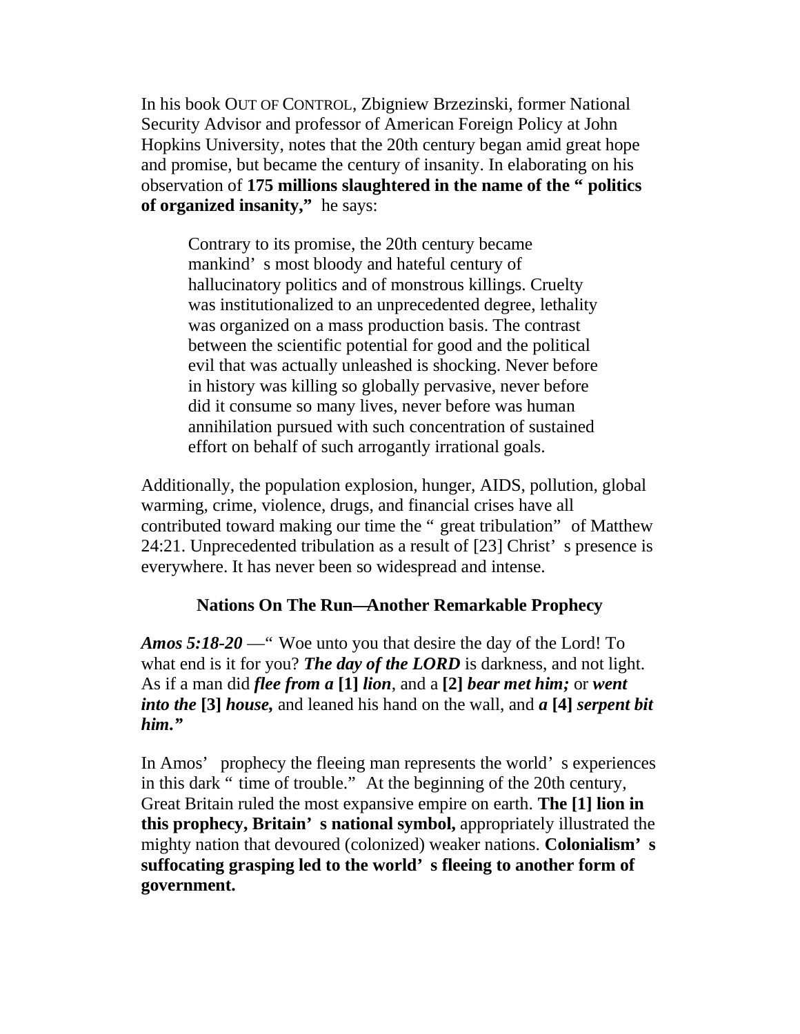In his book OUT OF CONTROL, Zbigniew Brzezinski, former National Security Advisor and professor of American Foreign Policy at John Hopkins University, notes that the 20th century began amid great hope and promise, but became the century of insanity. In elaborating on his observation of **175 millions slaughtered in the name of the " politics of organized insanity,"** he says:

> Contrary to its promise, the 20th century became mankind' s most bloody and hateful century of hallucinatory politics and of monstrous killings. Cruelty was institutionalized to an unprecedented degree, lethality was organized on a mass production basis. The contrast between the scientific potential for good and the political evil that was actually unleashed is shocking. Never before in history was killing so globally pervasive, never before did it consume so many lives, never before was human annihilation pursued with such concentration of sustained effort on behalf of such arrogantly irrational goals.

Additionally, the population explosion, hunger, AIDS, pollution, global warming, crime, violence, drugs, and financial crises have all contributed toward making our time the " great tribulation" of Matthew 24:21. Unprecedented tribulation as a result of [23] Christ' s presence is everywhere. It has never been so widespread and intense.

### Nations On The Run—Another Remarkable Prophecy

***Amos 5:18-20*** —" Woe unto you that desire the day of the Lord! To what end is it for you? ***The day of the LORD*** is darkness, and not light. As if a man did ***flee from a* [1] *lion***, and a **[2]** ***bear met him;*** or ***went into the* [3] *house,*** and leaned his hand on the wall, and ***a* [4] *serpent bit him."***

In Amos' prophecy the fleeing man represents the world' s experiences in this dark " time of trouble." At the beginning of the 20th century, Great Britain ruled the most expansive empire on earth. **The [1] lion in this prophecy, Britain' s national symbol,** appropriately illustrated the mighty nation that devoured (colonized) weaker nations. **Colonialism' s suffocating grasping led to the world' s fleeing to another form of government.**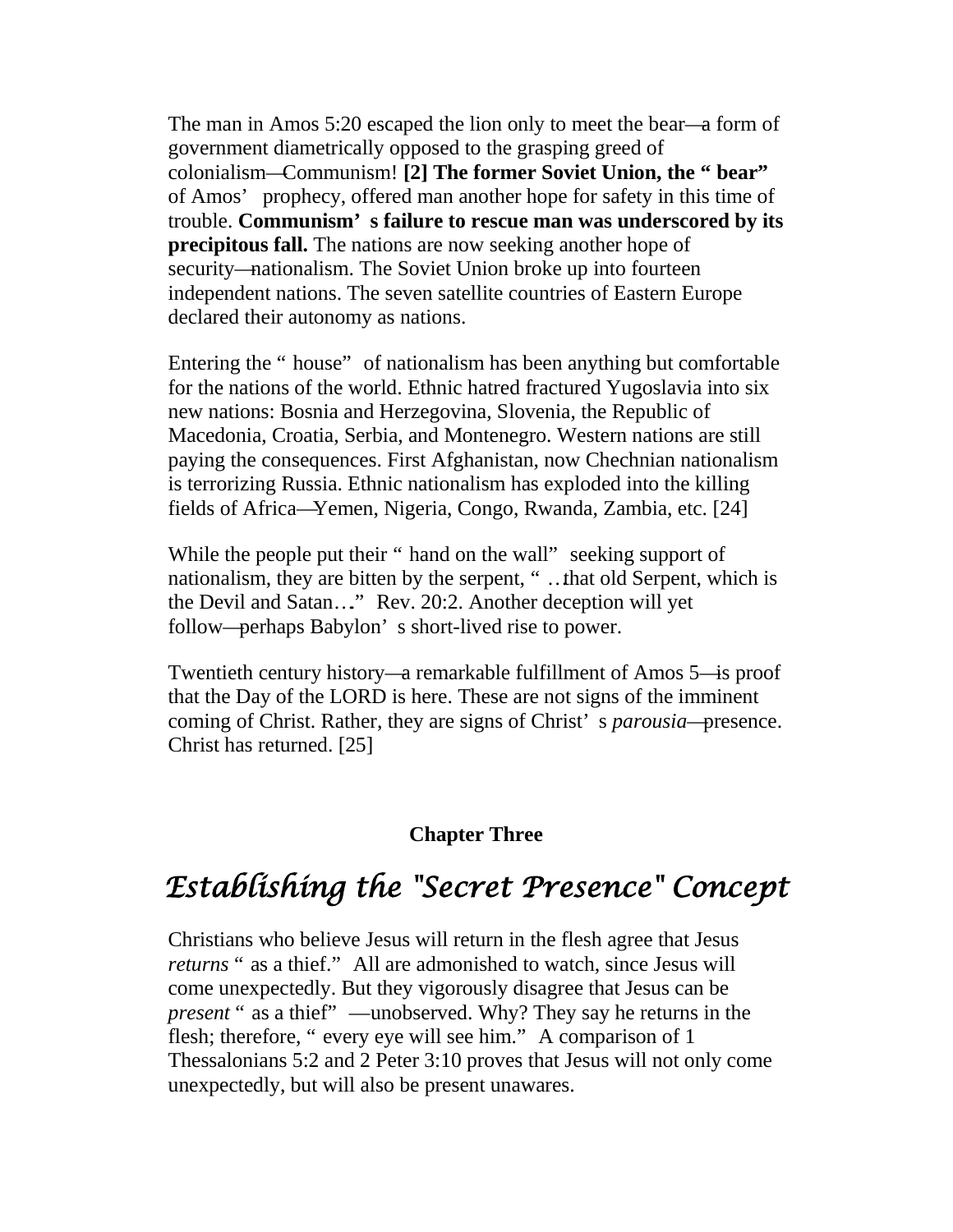The man in Amos 5:20 escaped the lion only to meet the bear—a form of government diametrically opposed to the grasping greed of colonialism—Communism! **[2] The former Soviet Union, the "bear"** of Amos' prophecy, offered man another hope for safety in this time of trouble. **Communism's failure to rescue man was underscored by its precipitous fall.** The nations are now seeking another hope of security—nationalism. The Soviet Union broke up into fourteen independent nations. The seven satellite countries of Eastern Europe declared their autonomy as nations.

Entering the "house" of nationalism has been anything but comfortable for the nations of the world. Ethnic hatred fractured Yugoslavia into six new nations: Bosnia and Herzegovina, Slovenia, the Republic of Macedonia, Croatia, Serbia, and Montenegro. Western nations are still paying the consequences. First Afghanistan, now Chechnian nationalism is terrorizing Russia. Ethnic nationalism has exploded into the killing fields of Africa—Yemen, Nigeria, Congo, Rwanda, Zambia, etc. [24]

While the people put their "hand on the wall" seeking support of nationalism, they are bitten by the serpent, "…that old Serpent, which is the Devil and Satan…" Rev. 20:2. Another deception will yet follow—perhaps Babylon's short-lived rise to power.

Twentieth century history—a remarkable fulfillment of Amos 5—is proof that the Day of the LORD is here. These are not signs of the imminent coming of Christ. Rather, they are signs of Christ's *parousia*—presence. Christ has returned. [25]

**Chapter Three**

# *Establishing the "Secret Presence" Concept*

Christians who believe Jesus will return in the flesh agree that Jesus *returns* "as a thief." All are admonished to watch, since Jesus will come unexpectedly. But they vigorously disagree that Jesus can be *present* "as a thief" —unobserved. Why? They say he returns in the flesh; therefore, "every eye will see him." A comparison of 1 Thessalonians 5:2 and 2 Peter 3:10 proves that Jesus will not only come unexpectedly, but will also be present unawares.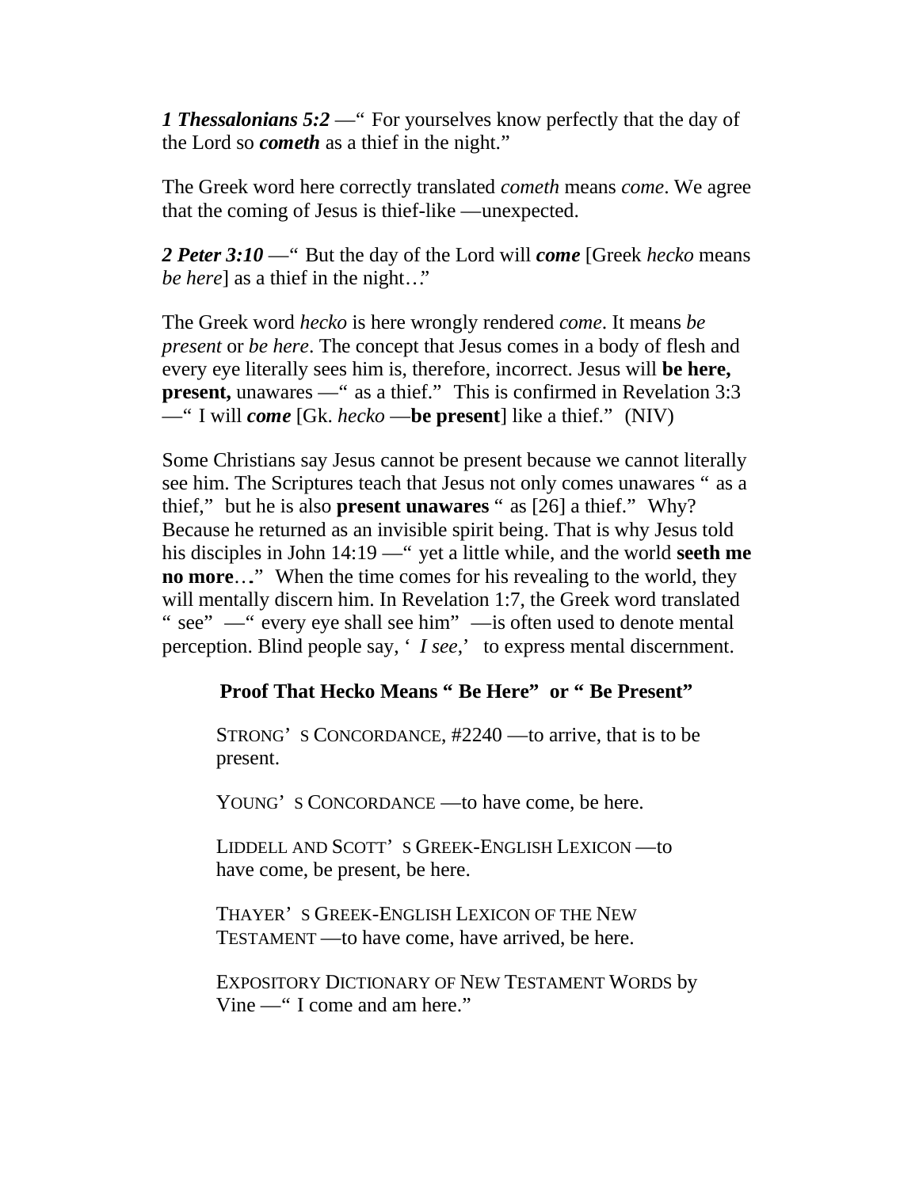***1 Thessalonians 5:2*** —" For yourselves know perfectly that the day of the Lord so ***cometh*** as a thief in the night."

The Greek word here correctly translated *cometh* means *come*. We agree that the coming of Jesus is thief-like —unexpected.

***2 Peter 3:10*** —" But the day of the Lord will ***come*** [Greek *hecko* means *be here*] as a thief in the night…"

The Greek word *hecko* is here wrongly rendered *come*. It means *be present* or *be here*. The concept that Jesus comes in a body of flesh and every eye literally sees him is, therefore, incorrect. Jesus will **be here, present,** unawares —" as a thief." This is confirmed in Revelation 3:3 —" I will ***come*** [Gk. *hecko* —**be present**] like a thief." (NIV)

Some Christians say Jesus cannot be present because we cannot literally see him. The Scriptures teach that Jesus not only comes unawares " as a thief," but he is also **present unawares** " as [26] a thief." Why? Because he returned as an invisible spirit being. That is why Jesus told his disciples in John 14:19 —" yet a little while, and the world **seeth me no more**…" When the time comes for his revealing to the world, they will mentally discern him. In Revelation 1:7, the Greek word translated " see" —" every eye shall see him" —is often used to denote mental perception. Blind people say, ' *I see*,' to express mental discernment.

### Proof That Hecko Means " Be Here" or " Be Present"

> STRONG' S CONCORDANCE, #2240 —to arrive, that is to be present.
>
> YOUNG' S CONCORDANCE —to have come, be here.
>
> LIDDELL AND SCOTT' S GREEK-ENGLISH LEXICON —to have come, be present, be here.
>
> THAYER' S GREEK-ENGLISH LEXICON OF THE NEW TESTAMENT —to have come, have arrived, be here.
>
> EXPOSITORY DICTIONARY OF NEW TESTAMENT WORDS by Vine —" I come and am here."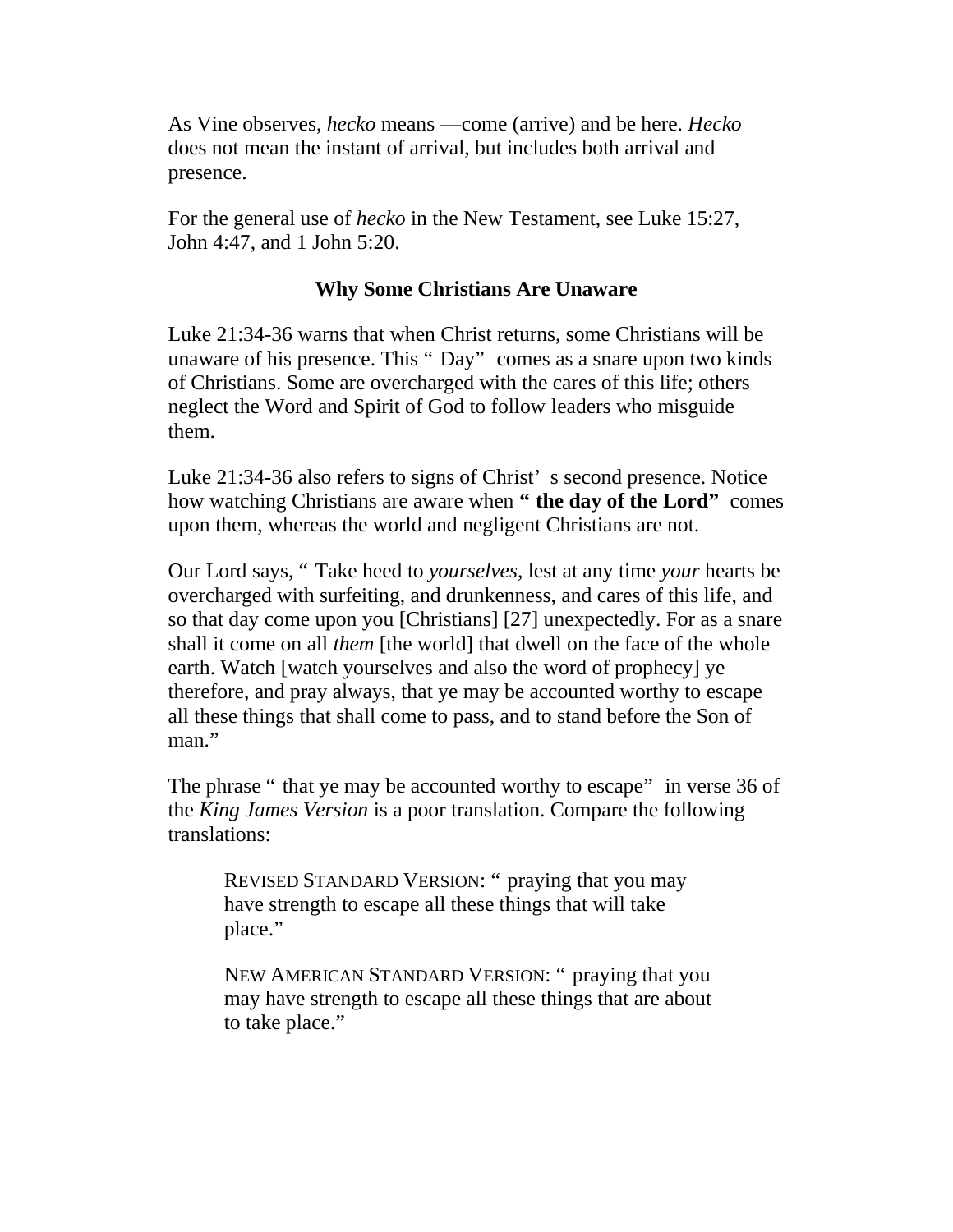As Vine observes, *hecko* means —come (arrive) and be here. *Hecko* does not mean the instant of arrival, but includes both arrival and presence.

For the general use of *hecko* in the New Testament, see Luke 15:27, John 4:47, and 1 John 5:20.

### Why Some Christians Are Unaware

Luke 21:34-36 warns that when Christ returns, some Christians will be unaware of his presence. This " Day" comes as a snare upon two kinds of Christians. Some are overcharged with the cares of this life; others neglect the Word and Spirit of God to follow leaders who misguide them.

Luke 21:34-36 also refers to signs of Christ' s second presence. Notice how watching Christians are aware when **" the day of the Lord"** comes upon them, whereas the world and negligent Christians are not.

Our Lord says, " Take heed to *yourselves*, lest at any time *your* hearts be overcharged with surfeiting, and drunkenness, and cares of this life, and so that day come upon you [Christians] [27] unexpectedly. For as a snare shall it come on all *them* [the world] that dwell on the face of the whole earth. Watch [watch yourselves and also the word of prophecy] ye therefore, and pray always, that ye may be accounted worthy to escape all these things that shall come to pass, and to stand before the Son of man."

The phrase " that ye may be accounted worthy to escape" in verse 36 of the *King James Version* is a poor translation. Compare the following translations:

> REVISED STANDARD VERSION: " praying that you may have strength to escape all these things that will take place."
>
> NEW AMERICAN STANDARD VERSION: " praying that you may have strength to escape all these things that are about to take place."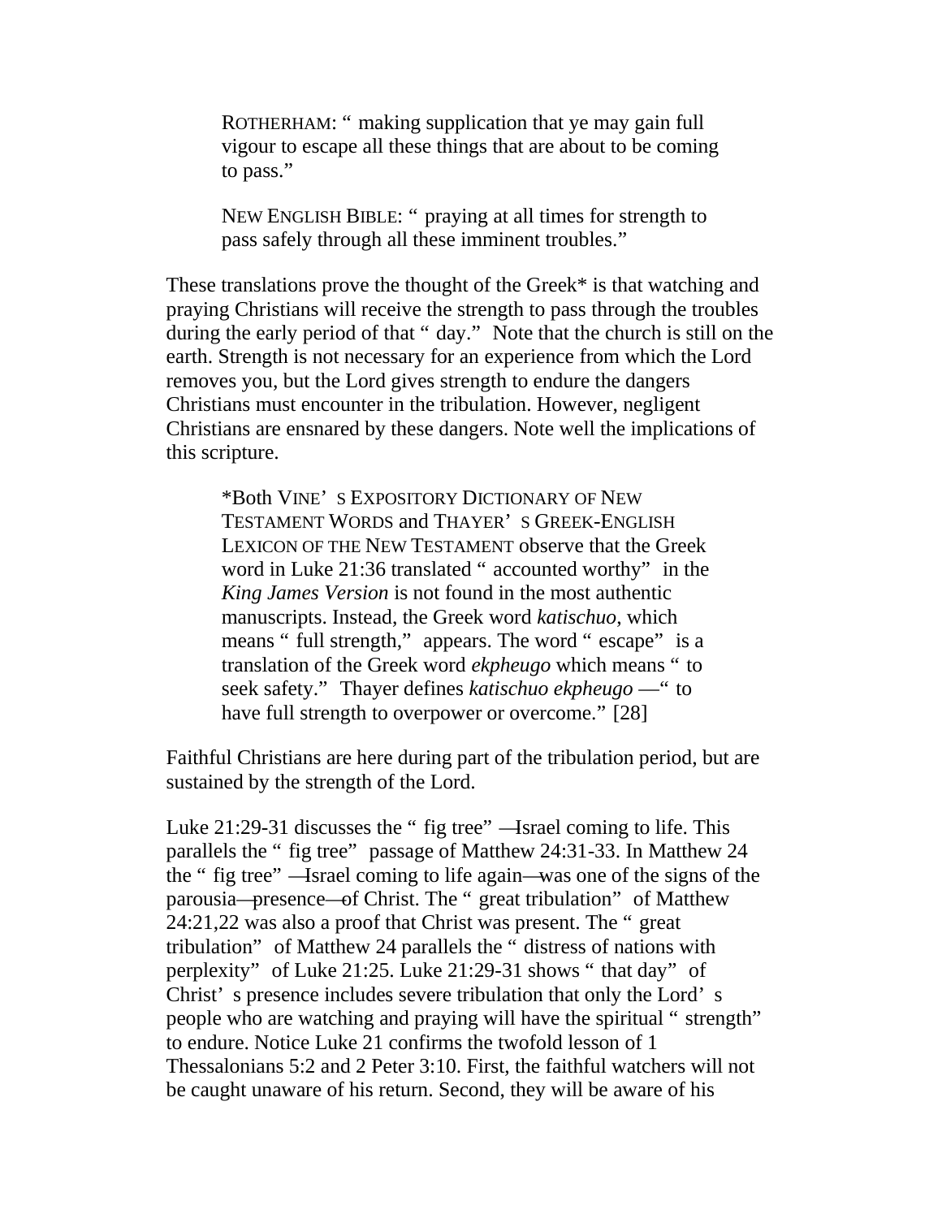> ROTHERHAM: "making supplication that ye may gain full vigour to escape all these things that are about to be coming to pass."
>
> NEW ENGLISH BIBLE: "praying at all times for strength to pass safely through all these imminent troubles."

These translations prove the thought of the Greek* is that watching and praying Christians will receive the strength to pass through the troubles during the early period of that "day." Note that the church is still on the earth. Strength is not necessary for an experience from which the Lord removes you, but the Lord gives strength to endure the dangers Christians must encounter in the tribulation. However, negligent Christians are ensnared by these dangers. Note well the implications of this scripture.

> *Both VINE'S EXPOSITORY DICTIONARY OF NEW TESTAMENT WORDS and THAYER'S GREEK-ENGLISH LEXICON OF THE NEW TESTAMENT observe that the Greek word in Luke 21:36 translated "accounted worthy" in the *King James Version* is not found in the most authentic manuscripts. Instead, the Greek word *katischuo*, which means "full strength," appears. The word "escape" is a translation of the Greek word *ekpheugo* which means "to seek safety." Thayer defines *katischuo ekpheugo*—"to have full strength to overpower or overcome." [28]

Faithful Christians are here during part of the tribulation period, but are sustained by the strength of the Lord.

Luke 21:29-31 discusses the "fig tree"—Israel coming to life. This parallels the "fig tree" passage of Matthew 24:31-33. In Matthew 24 the "fig tree"—Israel coming to life again—was one of the signs of the parousia—presence—of Christ. The "great tribulation" of Matthew 24:21,22 was also a proof that Christ was present. The "great tribulation" of Matthew 24 parallels the "distress of nations with perplexity" of Luke 21:25. Luke 21:29-31 shows "that day" of Christ's presence includes severe tribulation that only the Lord's people who are watching and praying will have the spiritual "strength" to endure. Notice Luke 21 confirms the twofold lesson of 1 Thessalonians 5:2 and 2 Peter 3:10. First, the faithful watchers will not be caught unaware of his return. Second, they will be aware of his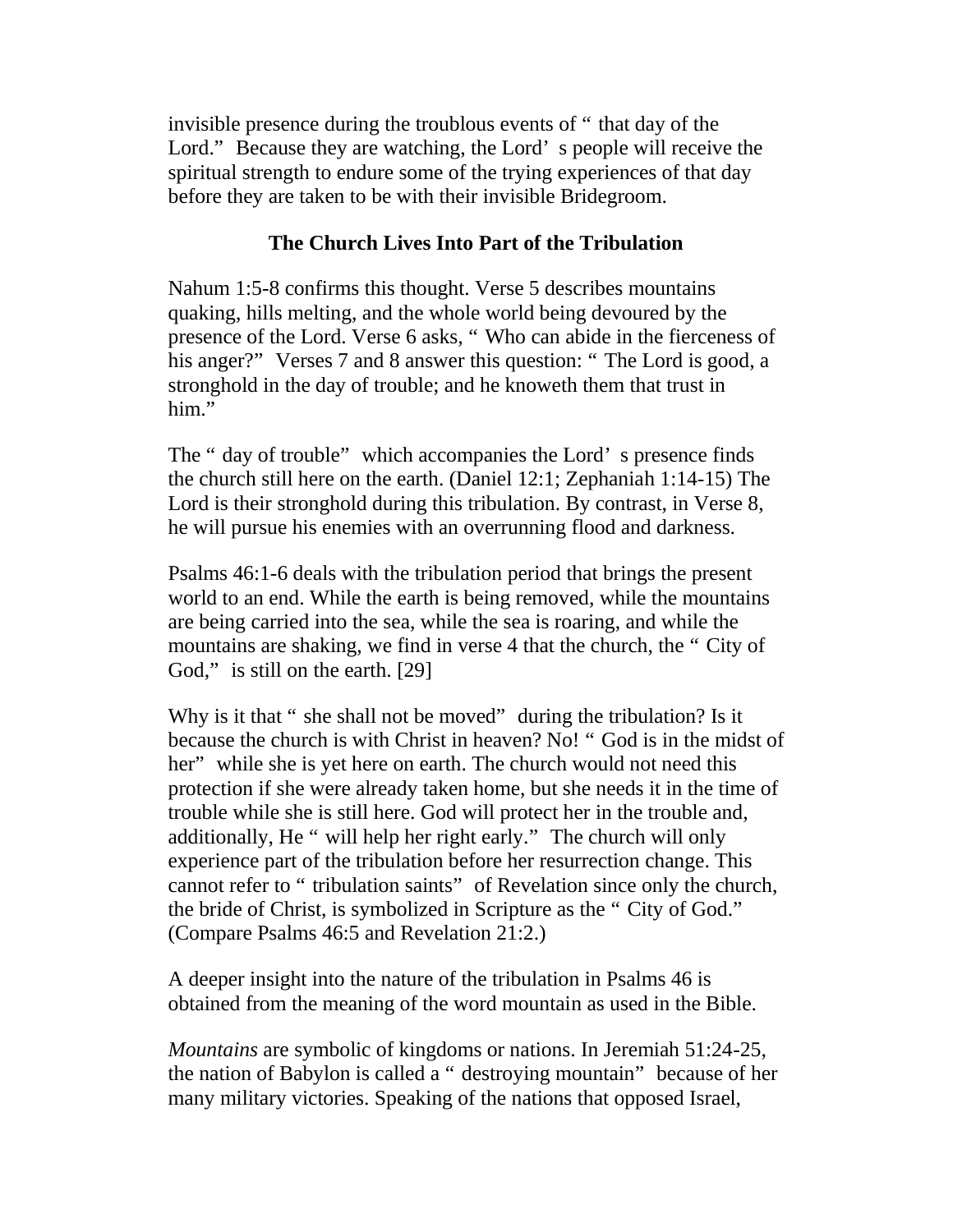invisible presence during the troublous events of "that day of the Lord." Because they are watching, the Lord's people will receive the spiritual strength to endure some of the trying experiences of that day before they are taken to be with their invisible Bridegroom.

## The Church Lives Into Part of the Tribulation

Nahum 1:5-8 confirms this thought. Verse 5 describes mountains quaking, hills melting, and the whole world being devoured by the presence of the Lord. Verse 6 asks, "Who can abide in the fierceness of his anger?" Verses 7 and 8 answer this question: "The Lord is good, a stronghold in the day of trouble; and he knoweth them that trust in him."

The "day of trouble" which accompanies the Lord's presence finds the church still here on the earth. (Daniel 12:1; Zephaniah 1:14-15) The Lord is their stronghold during this tribulation. By contrast, in Verse 8, he will pursue his enemies with an overrunning flood and darkness.

Psalms 46:1-6 deals with the tribulation period that brings the present world to an end. While the earth is being removed, while the mountains are being carried into the sea, while the sea is roaring, and while the mountains are shaking, we find in verse 4 that the church, the "City of God," is still on the earth. [29]

Why is it that "she shall not be moved" during the tribulation? Is it because the church is with Christ in heaven? No! "God is in the midst of her" while she is yet here on earth. The church would not need this protection if she were already taken home, but she needs it in the time of trouble while she is still here. God will protect her in the trouble and, additionally, He "will help her right early." The church will only experience part of the tribulation before her resurrection change. This cannot refer to "tribulation saints" of Revelation since only the church, the bride of Christ, is symbolized in Scripture as the "City of God." (Compare Psalms 46:5 and Revelation 21:2.)

A deeper insight into the nature of the tribulation in Psalms 46 is obtained from the meaning of the word mountain as used in the Bible.

*Mountains* are symbolic of kingdoms or nations. In Jeremiah 51:24-25, the nation of Babylon is called a "destroying mountain" because of her many military victories. Speaking of the nations that opposed Israel,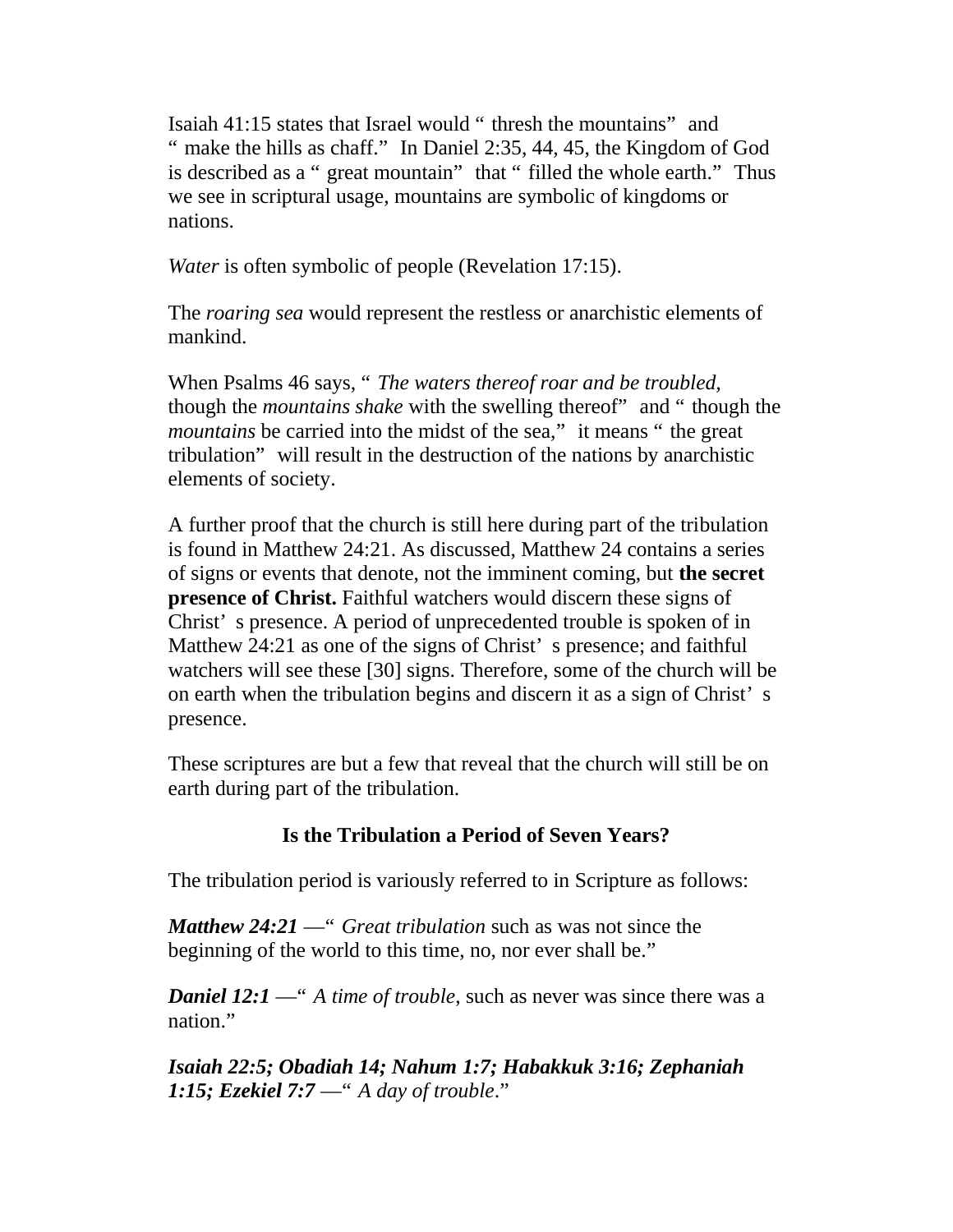Isaiah 41:15 states that Israel would "thresh the mountains" and "make the hills as chaff." In Daniel 2:35, 44, 45, the Kingdom of God is described as a "great mountain" that "filled the whole earth." Thus we see in scriptural usage, mountains are symbolic of kingdoms or nations.

*Water* is often symbolic of people (Revelation 17:15).

The *roaring sea* would represent the restless or anarchistic elements of mankind.

When Psalms 46 says, "*The waters thereof roar and be troubled*, though the *mountains shake* with the swelling thereof" and "though the *mountains* be carried into the midst of the sea," it means "the great tribulation" will result in the destruction of the nations by anarchistic elements of society.

A further proof that the church is still here during part of the tribulation is found in Matthew 24:21. As discussed, Matthew 24 contains a series of signs or events that denote, not the imminent coming, but **the secret presence of Christ.** Faithful watchers would discern these signs of Christ's presence. A period of unprecedented trouble is spoken of in Matthew 24:21 as one of the signs of Christ's presence; and faithful watchers will see these [30] signs. Therefore, some of the church will be on earth when the tribulation begins and discern it as a sign of Christ's presence.

These scriptures are but a few that reveal that the church will still be on earth during part of the tribulation.

### Is the Tribulation a Period of Seven Years?

The tribulation period is variously referred to in Scripture as follows:

***Matthew 24:21*** —"*Great tribulation* such as was not since the beginning of the world to this time, no, nor ever shall be."

***Daniel 12:1*** —"*A time of trouble*, such as never was since there was a nation."

***Isaiah 22:5; Obadiah 14; Nahum 1:7; Habakkuk 3:16; Zephaniah 1:15; Ezekiel 7:7*** —"*A day of trouble*."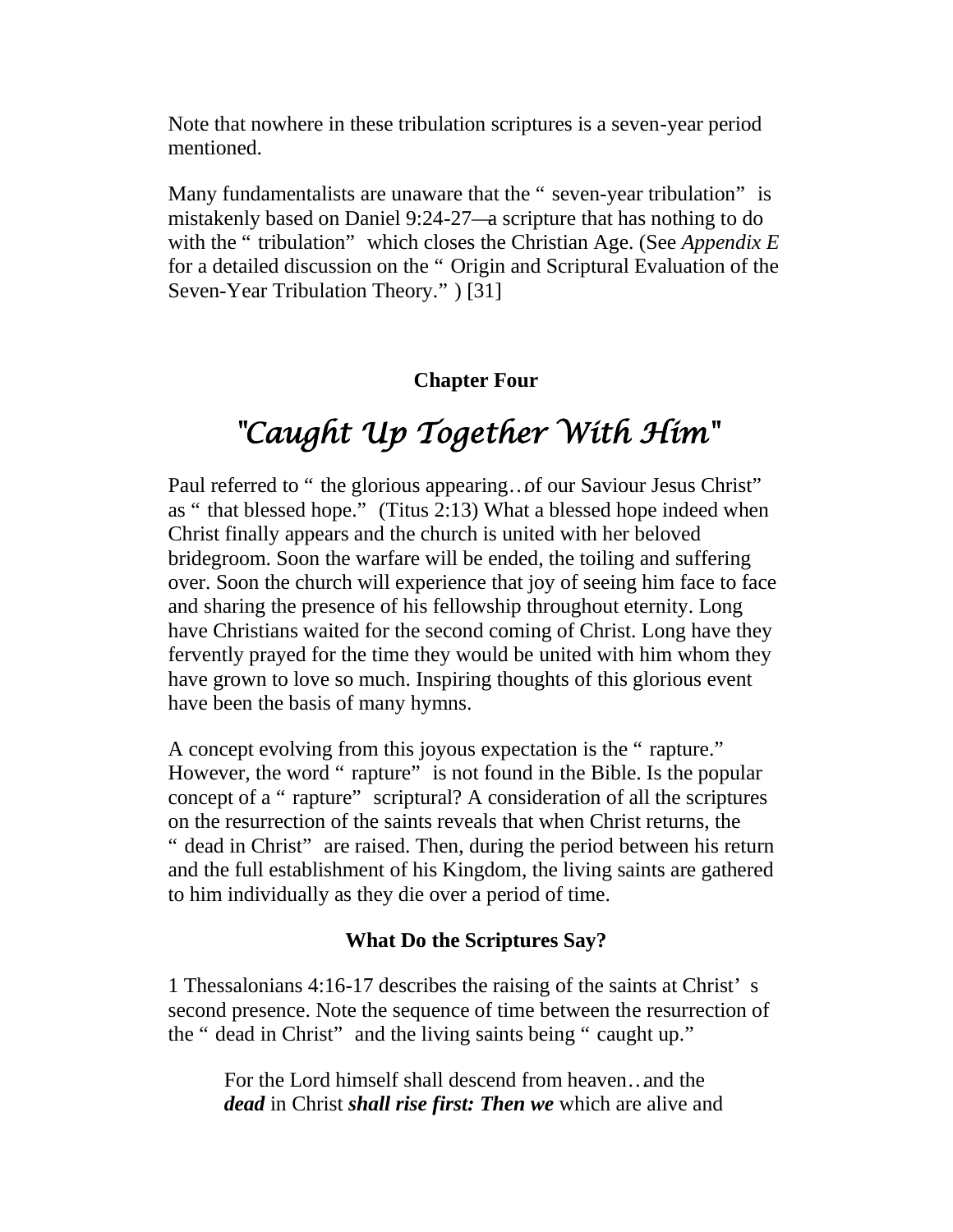Note that nowhere in these tribulation scriptures is a seven-year period mentioned.

Many fundamentalists are unaware that the "seven-year tribulation" is mistakenly based on Daniel 9:24-27—a scripture that has nothing to do with the "tribulation" which closes the Christian Age. (See *Appendix E* for a detailed discussion on the "Origin and Scriptural Evaluation of the Seven-Year Tribulation Theory.") [31]

## Chapter Four

# *"Caught Up Together With Him"*

Paul referred to "the glorious appearing…of our Saviour Jesus Christ" as "that blessed hope." (Titus 2:13) What a blessed hope indeed when Christ finally appears and the church is united with her beloved bridegroom. Soon the warfare will be ended, the toiling and suffering over. Soon the church will experience that joy of seeing him face to face and sharing the presence of his fellowship throughout eternity. Long have Christians waited for the second coming of Christ. Long have they fervently prayed for the time they would be united with him whom they have grown to love so much. Inspiring thoughts of this glorious event have been the basis of many hymns.

A concept evolving from this joyous expectation is the "rapture." However, the word "rapture" is not found in the Bible. Is the popular concept of a "rapture" scriptural? A consideration of all the scriptures on the resurrection of the saints reveals that when Christ returns, the "dead in Christ" are raised. Then, during the period between his return and the full establishment of his Kingdom, the living saints are gathered to him individually as they die over a period of time.

### What Do the Scriptures Say?

1 Thessalonians 4:16-17 describes the raising of the saints at Christ's second presence. Note the sequence of time between the resurrection of the "dead in Christ" and the living saints being "caught up."

> For the Lord himself shall descend from heaven…and the ***dead*** in Christ ***shall rise first: Then we*** which are alive and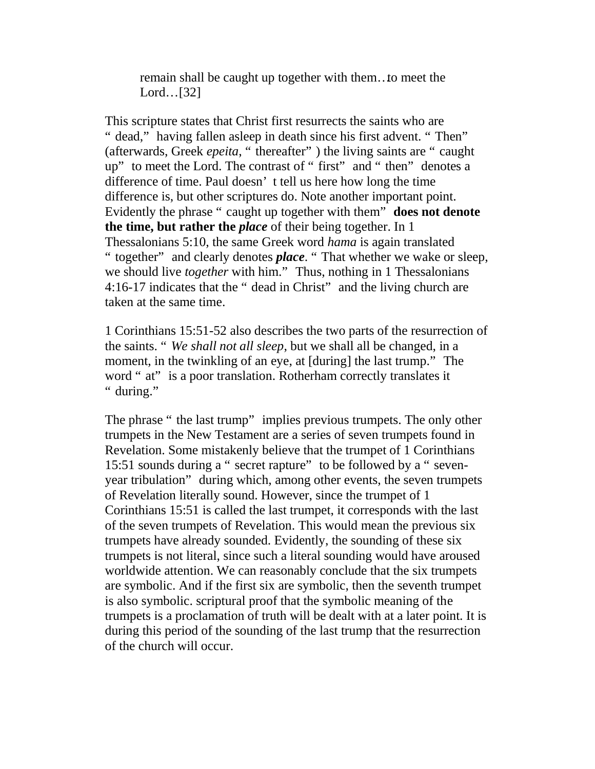> remain shall be caught up together with them…*t*o meet the Lord…[32]

This scripture states that Christ first resurrects the saints who are "dead," having fallen asleep in death since his first advent. "Then" (afterwards, Greek *epeita*, "thereafter") the living saints are "caught up" to meet the Lord. The contrast of "first" and "then" denotes a difference of time. Paul doesn't tell us here how long the time difference is, but other scriptures do. Note another important point. Evidently the phrase "caught up together with them" **does not denote the time, but rather the *place*** of their being together. In 1 Thessalonians 5:10, the same Greek word *hama* is again translated "together" and clearly denotes ***place***. "That whether we wake or sleep, we should live *together* with him." Thus, nothing in 1 Thessalonians 4:16-17 indicates that the "dead in Christ" and the living church are taken at the same time.

1 Corinthians 15:51-52 also describes the two parts of the resurrection of the saints. "*We shall not all sleep*, but we shall all be changed, in a moment, in the twinkling of an eye, at [during] the last trump." The word "at" is a poor translation. Rotherham correctly translates it "during."

The phrase "the last trump" implies previous trumpets. The only other trumpets in the New Testament are a series of seven trumpets found in Revelation. Some mistakenly believe that the trumpet of 1 Corinthians 15:51 sounds during a "secret rapture" to be followed by a "seven-year tribulation" during which, among other events, the seven trumpets of Revelation literally sound. However, since the trumpet of 1 Corinthians 15:51 is called the last trumpet, it corresponds with the last of the seven trumpets of Revelation. This would mean the previous six trumpets have already sounded. Evidently, the sounding of these six trumpets is not literal, since such a literal sounding would have aroused worldwide attention. We can reasonably conclude that the six trumpets are symbolic. And if the first six are symbolic, then the seventh trumpet is also symbolic. scriptural proof that the symbolic meaning of the trumpets is a proclamation of truth will be dealt with at a later point. It is during this period of the sounding of the last trump that the resurrection of the church will occur.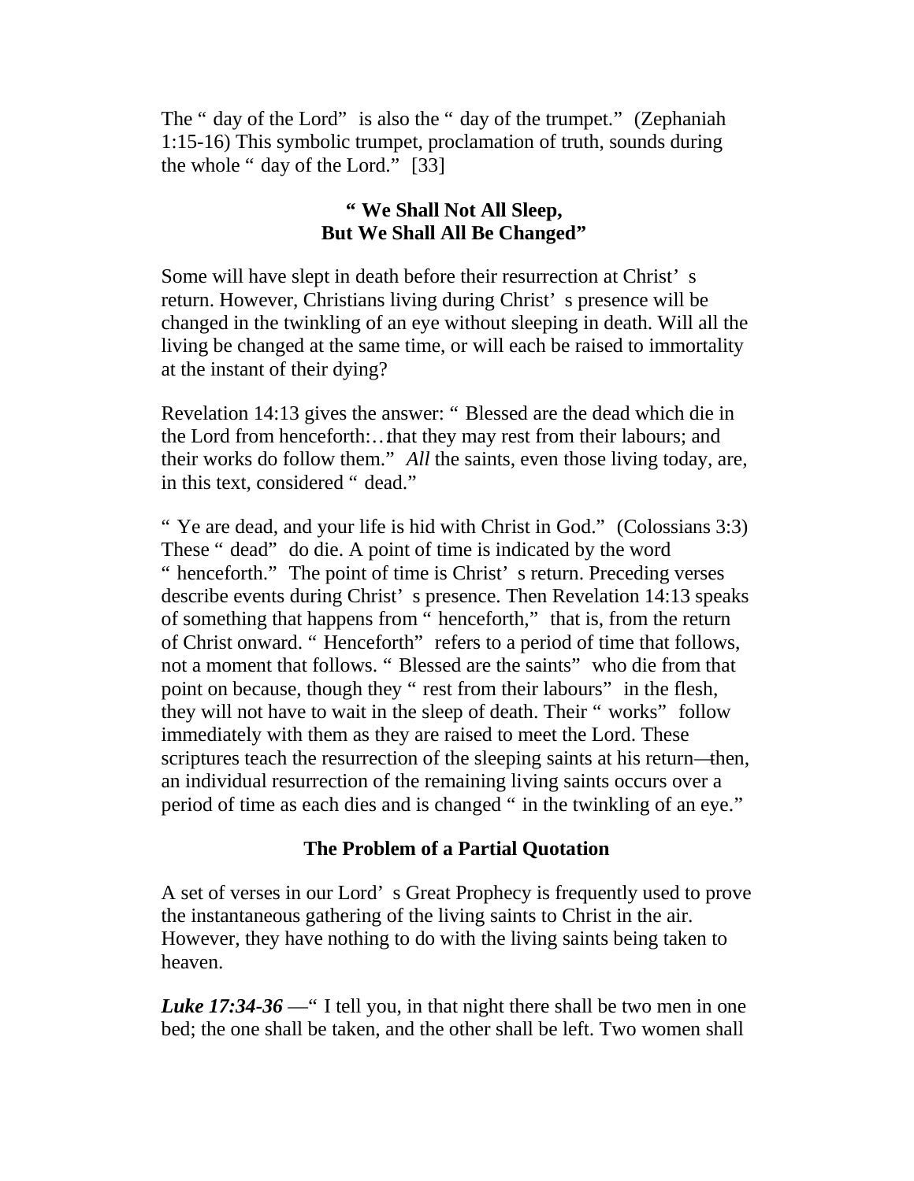The "day of the Lord" is also the "day of the trumpet." (Zephaniah 1:15-16) This symbolic trumpet, proclamation of truth, sounds during the whole "day of the Lord." [33]

### "We Shall Not All Sleep, But We Shall All Be Changed"

Some will have slept in death before their resurrection at Christ's return. However, Christians living during Christ's presence will be changed in the twinkling of an eye without sleeping in death. Will all the living be changed at the same time, or will each be raised to immortality at the instant of their dying?

Revelation 14:13 gives the answer: "Blessed are the dead which die in the Lord from henceforth:…that they may rest from their labours; and their works do follow them." *All* the saints, even those living today, are, in this text, considered "dead."

"Ye are dead, and your life is hid with Christ in God." (Colossians 3:3) These "dead" do die. A point of time is indicated by the word "henceforth." The point of time is Christ's return. Preceding verses describe events during Christ's presence. Then Revelation 14:13 speaks of something that happens from "henceforth," that is, from the return of Christ onward. "Henceforth" refers to a period of time that follows, not a moment that follows. "Blessed are the saints" who die from that point on because, though they "rest from their labours" in the flesh, they will not have to wait in the sleep of death. Their "works" follow immediately with them as they are raised to meet the Lord. These scriptures teach the resurrection of the sleeping saints at his return—then, an individual resurrection of the remaining living saints occurs over a period of time as each dies and is changed "in the twinkling of an eye."

### The Problem of a Partial Quotation

A set of verses in our Lord's Great Prophecy is frequently used to prove the instantaneous gathering of the living saints to Christ in the air. However, they have nothing to do with the living saints being taken to heaven.

***Luke 17:34-36*** —"I tell you, in that night there shall be two men in one bed; the one shall be taken, and the other shall be left. Two women shall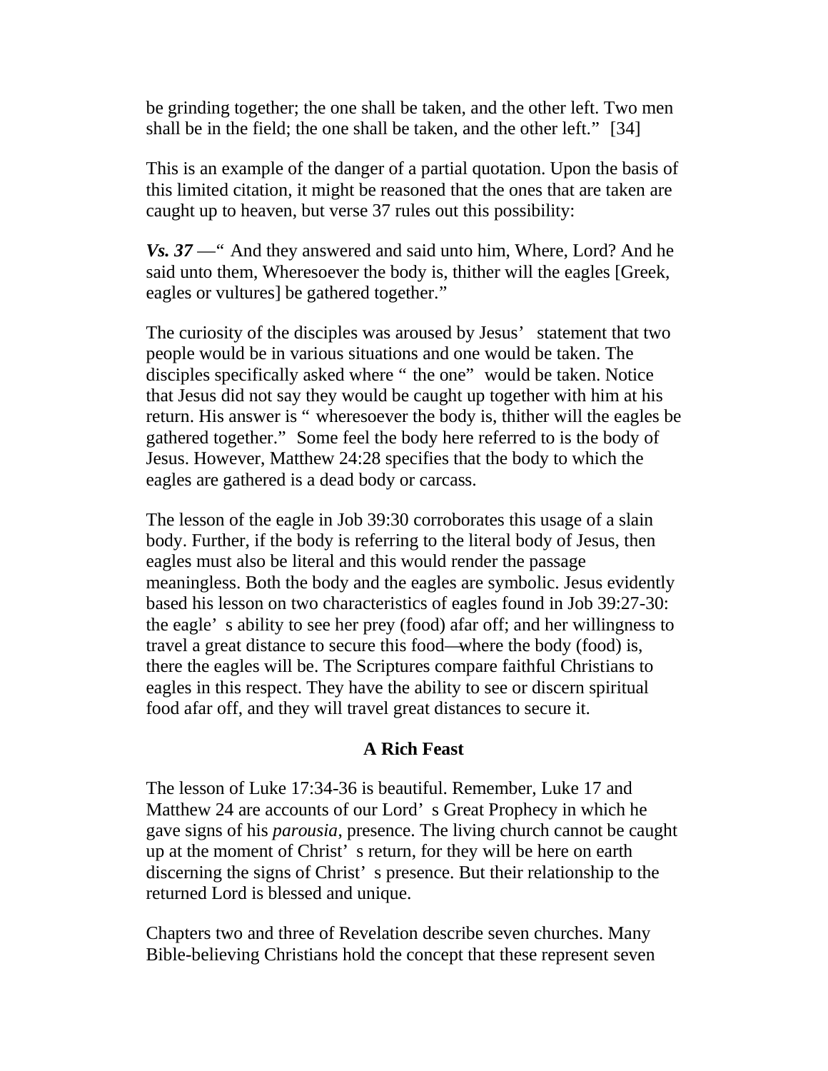be grinding together; the one shall be taken, and the other left. Two men shall be in the field; the one shall be taken, and the other left." [34]

This is an example of the danger of a partial quotation. Upon the basis of this limited citation, it might be reasoned that the ones that are taken are caught up to heaven, but verse 37 rules out this possibility:

***Vs. 37*** —" And they answered and said unto him, Where, Lord? And he said unto them, Wheresoever the body is, thither will the eagles [Greek, eagles or vultures] be gathered together."

The curiosity of the disciples was aroused by Jesus' statement that two people would be in various situations and one would be taken. The disciples specifically asked where " the one" would be taken. Notice that Jesus did not say they would be caught up together with him at his return. His answer is " wheresoever the body is, thither will the eagles be gathered together." Some feel the body here referred to is the body of Jesus. However, Matthew 24:28 specifies that the body to which the eagles are gathered is a dead body or carcass.

The lesson of the eagle in Job 39:30 corroborates this usage of a slain body. Further, if the body is referring to the literal body of Jesus, then eagles must also be literal and this would render the passage meaningless. Both the body and the eagles are symbolic. Jesus evidently based his lesson on two characteristics of eagles found in Job 39:27-30: the eagle' s ability to see her prey (food) afar off; and her willingness to travel a great distance to secure this food—where the body (food) is, there the eagles will be. The Scriptures compare faithful Christians to eagles in this respect. They have the ability to see or discern spiritual food afar off, and they will travel great distances to secure it.

## A Rich Feast

The lesson of Luke 17:34-36 is beautiful. Remember, Luke 17 and Matthew 24 are accounts of our Lord' s Great Prophecy in which he gave signs of his *parousia*, presence. The living church cannot be caught up at the moment of Christ' s return, for they will be here on earth discerning the signs of Christ' s presence. But their relationship to the returned Lord is blessed and unique.

Chapters two and three of Revelation describe seven churches. Many Bible-believing Christians hold the concept that these represent seven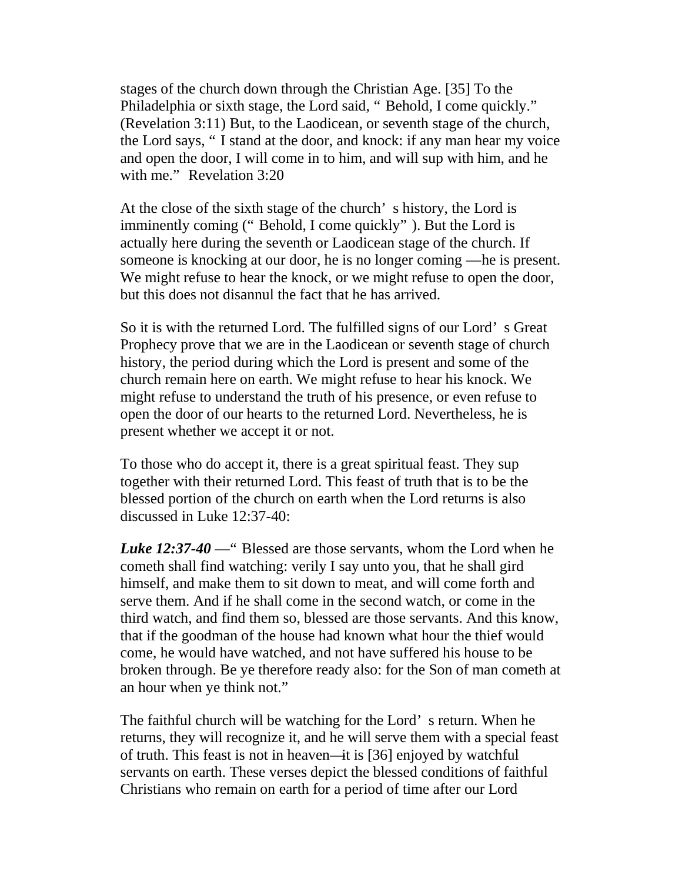stages of the church down through the Christian Age. [35] To the Philadelphia or sixth stage, the Lord said, "Behold, I come quickly." (Revelation 3:11) But, to the Laodicean, or seventh stage of the church, the Lord says, "I stand at the door, and knock: if any man hear my voice and open the door, I will come in to him, and will sup with him, and he with me." Revelation 3:20

At the close of the sixth stage of the church's history, the Lord is imminently coming ("Behold, I come quickly"). But the Lord is actually here during the seventh or Laodicean stage of the church. If someone is knocking at our door, he is no longer coming —he is present. We might refuse to hear the knock, or we might refuse to open the door, but this does not disannul the fact that he has arrived.

So it is with the returned Lord. The fulfilled signs of our Lord's Great Prophecy prove that we are in the Laodicean or seventh stage of church history, the period during which the Lord is present and some of the church remain here on earth. We might refuse to hear his knock. We might refuse to understand the truth of his presence, or even refuse to open the door of our hearts to the returned Lord. Nevertheless, he is present whether we accept it or not.

To those who do accept it, there is a great spiritual feast. They sup together with their returned Lord. This feast of truth that is to be the blessed portion of the church on earth when the Lord returns is also discussed in Luke 12:37-40:

***Luke 12:37-40*** —"Blessed are those servants, whom the Lord when he cometh shall find watching: verily I say unto you, that he shall gird himself, and make them to sit down to meat, and will come forth and serve them. And if he shall come in the second watch, or come in the third watch, and find them so, blessed are those servants. And this know, that if the goodman of the house had known what hour the thief would come, he would have watched, and not have suffered his house to be broken through. Be ye therefore ready also: for the Son of man cometh at an hour when ye think not."

The faithful church will be watching for the Lord's return. When he returns, they will recognize it, and he will serve them with a special feast of truth. This feast is not in heaven—it is [36] enjoyed by watchful servants on earth. These verses depict the blessed conditions of faithful Christians who remain on earth for a period of time after our Lord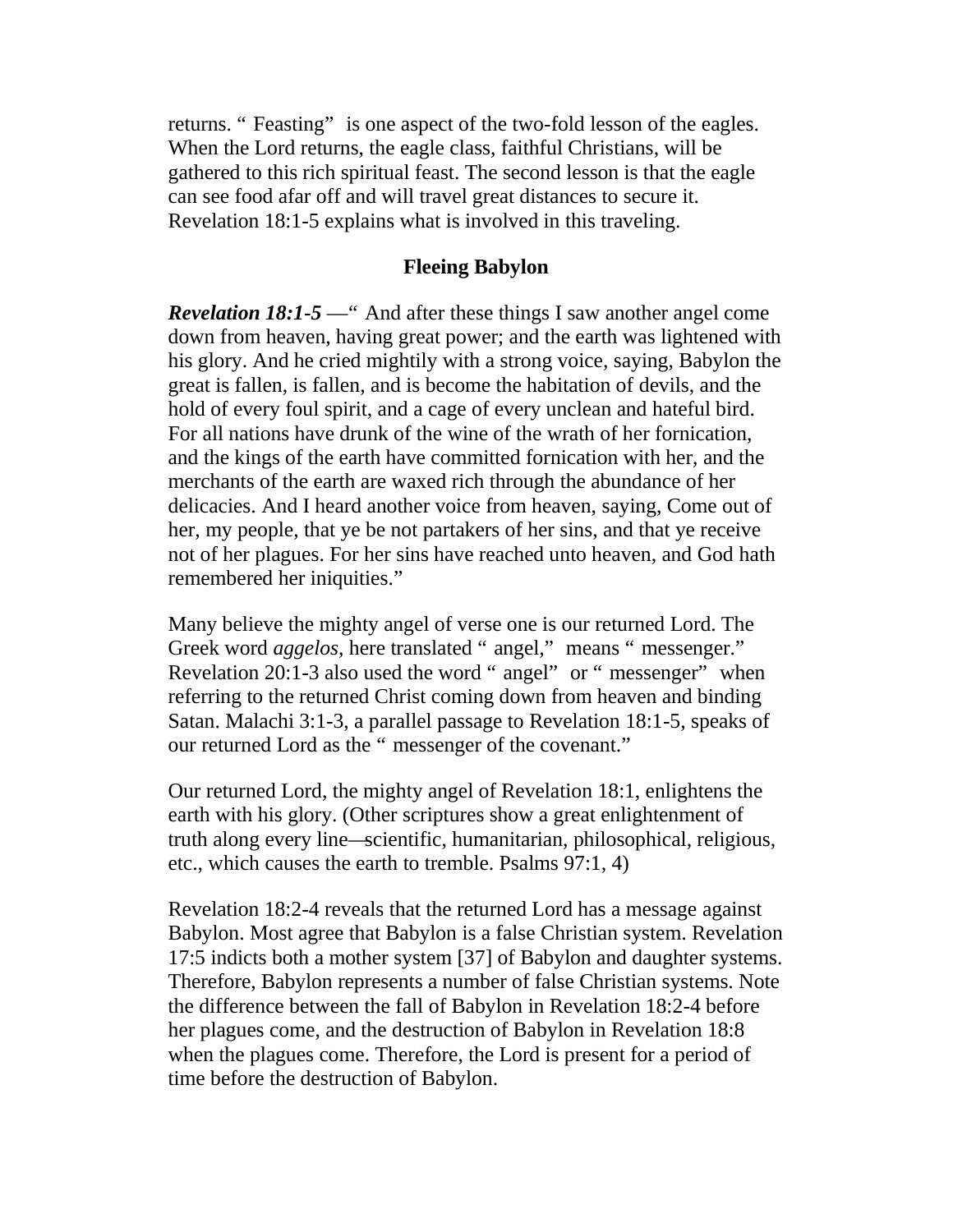returns. "Feasting" is one aspect of the two-fold lesson of the eagles. When the Lord returns, the eagle class, faithful Christians, will be gathered to this rich spiritual feast. The second lesson is that the eagle can see food afar off and will travel great distances to secure it. Revelation 18:1-5 explains what is involved in this traveling.

## Fleeing Babylon

***Revelation 18:1-5*** —"And after these things I saw another angel come down from heaven, having great power; and the earth was lightened with his glory. And he cried mightily with a strong voice, saying, Babylon the great is fallen, is fallen, and is become the habitation of devils, and the hold of every foul spirit, and a cage of every unclean and hateful bird. For all nations have drunk of the wine of the wrath of her fornication, and the kings of the earth have committed fornication with her, and the merchants of the earth are waxed rich through the abundance of her delicacies. And I heard another voice from heaven, saying, Come out of her, my people, that ye be not partakers of her sins, and that ye receive not of her plagues. For her sins have reached unto heaven, and God hath remembered her iniquities."

Many believe the mighty angel of verse one is our returned Lord. The Greek word *aggelos*, here translated "angel," means "messenger." Revelation 20:1-3 also used the word "angel" or "messenger" when referring to the returned Christ coming down from heaven and binding Satan. Malachi 3:1-3, a parallel passage to Revelation 18:1-5, speaks of our returned Lord as the "messenger of the covenant."

Our returned Lord, the mighty angel of Revelation 18:1, enlightens the earth with his glory. (Other scriptures show a great enlightenment of truth along every line—scientific, humanitarian, philosophical, religious, etc., which causes the earth to tremble. Psalms 97:1, 4)

Revelation 18:2-4 reveals that the returned Lord has a message against Babylon. Most agree that Babylon is a false Christian system. Revelation 17:5 indicts both a mother system [37] of Babylon and daughter systems. Therefore, Babylon represents a number of false Christian systems. Note the difference between the fall of Babylon in Revelation 18:2-4 before her plagues come, and the destruction of Babylon in Revelation 18:8 when the plagues come. Therefore, the Lord is present for a period of time before the destruction of Babylon.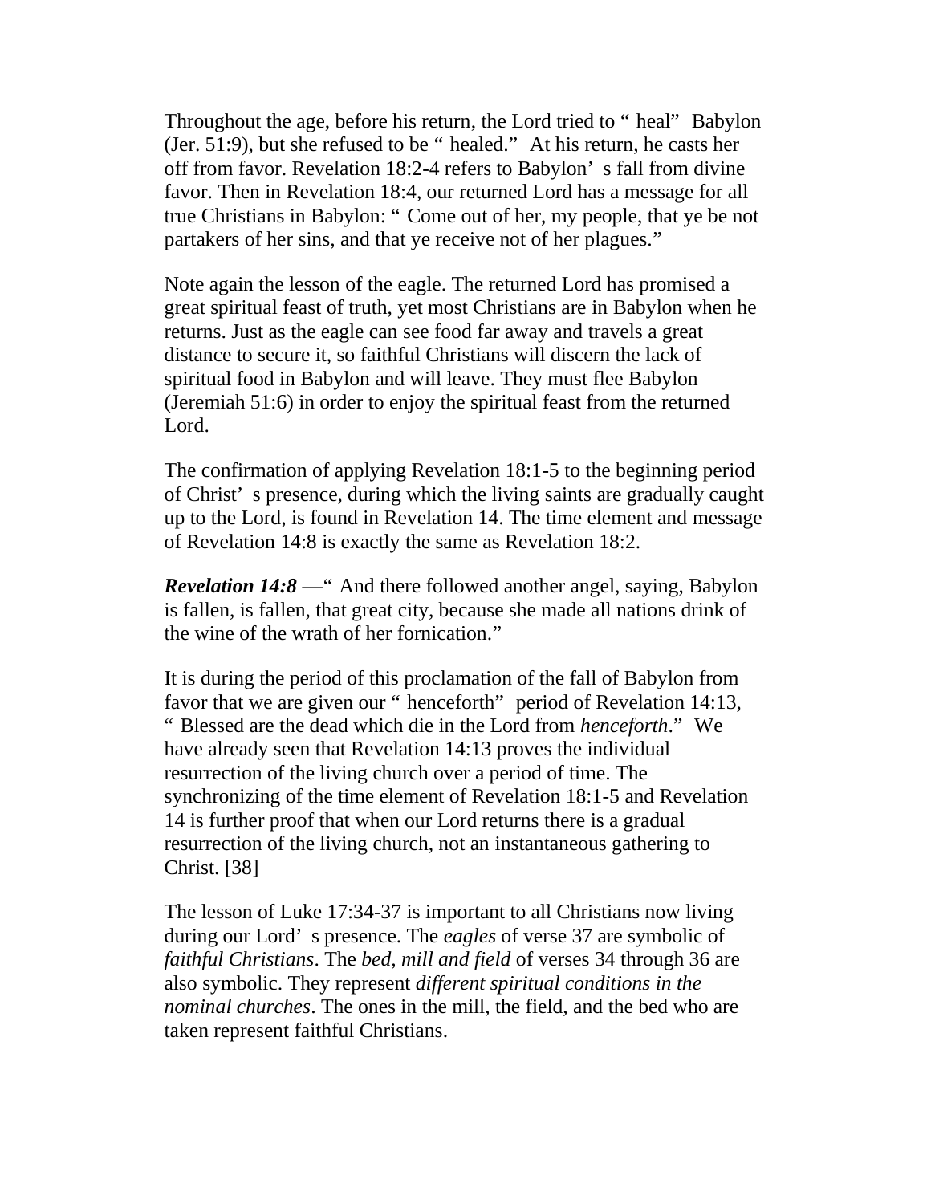Throughout the age, before his return, the Lord tried to "heal" Babylon (Jer. 51:9), but she refused to be "healed." At his return, he casts her off from favor. Revelation 18:2-4 refers to Babylon's fall from divine favor. Then in Revelation 18:4, our returned Lord has a message for all true Christians in Babylon: "Come out of her, my people, that ye be not partakers of her sins, and that ye receive not of her plagues."

Note again the lesson of the eagle. The returned Lord has promised a great spiritual feast of truth, yet most Christians are in Babylon when he returns. Just as the eagle can see food far away and travels a great distance to secure it, so faithful Christians will discern the lack of spiritual food in Babylon and will leave. They must flee Babylon (Jeremiah 51:6) in order to enjoy the spiritual feast from the returned Lord.

The confirmation of applying Revelation 18:1-5 to the beginning period of Christ's presence, during which the living saints are gradually caught up to the Lord, is found in Revelation 14. The time element and message of Revelation 14:8 is exactly the same as Revelation 18:2.

***Revelation 14:8*** —"And there followed another angel, saying, Babylon is fallen, is fallen, that great city, because she made all nations drink of the wine of the wrath of her fornication."

It is during the period of this proclamation of the fall of Babylon from favor that we are given our "henceforth" period of Revelation 14:13, "Blessed are the dead which die in the Lord from *henceforth*." We have already seen that Revelation 14:13 proves the individual resurrection of the living church over a period of time. The synchronizing of the time element of Revelation 18:1-5 and Revelation 14 is further proof that when our Lord returns there is a gradual resurrection of the living church, not an instantaneous gathering to Christ. [38]

The lesson of Luke 17:34-37 is important to all Christians now living during our Lord's presence. The *eagles* of verse 37 are symbolic of *faithful Christians*. The *bed, mill and field* of verses 34 through 36 are also symbolic. They represent *different spiritual conditions in the nominal churches*. The ones in the mill, the field, and the bed who are taken represent faithful Christians.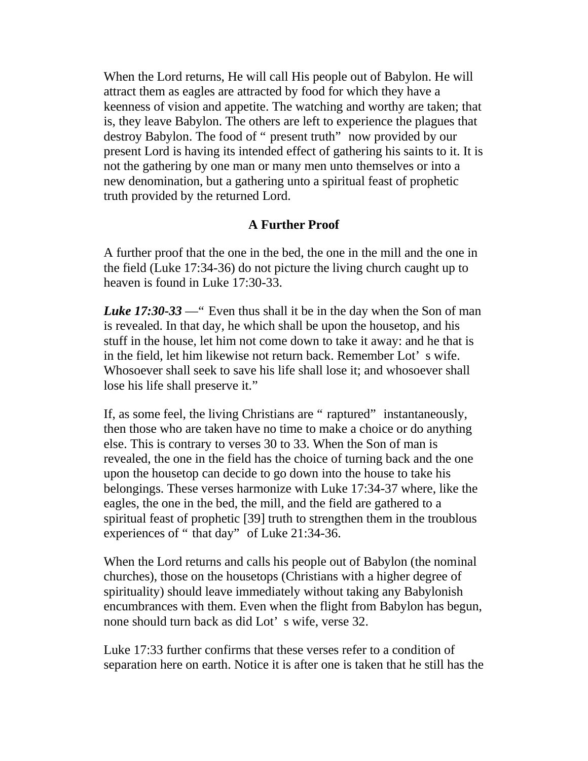When the Lord returns, He will call His people out of Babylon. He will attract them as eagles are attracted by food for which they have a keenness of vision and appetite. The watching and worthy are taken; that is, they leave Babylon. The others are left to experience the plagues that destroy Babylon. The food of "present truth" now provided by our present Lord is having its intended effect of gathering his saints to it. It is not the gathering by one man or many men unto themselves or into a new denomination, but a gathering unto a spiritual feast of prophetic truth provided by the returned Lord.

### A Further Proof

A further proof that the one in the bed, the one in the mill and the one in the field (Luke 17:34-36) do not picture the living church caught up to heaven is found in Luke 17:30-33.

***Luke 17:30-33*** —"Even thus shall it be in the day when the Son of man is revealed. In that day, he which shall be upon the housetop, and his stuff in the house, let him not come down to take it away: and he that is in the field, let him likewise not return back. Remember Lot's wife. Whosoever shall seek to save his life shall lose it; and whosoever shall lose his life shall preserve it."

If, as some feel, the living Christians are "raptured" instantaneously, then those who are taken have no time to make a choice or do anything else. This is contrary to verses 30 to 33. When the Son of man is revealed, the one in the field has the choice of turning back and the one upon the housetop can decide to go down into the house to take his belongings. These verses harmonize with Luke 17:34-37 where, like the eagles, the one in the bed, the mill, and the field are gathered to a spiritual feast of prophetic [39] truth to strengthen them in the troublous experiences of "that day" of Luke 21:34-36.

When the Lord returns and calls his people out of Babylon (the nominal churches), those on the housetops (Christians with a higher degree of spirituality) should leave immediately without taking any Babylonish encumbrances with them. Even when the flight from Babylon has begun, none should turn back as did Lot's wife, verse 32.

Luke 17:33 further confirms that these verses refer to a condition of separation here on earth. Notice it is after one is taken that he still has the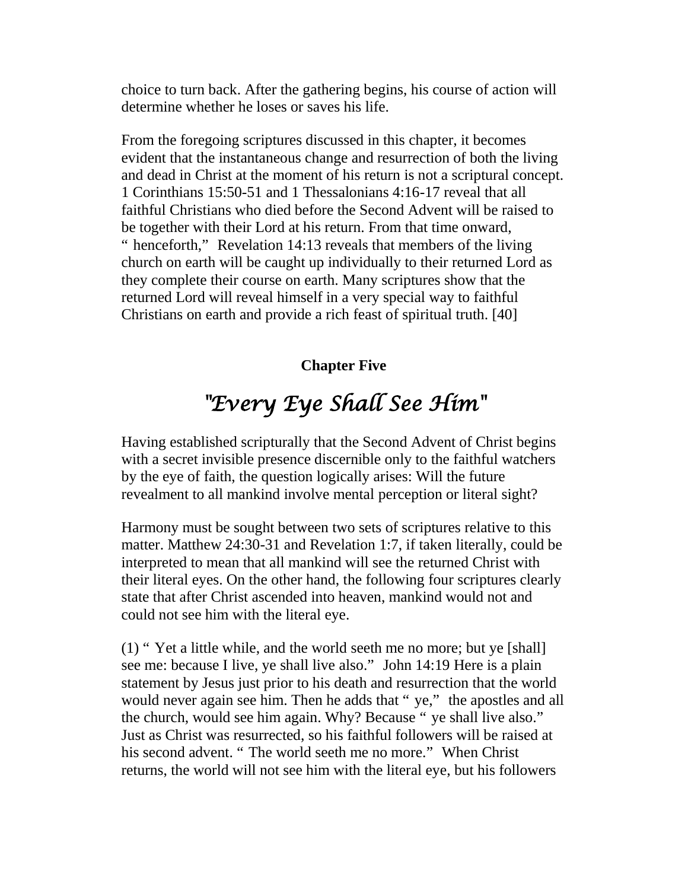choice to turn back. After the gathering begins, his course of action will determine whether he loses or saves his life.

From the foregoing scriptures discussed in this chapter, it becomes evident that the instantaneous change and resurrection of both the living and dead in Christ at the moment of his return is not a scriptural concept. 1 Corinthians 15:50-51 and 1 Thessalonians 4:16-17 reveal that all faithful Christians who died before the Second Advent will be raised to be together with their Lord at his return. From that time onward, "henceforth," Revelation 14:13 reveals that members of the living church on earth will be caught up individually to their returned Lord as they complete their course on earth. Many scriptures show that the returned Lord will reveal himself in a very special way to faithful Christians on earth and provide a rich feast of spiritual truth. [40]

## Chapter Five

# "Every Eye Shall See Him"

Having established scripturally that the Second Advent of Christ begins with a secret invisible presence discernible only to the faithful watchers by the eye of faith, the question logically arises: Will the future revealment to all mankind involve mental perception or literal sight?

Harmony must be sought between two sets of scriptures relative to this matter. Matthew 24:30-31 and Revelation 1:7, if taken literally, could be interpreted to mean that all mankind will see the returned Christ with their literal eyes. On the other hand, the following four scriptures clearly state that after Christ ascended into heaven, mankind would not and could not see him with the literal eye.

(1) "Yet a little while, and the world seeth me no more; but ye [shall] see me: because I live, ye shall live also." John 14:19 Here is a plain statement by Jesus just prior to his death and resurrection that the world would never again see him. Then he adds that "ye," the apostles and all the church, would see him again. Why? Because "ye shall live also." Just as Christ was resurrected, so his faithful followers will be raised at his second advent. "The world seeth me no more." When Christ returns, the world will not see him with the literal eye, but his followers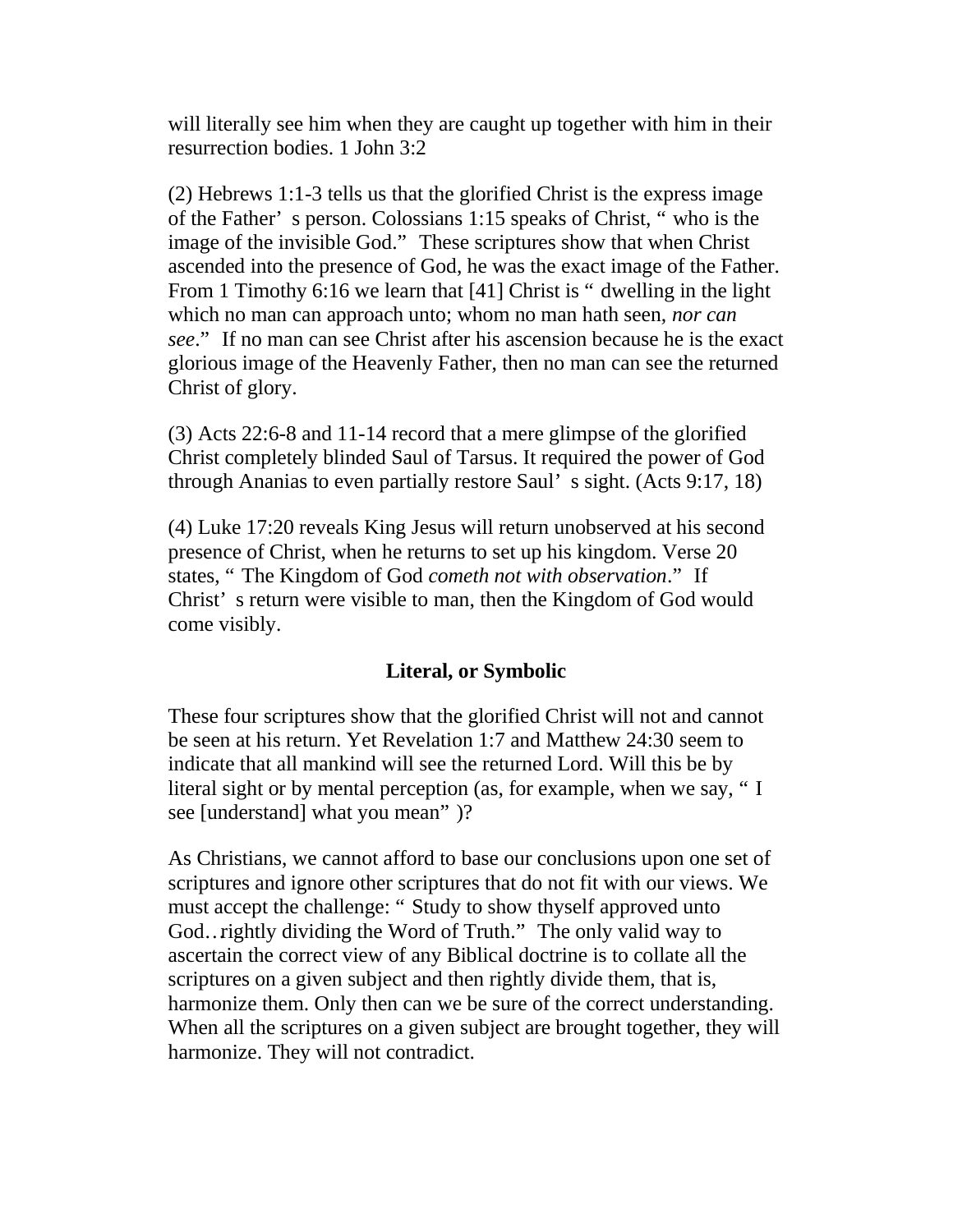will literally see him when they are caught up together with him in their resurrection bodies. 1 John 3:2

(2) Hebrews 1:1-3 tells us that the glorified Christ is the express image of the Father's person. Colossians 1:15 speaks of Christ, "who is the image of the invisible God." These scriptures show that when Christ ascended into the presence of God, he was the exact image of the Father. From 1 Timothy 6:16 we learn that [41] Christ is "dwelling in the light which no man can approach unto; whom no man hath seen, *nor can see*." If no man can see Christ after his ascension because he is the exact glorious image of the Heavenly Father, then no man can see the returned Christ of glory.

(3) Acts 22:6-8 and 11-14 record that a mere glimpse of the glorified Christ completely blinded Saul of Tarsus. It required the power of God through Ananias to even partially restore Saul's sight. (Acts 9:17, 18)

(4) Luke 17:20 reveals King Jesus will return unobserved at his second presence of Christ, when he returns to set up his kingdom. Verse 20 states, "The Kingdom of God *cometh not with observation*." If Christ's return were visible to man, then the Kingdom of God would come visibly.

## Literal, or Symbolic

These four scriptures show that the glorified Christ will not and cannot be seen at his return. Yet Revelation 1:7 and Matthew 24:30 seem to indicate that all mankind will see the returned Lord. Will this be by literal sight or by mental perception (as, for example, when we say, "I see [understand] what you mean")?

As Christians, we cannot afford to base our conclusions upon one set of scriptures and ignore other scriptures that do not fit with our views. We must accept the challenge: "Study to show thyself approved unto God…rightly dividing the Word of Truth." The only valid way to ascertain the correct view of any Biblical doctrine is to collate all the scriptures on a given subject and then rightly divide them, that is, harmonize them. Only then can we be sure of the correct understanding. When all the scriptures on a given subject are brought together, they will harmonize. They will not contradict.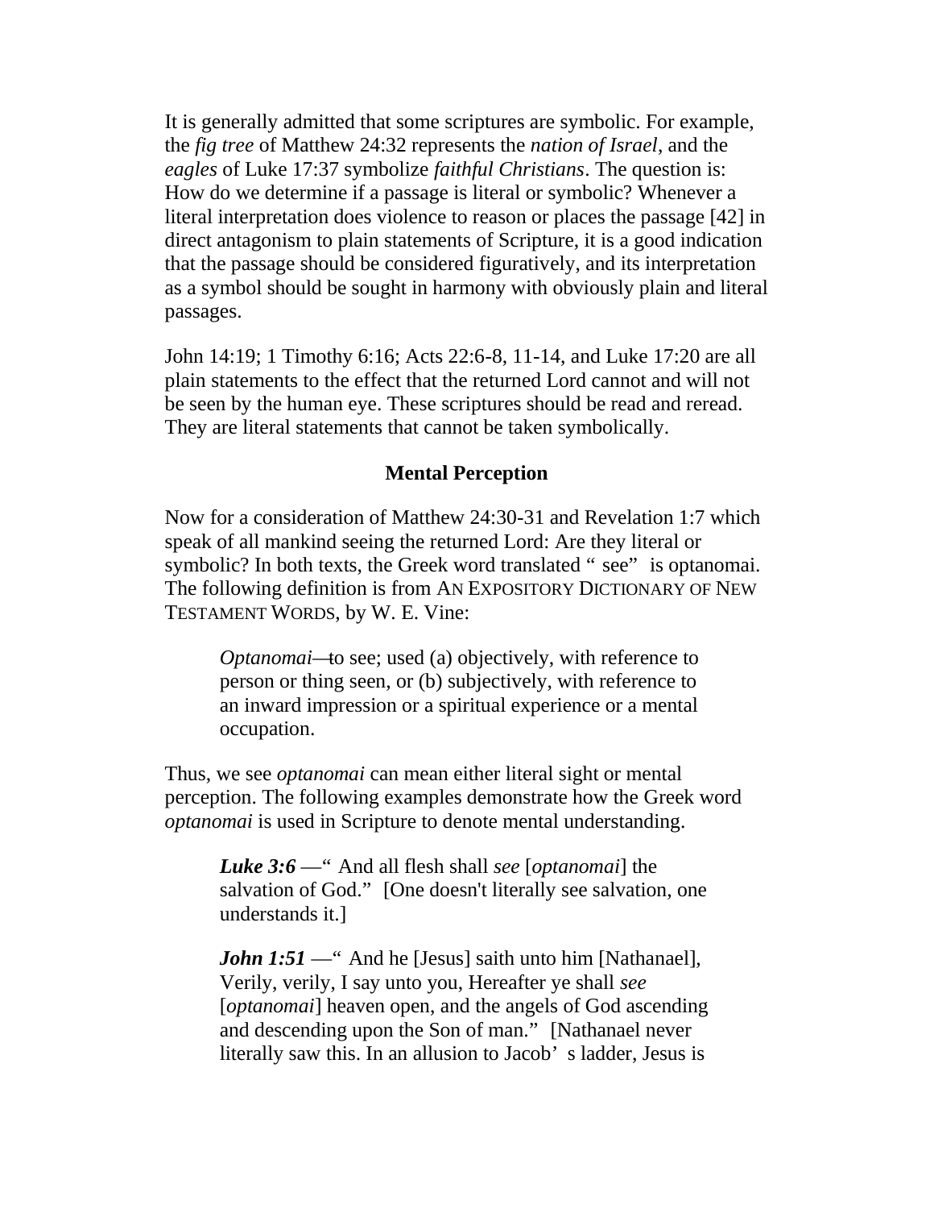It is generally admitted that some scriptures are symbolic. For example, the *fig tree* of Matthew 24:32 represents the *nation of Israel*, and the *eagles* of Luke 17:37 symbolize *faithful Christians*. The question is: How do we determine if a passage is literal or symbolic? Whenever a literal interpretation does violence to reason or places the passage [42] in direct antagonism to plain statements of Scripture, it is a good indication that the passage should be considered figuratively, and its interpretation as a symbol should be sought in harmony with obviously plain and literal passages.

John 14:19; 1 Timothy 6:16; Acts 22:6-8, 11-14, and Luke 17:20 are all plain statements to the effect that the returned Lord cannot and will not be seen by the human eye. These scriptures should be read and reread. They are literal statements that cannot be taken symbolically.

### Mental Perception

Now for a consideration of Matthew 24:30-31 and Revelation 1:7 which speak of all mankind seeing the returned Lord: Are they literal or symbolic? In both texts, the Greek word translated "see" is optanomai. The following definition is from AN EXPOSITORY DICTIONARY OF NEW TESTAMENT WORDS, by W. E. Vine:

> *Optanomai*—to see; used (a) objectively, with reference to person or thing seen, or (b) subjectively, with reference to an inward impression or a spiritual experience or a mental occupation.

Thus, we see *optanomai* can mean either literal sight or mental perception. The following examples demonstrate how the Greek word *optanomai* is used in Scripture to denote mental understanding.

> ***Luke 3:6*** —"And all flesh shall *see* [*optanomai*] the salvation of God." [One doesn't literally see salvation, one understands it.]

> ***John 1:51*** —"And he [Jesus] saith unto him [Nathanael], Verily, verily, I say unto you, Hereafter ye shall *see* [*optanomai*] heaven open, and the angels of God ascending and descending upon the Son of man." [Nathanael never literally saw this. In an allusion to Jacob's ladder, Jesus is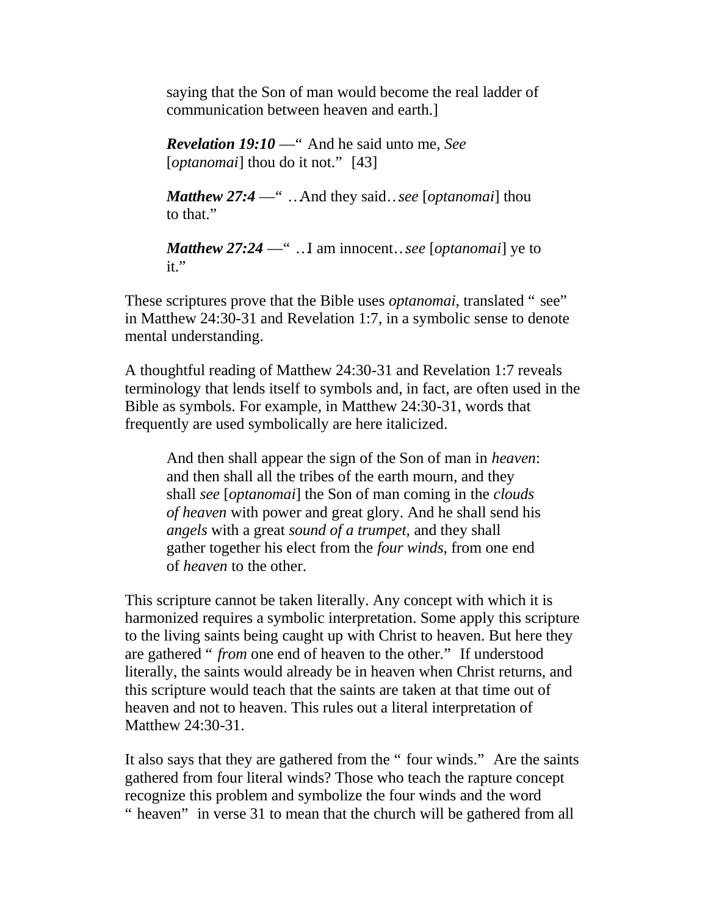saying that the Son of man would become the real ladder of communication between heaven and earth.]

> ***Revelation 19:10*** —“ And he said unto me, *See* [*optanomai*] thou do it not.” [43]
>
> ***Matthew 27:4*** —“ ..And they said..*see* [*optanomai*] thou to that.”
>
> ***Matthew 27:24*** —“ ..I am innocent..*see* [*optanomai*] ye to it.”

These scriptures prove that the Bible uses *optanomai*, translated “ see” in Matthew 24:30-31 and Revelation 1:7, in a symbolic sense to denote mental understanding.

A thoughtful reading of Matthew 24:30-31 and Revelation 1:7 reveals terminology that lends itself to symbols and, in fact, are often used in the Bible as symbols. For example, in Matthew 24:30-31, words that frequently are used symbolically are here italicized.

> And then shall appear the sign of the Son of man in *heaven*: and then shall all the tribes of the earth mourn, and they shall *see* [*optanomai*] the Son of man coming in the *clouds of heaven* with power and great glory. And he shall send his *angels* with a great *sound of a trumpet*, and they shall gather together his elect from the *four winds*, from one end of *heaven* to the other.

This scripture cannot be taken literally. Any concept with which it is harmonized requires a symbolic interpretation. Some apply this scripture to the living saints being caught up with Christ to heaven. But here they are gathered “ *from* one end of heaven to the other.” If understood literally, the saints would already be in heaven when Christ returns, and this scripture would teach that the saints are taken at that time out of heaven and not to heaven. This rules out a literal interpretation of Matthew 24:30-31.

It also says that they are gathered from the “ four winds.” Are the saints gathered from four literal winds? Those who teach the rapture concept recognize this problem and symbolize the four winds and the word “ heaven” in verse 31 to mean that the church will be gathered from all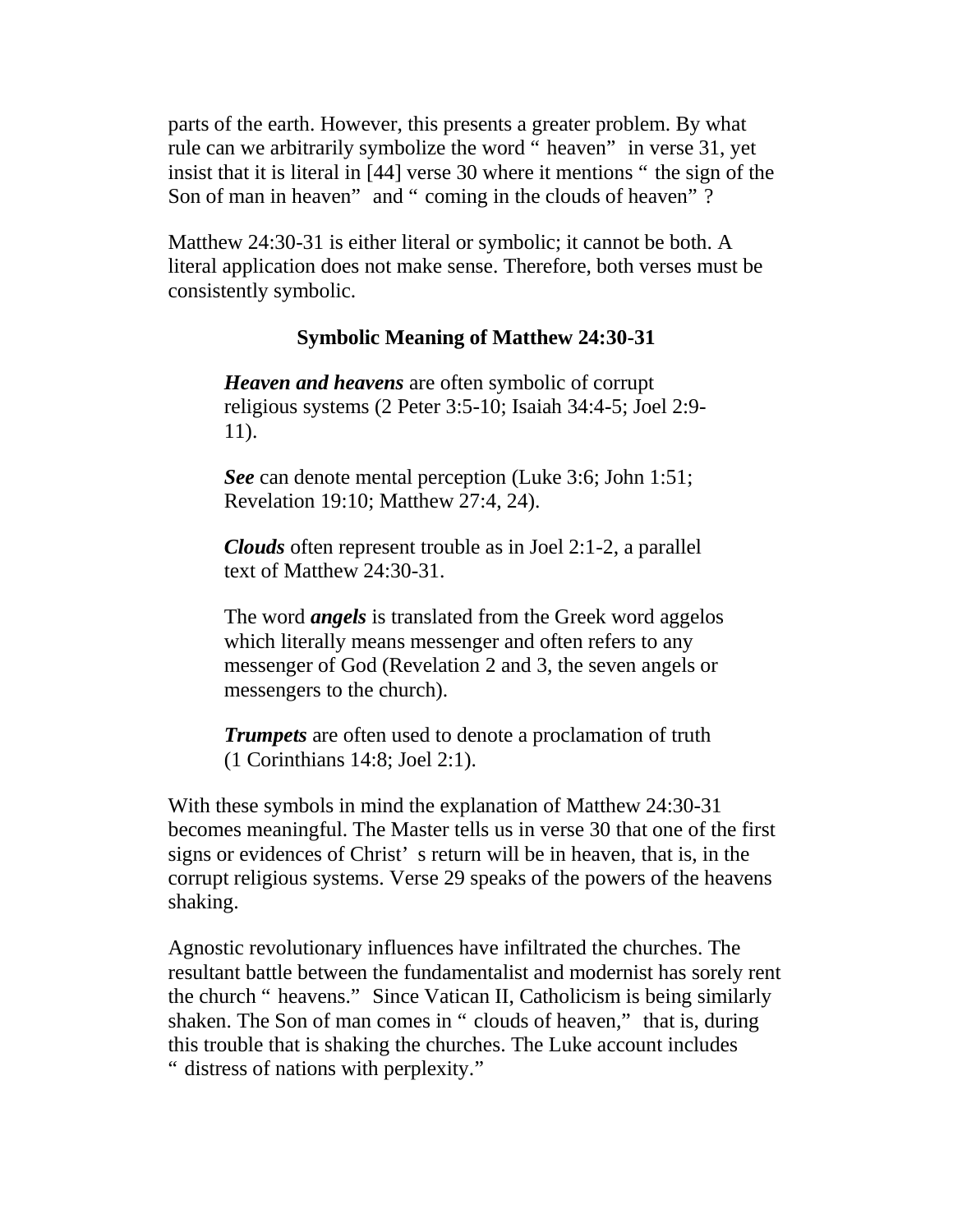parts of the earth. However, this presents a greater problem. By what rule can we arbitrarily symbolize the word "heaven" in verse 31, yet insist that it is literal in [44] verse 30 where it mentions "the sign of the Son of man in heaven" and "coming in the clouds of heaven"?

Matthew 24:30-31 is either literal or symbolic; it cannot be both. A literal application does not make sense. Therefore, both verses must be consistently symbolic.

### Symbolic Meaning of Matthew 24:30-31

> ***Heaven and heavens*** are often symbolic of corrupt religious systems (2 Peter 3:5-10; Isaiah 34:4-5; Joel 2:9-11).
>
> ***See*** can denote mental perception (Luke 3:6; John 1:51; Revelation 19:10; Matthew 27:4, 24).
>
> ***Clouds*** often represent trouble as in Joel 2:1-2, a parallel text of Matthew 24:30-31.
>
> The word ***angels*** is translated from the Greek word aggelos which literally means messenger and often refers to any messenger of God (Revelation 2 and 3, the seven angels or messengers to the church).
>
> ***Trumpets*** are often used to denote a proclamation of truth (1 Corinthians 14:8; Joel 2:1).

With these symbols in mind the explanation of Matthew 24:30-31 becomes meaningful. The Master tells us in verse 30 that one of the first signs or evidences of Christ's return will be in heaven, that is, in the corrupt religious systems. Verse 29 speaks of the powers of the heavens shaking.

Agnostic revolutionary influences have infiltrated the churches. The resultant battle between the fundamentalist and modernist has sorely rent the church "heavens." Since Vatican II, Catholicism is being similarly shaken. The Son of man comes in "clouds of heaven," that is, during this trouble that is shaking the churches. The Luke account includes "distress of nations with perplexity."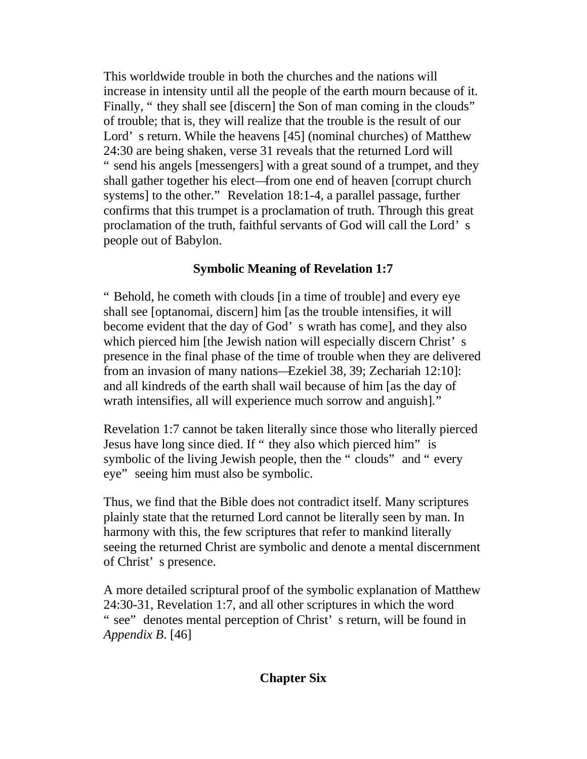This worldwide trouble in both the churches and the nations will increase in intensity until all the people of the earth mourn because of it. Finally, "they shall see [discern] the Son of man coming in the clouds" of trouble; that is, they will realize that the trouble is the result of our Lord's return. While the heavens [45] (nominal churches) of Matthew 24:30 are being shaken, verse 31 reveals that the returned Lord will "send his angels [messengers] with a great sound of a trumpet, and they shall gather together his elect—from one end of heaven [corrupt church systems] to the other." Revelation 18:1-4, a parallel passage, further confirms that this trumpet is a proclamation of truth. Through this great proclamation of the truth, faithful servants of God will call the Lord's people out of Babylon.

### Symbolic Meaning of Revelation 1:7

"Behold, he cometh with clouds [in a time of trouble] and every eye shall see [optanomai, discern] him [as the trouble intensifies, it will become evident that the day of God's wrath has come], and they also which pierced him [the Jewish nation will especially discern Christ's presence in the final phase of the time of trouble when they are delivered from an invasion of many nations—Ezekiel 38, 39; Zechariah 12:10]: and all kindreds of the earth shall wail because of him [as the day of wrath intensifies, all will experience much sorrow and anguish]."

Revelation 1:7 cannot be taken literally since those who literally pierced Jesus have long since died. If "they also which pierced him" is symbolic of the living Jewish people, then the "clouds" and "every eye" seeing him must also be symbolic.

Thus, we find that the Bible does not contradict itself. Many scriptures plainly state that the returned Lord cannot be literally seen by man. In harmony with this, the few scriptures that refer to mankind literally seeing the returned Christ are symbolic and denote a mental discernment of Christ's presence.

A more detailed scriptural proof of the symbolic explanation of Matthew 24:30-31, Revelation 1:7, and all other scriptures in which the word "see" denotes mental perception of Christ's return, will be found in *Appendix B*. [46]

## Chapter Six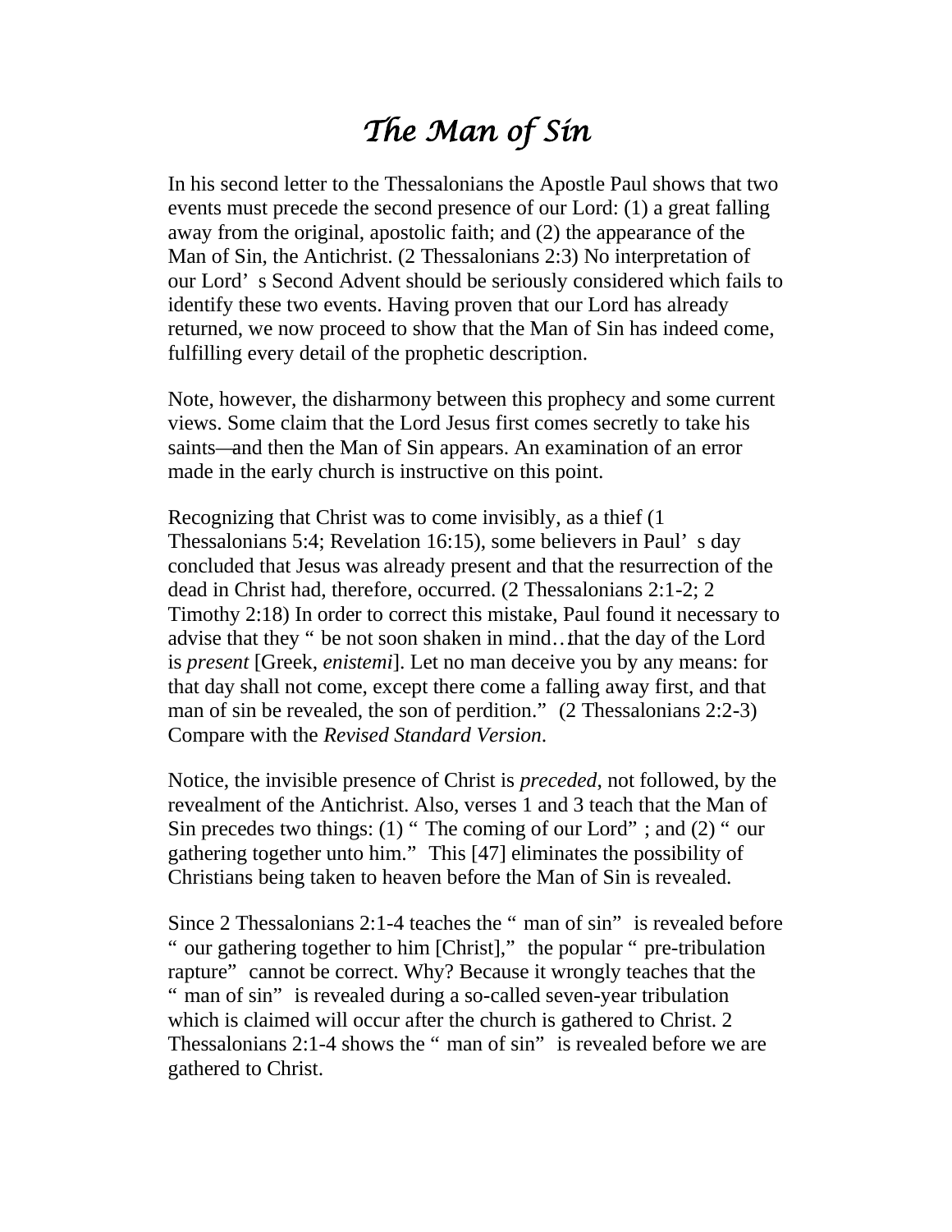# *The Man of Sin*

In his second letter to the Thessalonians the Apostle Paul shows that two events must precede the second presence of our Lord: (1) a great falling away from the original, apostolic faith; and (2) the appearance of the Man of Sin, the Antichrist. (2 Thessalonians 2:3) No interpretation of our Lord's Second Advent should be seriously considered which fails to identify these two events. Having proven that our Lord has already returned, we now proceed to show that the Man of Sin has indeed come, fulfilling every detail of the prophetic description.

Note, however, the disharmony between this prophecy and some current views. Some claim that the Lord Jesus first comes secretly to take his saints—and then the Man of Sin appears. An examination of an error made in the early church is instructive on this point.

Recognizing that Christ was to come invisibly, as a thief (1 Thessalonians 5:4; Revelation 16:15), some believers in Paul's day concluded that Jesus was already present and that the resurrection of the dead in Christ had, therefore, occurred. (2 Thessalonians 2:1-2; 2 Timothy 2:18) In order to correct this mistake, Paul found it necessary to advise that they "be not soon shaken in mind…that the day of the Lord is *present* [Greek, *enistemi*]. Let no man deceive you by any means: for that day shall not come, except there come a falling away first, and that man of sin be revealed, the son of perdition." (2 Thessalonians 2:2-3) Compare with the *Revised Standard Version*.

Notice, the invisible presence of Christ is *preceded*, not followed, by the revealment of the Antichrist. Also, verses 1 and 3 teach that the Man of Sin precedes two things: (1) "The coming of our Lord"; and (2) "our gathering together unto him." This [47] eliminates the possibility of Christians being taken to heaven before the Man of Sin is revealed.

Since 2 Thessalonians 2:1-4 teaches the "man of sin" is revealed before "our gathering together to him [Christ]," the popular "pre-tribulation rapture" cannot be correct. Why? Because it wrongly teaches that the "man of sin" is revealed during a so-called seven-year tribulation which is claimed will occur after the church is gathered to Christ. 2 Thessalonians 2:1-4 shows the "man of sin" is revealed before we are gathered to Christ.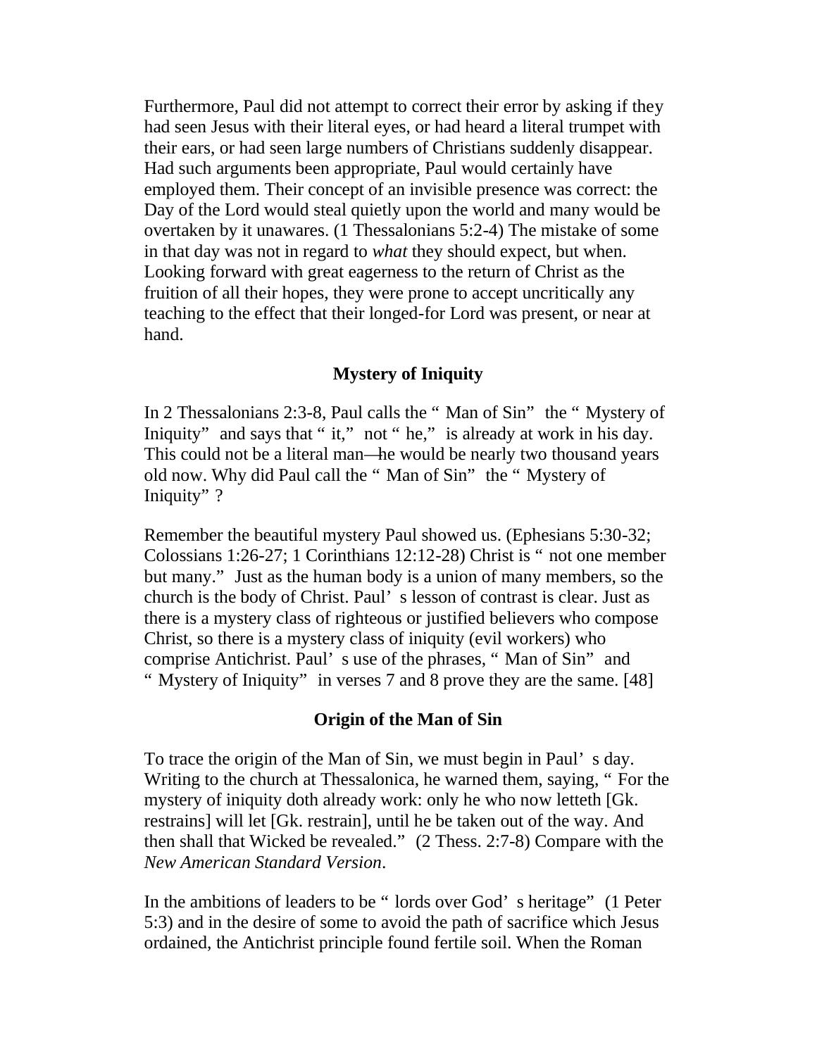Furthermore, Paul did not attempt to correct their error by asking if they had seen Jesus with their literal eyes, or had heard a literal trumpet with their ears, or had seen large numbers of Christians suddenly disappear. Had such arguments been appropriate, Paul would certainly have employed them. Their concept of an invisible presence was correct: the Day of the Lord would steal quietly upon the world and many would be overtaken by it unawares. (1 Thessalonians 5:2-4) The mistake of some in that day was not in regard to *what* they should expect, but when. Looking forward with great eagerness to the return of Christ as the fruition of all their hopes, they were prone to accept uncritically any teaching to the effect that their longed-for Lord was present, or near at hand.

### Mystery of Iniquity

In 2 Thessalonians 2:3-8, Paul calls the "Man of Sin" the "Mystery of Iniquity" and says that "it," not "he," is already at work in his day. This could not be a literal man—he would be nearly two thousand years old now. Why did Paul call the "Man of Sin" the "Mystery of Iniquity"?

Remember the beautiful mystery Paul showed us. (Ephesians 5:30-32; Colossians 1:26-27; 1 Corinthians 12:12-28) Christ is "not one member but many." Just as the human body is a union of many members, so the church is the body of Christ. Paul's lesson of contrast is clear. Just as there is a mystery class of righteous or justified believers who compose Christ, so there is a mystery class of iniquity (evil workers) who comprise Antichrist. Paul's use of the phrases, "Man of Sin" and "Mystery of Iniquity" in verses 7 and 8 prove they are the same. [48]

### Origin of the Man of Sin

To trace the origin of the Man of Sin, we must begin in Paul's day. Writing to the church at Thessalonica, he warned them, saying, "For the mystery of iniquity doth already work: only he who now letteth [Gk. restrains] will let [Gk. restrain], until he be taken out of the way. And then shall that Wicked be revealed." (2 Thess. 2:7-8) Compare with the *New American Standard Version*.

In the ambitions of leaders to be "lords over God's heritage" (1 Peter 5:3) and in the desire of some to avoid the path of sacrifice which Jesus ordained, the Antichrist principle found fertile soil. When the Roman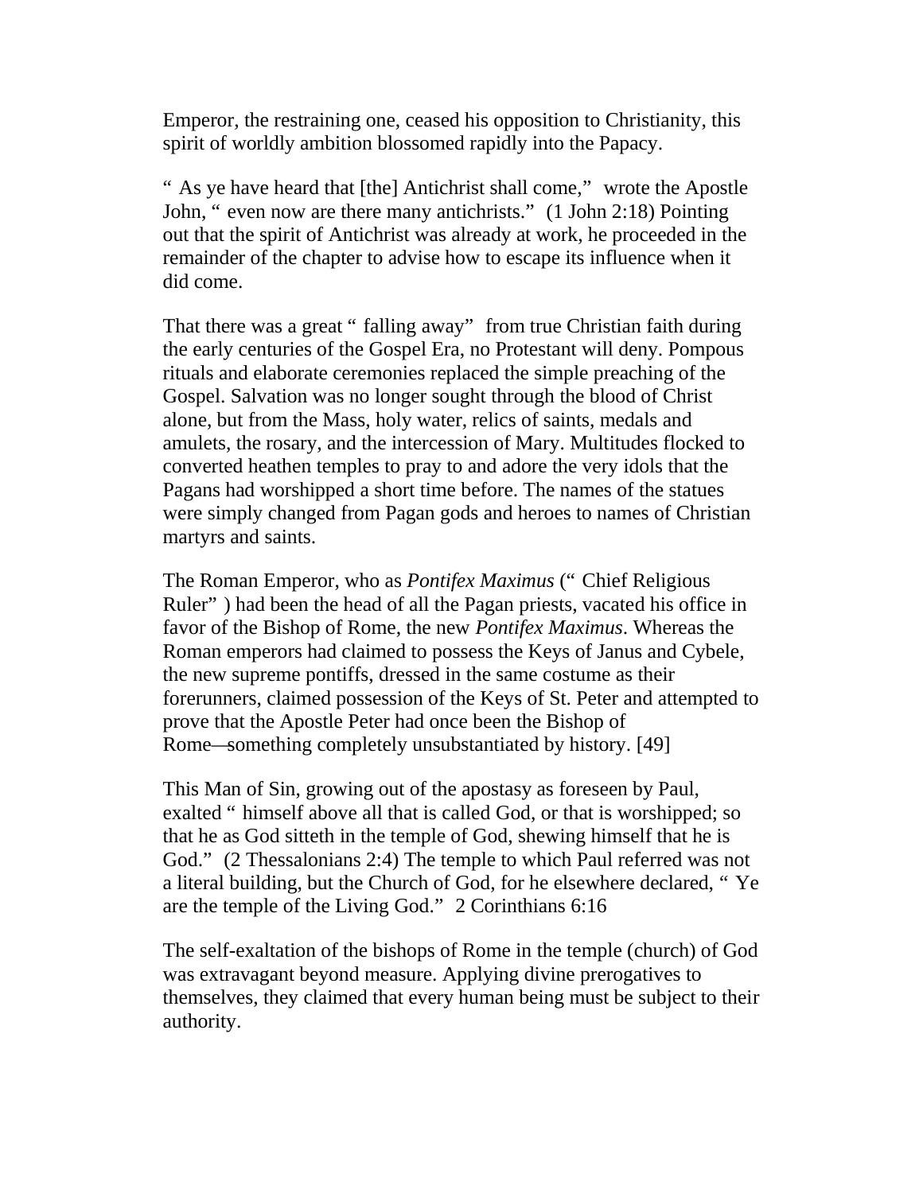Emperor, the restraining one, ceased his opposition to Christianity, this spirit of worldly ambition blossomed rapidly into the Papacy.

"As ye have heard that [the] Antichrist shall come," wrote the Apostle John, "even now are there many antichrists." (1 John 2:18) Pointing out that the spirit of Antichrist was already at work, he proceeded in the remainder of the chapter to advise how to escape its influence when it did come.

That there was a great "falling away" from true Christian faith during the early centuries of the Gospel Era, no Protestant will deny. Pompous rituals and elaborate ceremonies replaced the simple preaching of the Gospel. Salvation was no longer sought through the blood of Christ alone, but from the Mass, holy water, relics of saints, medals and amulets, the rosary, and the intercession of Mary. Multitudes flocked to converted heathen temples to pray to and adore the very idols that the Pagans had worshipped a short time before. The names of the statues were simply changed from Pagan gods and heroes to names of Christian martyrs and saints.

The Roman Emperor, who as *Pontifex Maximus* ("Chief Religious Ruler") had been the head of all the Pagan priests, vacated his office in favor of the Bishop of Rome, the new *Pontifex Maximus*. Whereas the Roman emperors had claimed to possess the Keys of Janus and Cybele, the new supreme pontiffs, dressed in the same costume as their forerunners, claimed possession of the Keys of St. Peter and attempted to prove that the Apostle Peter had once been the Bishop of Rome—something completely unsubstantiated by history. [49]

This Man of Sin, growing out of the apostasy as foreseen by Paul, exalted "himself above all that is called God, or that is worshipped; so that he as God sitteth in the temple of God, shewing himself that he is God." (2 Thessalonians 2:4) The temple to which Paul referred was not a literal building, but the Church of God, for he elsewhere declared, "Ye are the temple of the Living God." 2 Corinthians 6:16

The self-exaltation of the bishops of Rome in the temple (church) of God was extravagant beyond measure. Applying divine prerogatives to themselves, they claimed that every human being must be subject to their authority.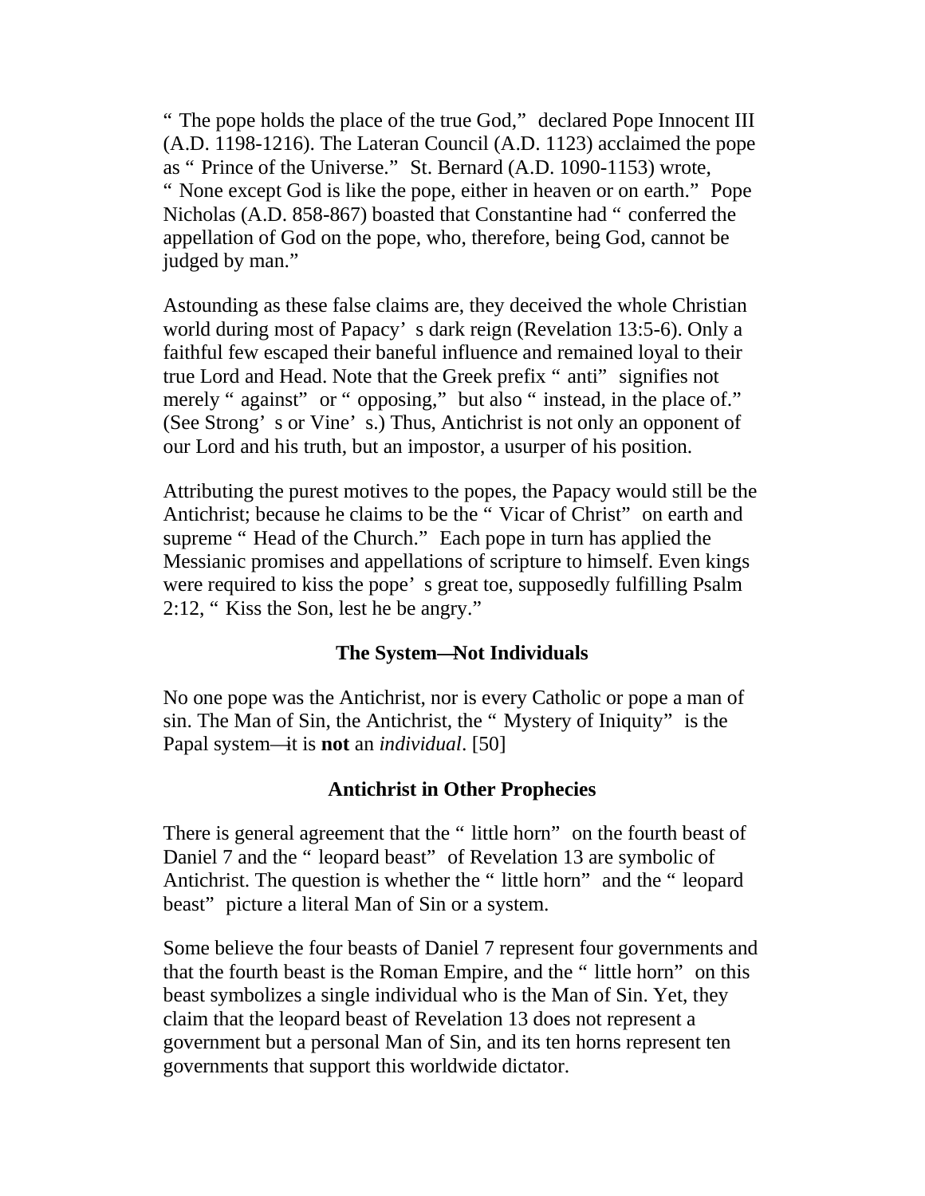"The pope holds the place of the true God," declared Pope Innocent III (A.D. 1198-1216). The Lateran Council (A.D. 1123) acclaimed the pope as "Prince of the Universe." St. Bernard (A.D. 1090-1153) wrote, "None except God is like the pope, either in heaven or on earth." Pope Nicholas (A.D. 858-867) boasted that Constantine had "conferred the appellation of God on the pope, who, therefore, being God, cannot be judged by man."

Astounding as these false claims are, they deceived the whole Christian world during most of Papacy's dark reign (Revelation 13:5-6). Only a faithful few escaped their baneful influence and remained loyal to their true Lord and Head. Note that the Greek prefix "anti" signifies not merely "against" or "opposing," but also "instead, in the place of." (See Strong's or Vine's.) Thus, Antichrist is not only an opponent of our Lord and his truth, but an impostor, a usurper of his position.

Attributing the purest motives to the popes, the Papacy would still be the Antichrist; because he claims to be the "Vicar of Christ" on earth and supreme "Head of the Church." Each pope in turn has applied the Messianic promises and appellations of scripture to himself. Even kings were required to kiss the pope's great toe, supposedly fulfilling Psalm 2:12, "Kiss the Son, lest he be angry."

### The System—Not Individuals

No one pope was the Antichrist, nor is every Catholic or pope a man of sin. The Man of Sin, the Antichrist, the "Mystery of Iniquity" is the Papal system—it is **not** an *individual*. [50]

### Antichrist in Other Prophecies

There is general agreement that the "little horn" on the fourth beast of Daniel 7 and the "leopard beast" of Revelation 13 are symbolic of Antichrist. The question is whether the "little horn" and the "leopard beast" picture a literal Man of Sin or a system.

Some believe the four beasts of Daniel 7 represent four governments and that the fourth beast is the Roman Empire, and the "little horn" on this beast symbolizes a single individual who is the Man of Sin. Yet, they claim that the leopard beast of Revelation 13 does not represent a government but a personal Man of Sin, and its ten horns represent ten governments that support this worldwide dictator.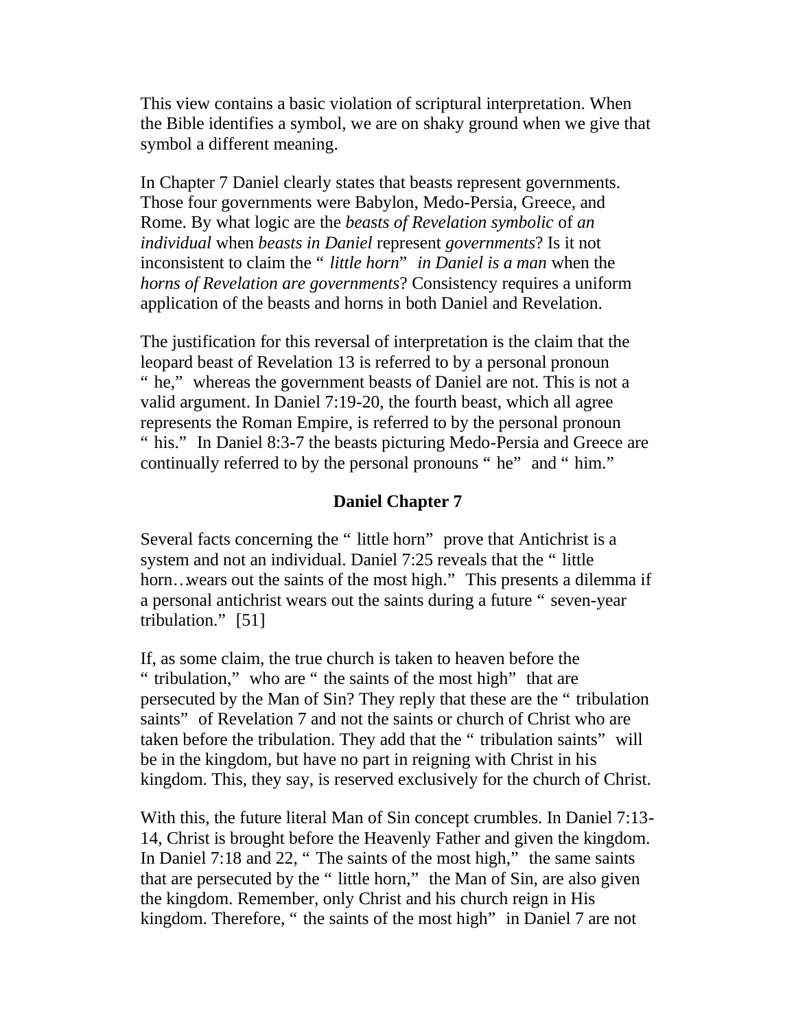This view contains a basic violation of scriptural interpretation. When the Bible identifies a symbol, we are on shaky ground when we give that symbol a different meaning.

In Chapter 7 Daniel clearly states that beasts represent governments. Those four governments were Babylon, Medo-Persia, Greece, and Rome. By what logic are the *beasts of Revelation symbolic* of *an individual* when *beasts in Daniel* represent *governments*? Is it not inconsistent to claim the "*little horn*" *in Daniel is a man* when the *horns of Revelation are governments*? Consistency requires a uniform application of the beasts and horns in both Daniel and Revelation.

The justification for this reversal of interpretation is the claim that the leopard beast of Revelation 13 is referred to by a personal pronoun "he," whereas the government beasts of Daniel are not. This is not a valid argument. In Daniel 7:19-20, the fourth beast, which all agree represents the Roman Empire, is referred to by the personal pronoun "his." In Daniel 8:3-7 the beasts picturing Medo-Persia and Greece are continually referred to by the personal pronouns "he" and "him."

### Daniel Chapter 7

Several facts concerning the "little horn" prove that Antichrist is a system and not an individual. Daniel 7:25 reveals that the "little horn…wears out the saints of the most high." This presents a dilemma if a personal antichrist wears out the saints during a future "seven-year tribulation." [51]

If, as some claim, the true church is taken to heaven before the "tribulation," who are "the saints of the most high" that are persecuted by the Man of Sin? They reply that these are the "tribulation saints" of Revelation 7 and not the saints or church of Christ who are taken before the tribulation. They add that the "tribulation saints" will be in the kingdom, but have no part in reigning with Christ in his kingdom. This, they say, is reserved exclusively for the church of Christ.

With this, the future literal Man of Sin concept crumbles. In Daniel 7:13-14, Christ is brought before the Heavenly Father and given the kingdom. In Daniel 7:18 and 22, "The saints of the most high," the same saints that are persecuted by the "little horn," the Man of Sin, are also given the kingdom. Remember, only Christ and his church reign in His kingdom. Therefore, "the saints of the most high" in Daniel 7 are not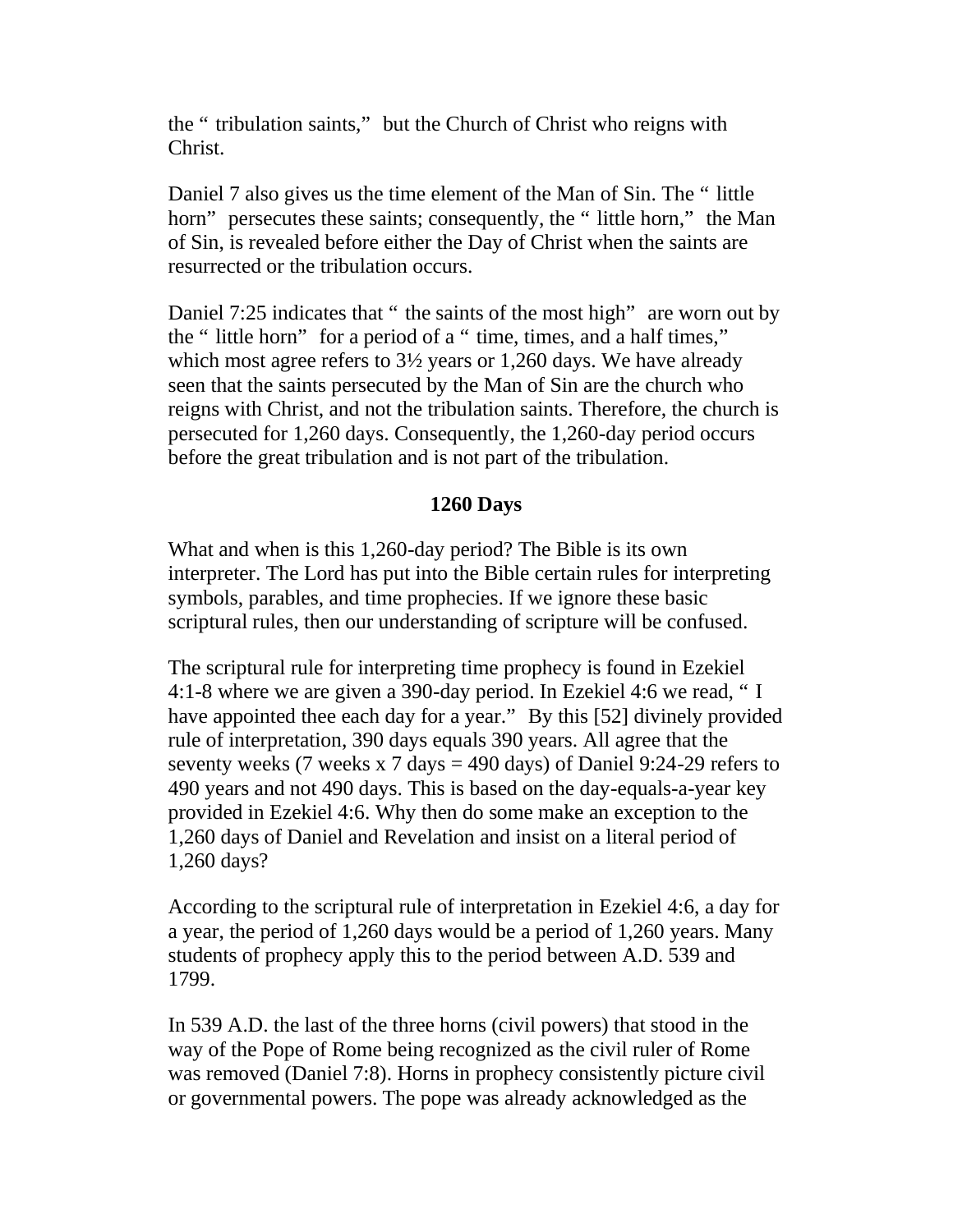the “tribulation saints,” but the Church of Christ who reigns with Christ.

Daniel 7 also gives us the time element of the Man of Sin. The “little horn” persecutes these saints; consequently, the “little horn,” the Man of Sin, is revealed before either the Day of Christ when the saints are resurrected or the tribulation occurs.

Daniel 7:25 indicates that “the saints of the most high” are worn out by the “little horn” for a period of a “time, times, and a half times,” which most agree refers to 3½ years or 1,260 days. We have already seen that the saints persecuted by the Man of Sin are the church who reigns with Christ, and not the tribulation saints. Therefore, the church is persecuted for 1,260 days. Consequently, the 1,260-day period occurs before the great tribulation and is not part of the tribulation.

## 1260 Days

What and when is this 1,260-day period? The Bible is its own interpreter. The Lord has put into the Bible certain rules for interpreting symbols, parables, and time prophecies. If we ignore these basic scriptural rules, then our understanding of scripture will be confused.

The scriptural rule for interpreting time prophecy is found in Ezekiel 4:1-8 where we are given a 390-day period. In Ezekiel 4:6 we read, “I have appointed thee each day for a year.” By this [52] divinely provided rule of interpretation, 390 days equals 390 years. All agree that the seventy weeks (7 weeks x 7 days = 490 days) of Daniel 9:24-29 refers to 490 years and not 490 days. This is based on the day-equals-a-year key provided in Ezekiel 4:6. Why then do some make an exception to the 1,260 days of Daniel and Revelation and insist on a literal period of 1,260 days?

According to the scriptural rule of interpretation in Ezekiel 4:6, a day for a year, the period of 1,260 days would be a period of 1,260 years. Many students of prophecy apply this to the period between A.D. 539 and 1799.

In 539 A.D. the last of the three horns (civil powers) that stood in the way of the Pope of Rome being recognized as the civil ruler of Rome was removed (Daniel 7:8). Horns in prophecy consistently picture civil or governmental powers. The pope was already acknowledged as the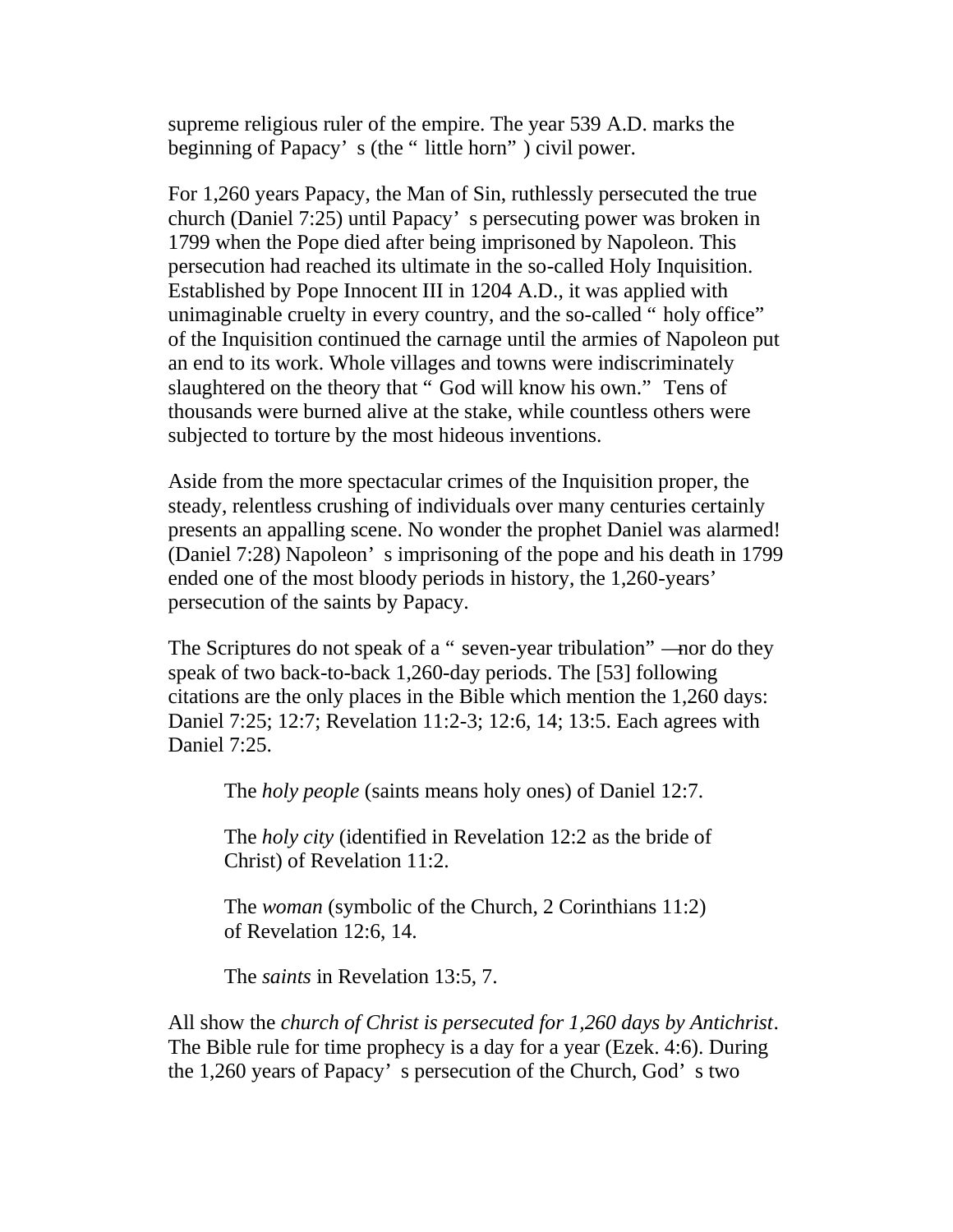supreme religious ruler of the empire. The year 539 A.D. marks the beginning of Papacy's (the "little horn") civil power.

For 1,260 years Papacy, the Man of Sin, ruthlessly persecuted the true church (Daniel 7:25) until Papacy's persecuting power was broken in 1799 when the Pope died after being imprisoned by Napoleon. This persecution had reached its ultimate in the so-called Holy Inquisition. Established by Pope Innocent III in 1204 A.D., it was applied with unimaginable cruelty in every country, and the so-called "holy office" of the Inquisition continued the carnage until the armies of Napoleon put an end to its work. Whole villages and towns were indiscriminately slaughtered on the theory that "God will know his own." Tens of thousands were burned alive at the stake, while countless others were subjected to torture by the most hideous inventions.

Aside from the more spectacular crimes of the Inquisition proper, the steady, relentless crushing of individuals over many centuries certainly presents an appalling scene. No wonder the prophet Daniel was alarmed! (Daniel 7:28) Napoleon's imprisoning of the pope and his death in 1799 ended one of the most bloody periods in history, the 1,260-years' persecution of the saints by Papacy.

The Scriptures do not speak of a "seven-year tribulation"—nor do they speak of two back-to-back 1,260-day periods. The [53] following citations are the only places in the Bible which mention the 1,260 days: Daniel 7:25; 12:7; Revelation 11:2-3; 12:6, 14; 13:5. Each agrees with Daniel 7:25.

> The *holy people* (saints means holy ones) of Daniel 12:7.
>
> The *holy city* (identified in Revelation 12:2 as the bride of Christ) of Revelation 11:2.
>
> The *woman* (symbolic of the Church, 2 Corinthians 11:2) of Revelation 12:6, 14.
>
> The *saints* in Revelation 13:5, 7.

All show the *church of Christ is persecuted for 1,260 days by Antichrist*. The Bible rule for time prophecy is a day for a year (Ezek. 4:6). During the 1,260 years of Papacy's persecution of the Church, God's two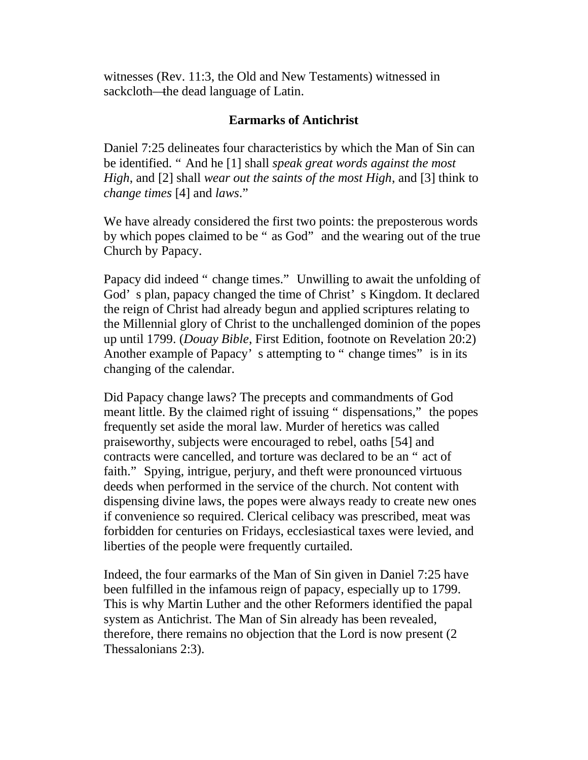witnesses (Rev. 11:3, the Old and New Testaments) witnessed in sackcloth—the dead language of Latin.

## Earmarks of Antichrist

Daniel 7:25 delineates four characteristics by which the Man of Sin can be identified. "And he [1] shall *speak great words against the most High*, and [2] shall *wear out the saints of the most High*, and [3] think to *change times* [4] and *laws*."

We have already considered the first two points: the preposterous words by which popes claimed to be "as God" and the wearing out of the true Church by Papacy.

Papacy did indeed "change times." Unwilling to await the unfolding of God's plan, papacy changed the time of Christ's Kingdom. It declared the reign of Christ had already begun and applied scriptures relating to the Millennial glory of Christ to the unchallenged dominion of the popes up until 1799. (*Douay Bible*, First Edition, footnote on Revelation 20:2) Another example of Papacy's attempting to "change times" is in its changing of the calendar.

Did Papacy change laws? The precepts and commandments of God meant little. By the claimed right of issuing "dispensations," the popes frequently set aside the moral law. Murder of heretics was called praiseworthy, subjects were encouraged to rebel, oaths [54] and contracts were cancelled, and torture was declared to be an "act of faith." Spying, intrigue, perjury, and theft were pronounced virtuous deeds when performed in the service of the church. Not content with dispensing divine laws, the popes were always ready to create new ones if convenience so required. Clerical celibacy was prescribed, meat was forbidden for centuries on Fridays, ecclesiastical taxes were levied, and liberties of the people were frequently curtailed.

Indeed, the four earmarks of the Man of Sin given in Daniel 7:25 have been fulfilled in the infamous reign of papacy, especially up to 1799. This is why Martin Luther and the other Reformers identified the papal system as Antichrist. The Man of Sin already has been revealed, therefore, there remains no objection that the Lord is now present (2 Thessalonians 2:3).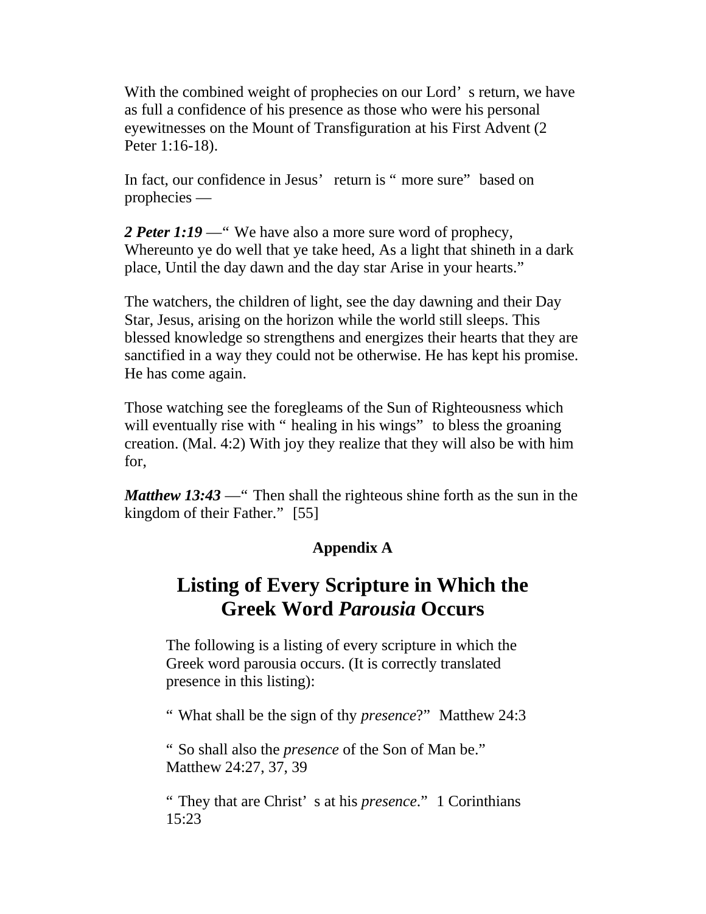With the combined weight of prophecies on our Lord's return, we have as full a confidence of his presence as those who were his personal eyewitnesses on the Mount of Transfiguration at his First Advent (2 Peter 1:16-18).

In fact, our confidence in Jesus' return is "more sure" based on prophecies —

***2 Peter 1:19*** —"We have also a more sure word of prophecy, Whereunto ye do well that ye take heed, As a light that shineth in a dark place, Until the day dawn and the day star Arise in your hearts."

The watchers, the children of light, see the day dawning and their Day Star, Jesus, arising on the horizon while the world still sleeps. This blessed knowledge so strengthens and energizes their hearts that they are sanctified in a way they could not be otherwise. He has kept his promise. He has come again.

Those watching see the foregleams of the Sun of Righteousness which will eventually rise with "healing in his wings" to bless the groaning creation. (Mal. 4:2) With joy they realize that they will also be with him for,

***Matthew 13:43*** —"Then shall the righteous shine forth as the sun in the kingdom of their Father." [55]

**Appendix A**

# Listing of Every Scripture in Which the Greek Word *Parousia* Occurs

The following is a listing of every scripture in which the Greek word parousia occurs. (It is correctly translated presence in this listing):

"What shall be the sign of thy *presence*?" Matthew 24:3

"So shall also the *presence* of the Son of Man be." Matthew 24:27, 37, 39

"They that are Christ's at his *presence*." 1 Corinthians 15:23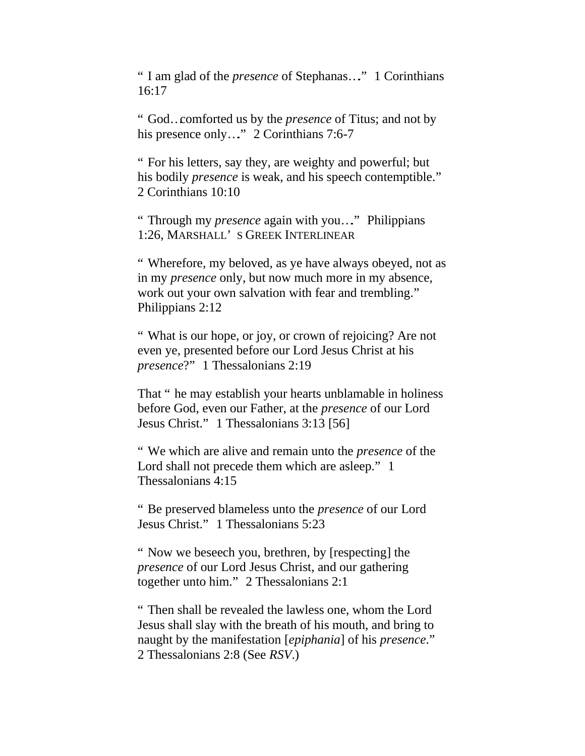"I am glad of the *presence* of Stephanas…" 1 Corinthians 16:17

"God…comforted us by the *presence* of Titus; and not by his presence only…" 2 Corinthians 7:6-7

"For his letters, say they, are weighty and powerful; but his bodily *presence* is weak, and his speech contemptible." 2 Corinthians 10:10

"Through my *presence* again with you…" Philippians 1:26, MARSHALL'S GREEK INTERLINEAR

"Wherefore, my beloved, as ye have always obeyed, not as in my *presence* only, but now much more in my absence, work out your own salvation with fear and trembling." Philippians 2:12

"What is our hope, or joy, or crown of rejoicing? Are not even ye, presented before our Lord Jesus Christ at his *presence*?" 1 Thessalonians 2:19

That "he may establish your hearts unblamable in holiness before God, even our Father, at the *presence* of our Lord Jesus Christ." 1 Thessalonians 3:13 [56]

"We which are alive and remain unto the *presence* of the Lord shall not precede them which are asleep." 1 Thessalonians 4:15

"Be preserved blameless unto the *presence* of our Lord Jesus Christ." 1 Thessalonians 5:23

"Now we beseech you, brethren, by [respecting] the *presence* of our Lord Jesus Christ, and our gathering together unto him." 2 Thessalonians 2:1

"Then shall be revealed the lawless one, whom the Lord Jesus shall slay with the breath of his mouth, and bring to naught by the manifestation [*epiphania*] of his *presence*." 2 Thessalonians 2:8 (See *RSV*.)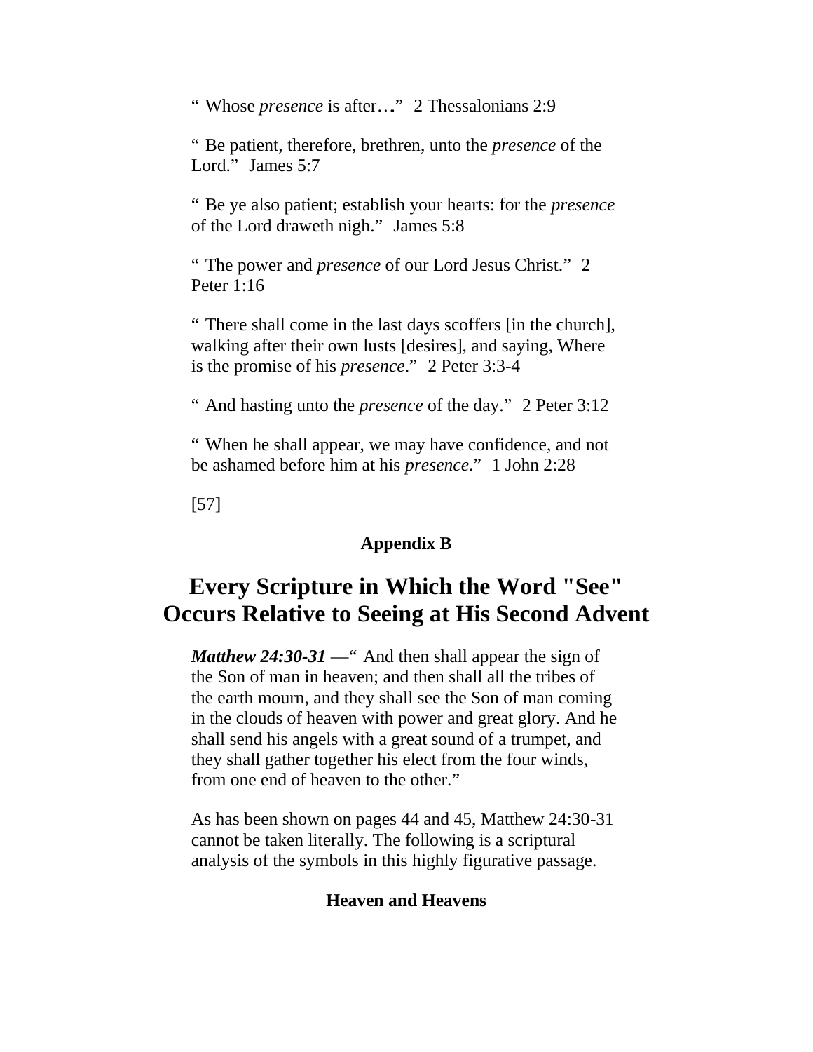" Whose *presence* is after…" 2 Thessalonians 2:9

" Be patient, therefore, brethren, unto the *presence* of the Lord." James 5:7

" Be ye also patient; establish your hearts: for the *presence* of the Lord draweth nigh." James 5:8

" The power and *presence* of our Lord Jesus Christ." 2 Peter 1:16

" There shall come in the last days scoffers [in the church], walking after their own lusts [desires], and saying, Where is the promise of his *presence*." 2 Peter 3:3-4

" And hasting unto the *presence* of the day." 2 Peter 3:12

" When he shall appear, we may have confidence, and not be ashamed before him at his *presence*." 1 John 2:28

[57]

**Appendix B**

# Every Scripture in Which the Word "See" Occurs Relative to Seeing at His Second Advent

***Matthew 24:30-31*** —" And then shall appear the sign of the Son of man in heaven; and then shall all the tribes of the earth mourn, and they shall see the Son of man coming in the clouds of heaven with power and great glory. And he shall send his angels with a great sound of a trumpet, and they shall gather together his elect from the four winds, from one end of heaven to the other."

As has been shown on pages 44 and 45, Matthew 24:30-31 cannot be taken literally. The following is a scriptural analysis of the symbols in this highly figurative passage.

### Heaven and Heavens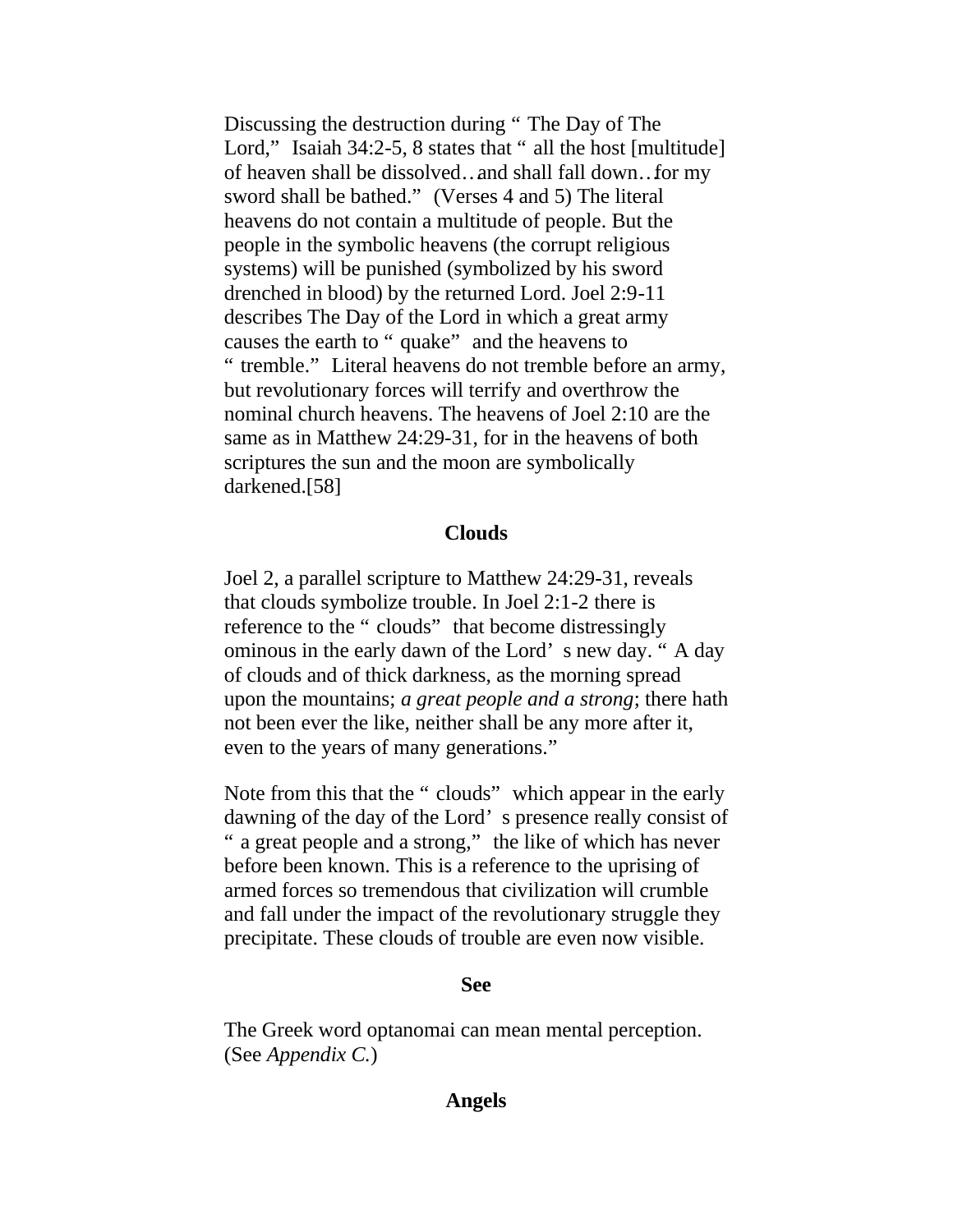Discussing the destruction during "The Day of The Lord," Isaiah 34:2-5, 8 states that "all the host [multitude] of heaven shall be dissolved…and shall fall down…for my sword shall be bathed." (Verses 4 and 5) The literal heavens do not contain a multitude of people. But the people in the symbolic heavens (the corrupt religious systems) will be punished (symbolized by his sword drenched in blood) by the returned Lord. Joel 2:9-11 describes The Day of the Lord in which a great army causes the earth to "quake" and the heavens to "tremble." Literal heavens do not tremble before an army, but revolutionary forces will terrify and overthrow the nominal church heavens. The heavens of Joel 2:10 are the same as in Matthew 24:29-31, for in the heavens of both scriptures the sun and the moon are symbolically darkened.[58]

**Clouds**

Joel 2, a parallel scripture to Matthew 24:29-31, reveals that clouds symbolize trouble. In Joel 2:1-2 there is reference to the "clouds" that become distressingly ominous in the early dawn of the Lord's new day. "A day of clouds and of thick darkness, as the morning spread upon the mountains; *a great people and a strong*; there hath not been ever the like, neither shall be any more after it, even to the years of many generations."

Note from this that the "clouds" which appear in the early dawning of the day of the Lord's presence really consist of "a great people and a strong," the like of which has never before been known. This is a reference to the uprising of armed forces so tremendous that civilization will crumble and fall under the impact of the revolutionary struggle they precipitate. These clouds of trouble are even now visible.

**See**

The Greek word optanomai can mean mental perception. (See *Appendix C.*)

**Angels**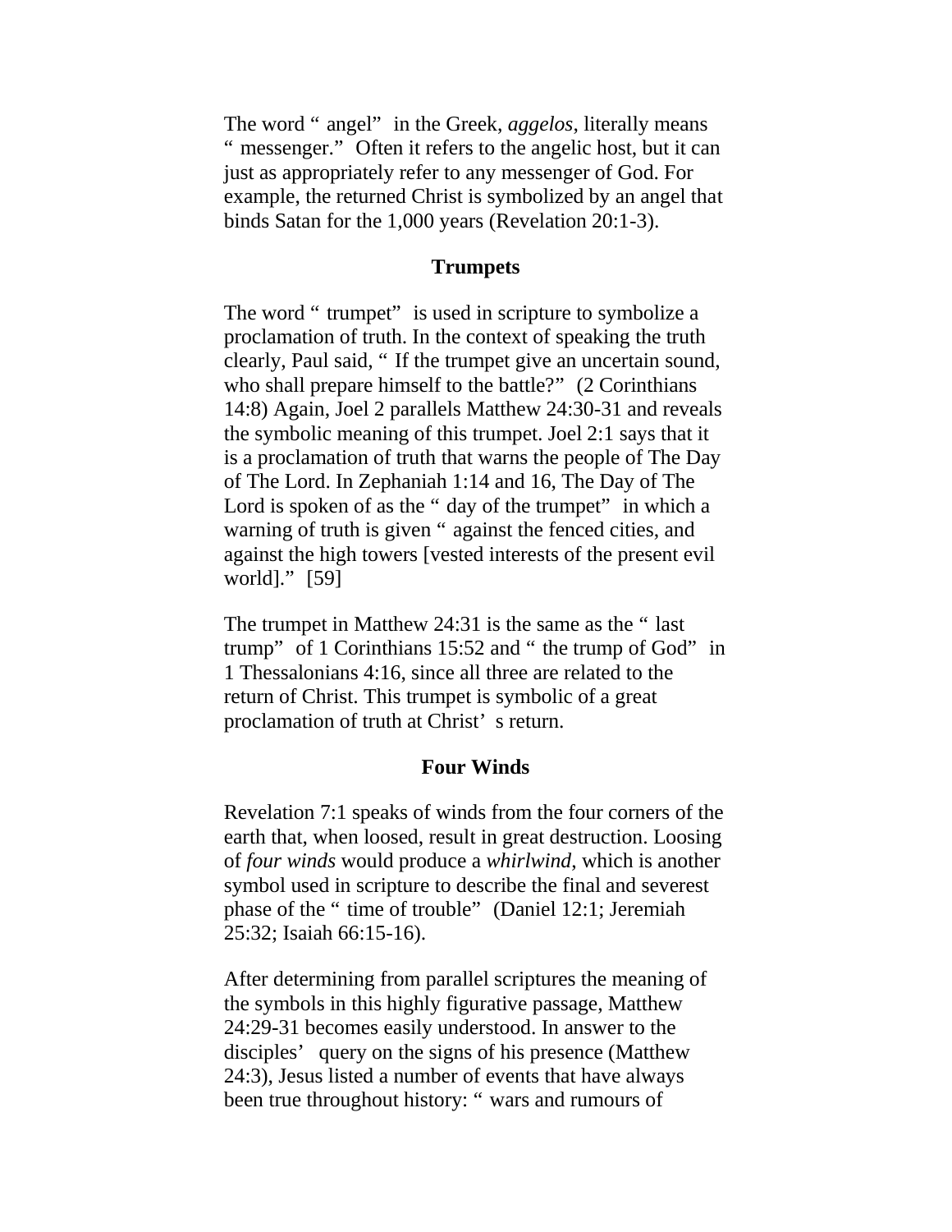The word "angel" in the Greek, *aggelos*, literally means "messenger." Often it refers to the angelic host, but it can just as appropriately refer to any messenger of God. For example, the returned Christ is symbolized by an angel that binds Satan for the 1,000 years (Revelation 20:1-3).

### Trumpets

The word "trumpet" is used in scripture to symbolize a proclamation of truth. In the context of speaking the truth clearly, Paul said, "If the trumpet give an uncertain sound, who shall prepare himself to the battle?" (2 Corinthians 14:8) Again, Joel 2 parallels Matthew 24:30-31 and reveals the symbolic meaning of this trumpet. Joel 2:1 says that it is a proclamation of truth that warns the people of The Day of The Lord. In Zephaniah 1:14 and 16, The Day of The Lord is spoken of as the "day of the trumpet" in which a warning of truth is given "against the fenced cities, and against the high towers [vested interests of the present evil world]." [59]

The trumpet in Matthew 24:31 is the same as the "last trump" of 1 Corinthians 15:52 and "the trump of God" in 1 Thessalonians 4:16, since all three are related to the return of Christ. This trumpet is symbolic of a great proclamation of truth at Christ's return.

### Four Winds

Revelation 7:1 speaks of winds from the four corners of the earth that, when loosed, result in great destruction. Loosing of *four winds* would produce a *whirlwind*, which is another symbol used in scripture to describe the final and severest phase of the "time of trouble" (Daniel 12:1; Jeremiah 25:32; Isaiah 66:15-16).

After determining from parallel scriptures the meaning of the symbols in this highly figurative passage, Matthew 24:29-31 becomes easily understood. In answer to the disciples' query on the signs of his presence (Matthew 24:3), Jesus listed a number of events that have always been true throughout history: "wars and rumours of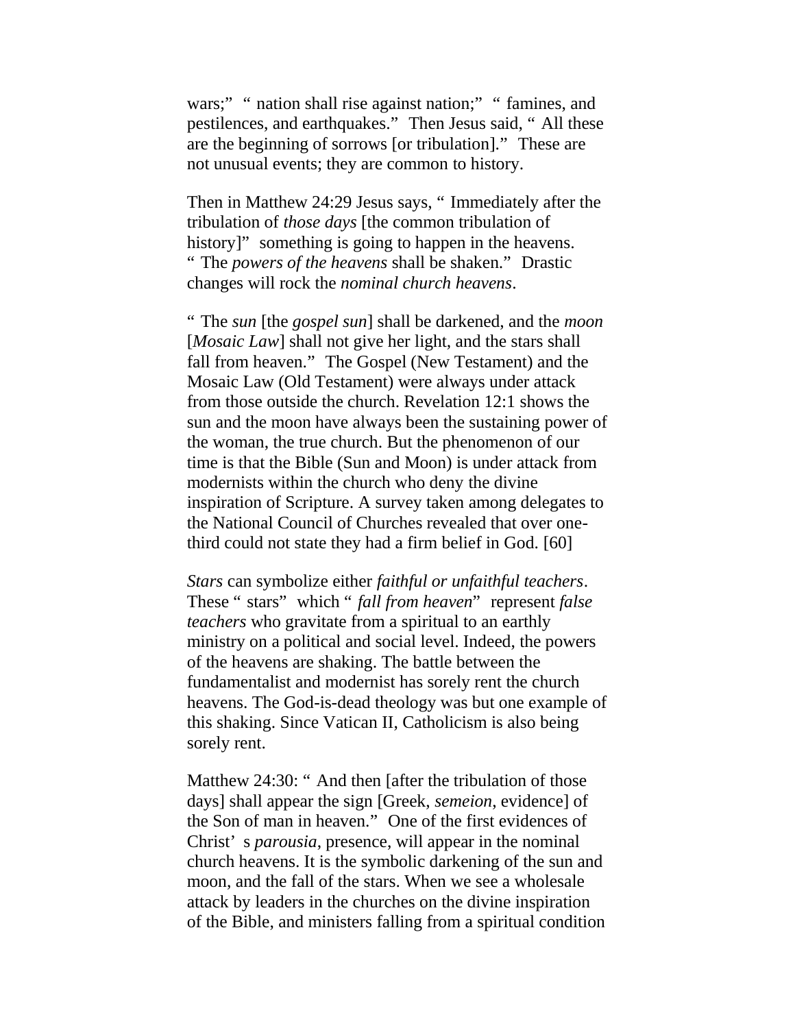wars;" "nation shall rise against nation;" "famines, and pestilences, and earthquakes." Then Jesus said, "All these are the beginning of sorrows [or tribulation]." These are not unusual events; they are common to history.

Then in Matthew 24:29 Jesus says, "Immediately after the tribulation of *those days* [the common tribulation of history]" something is going to happen in the heavens. "The *powers of the heavens* shall be shaken." Drastic changes will rock the *nominal church heavens*.

"The *sun* [the *gospel sun*] shall be darkened, and the *moon* [*Mosaic Law*] shall not give her light, and the stars shall fall from heaven." The Gospel (New Testament) and the Mosaic Law (Old Testament) were always under attack from those outside the church. Revelation 12:1 shows the sun and the moon have always been the sustaining power of the woman, the true church. But the phenomenon of our time is that the Bible (Sun and Moon) is under attack from modernists within the church who deny the divine inspiration of Scripture. A survey taken among delegates to the National Council of Churches revealed that over one-third could not state they had a firm belief in God. [60]

*Stars* can symbolize either *faithful or unfaithful teachers*. These "stars" which "*fall from heaven*" represent *false teachers* who gravitate from a spiritual to an earthly ministry on a political and social level. Indeed, the powers of the heavens are shaking. The battle between the fundamentalist and modernist has sorely rent the church heavens. The God-is-dead theology was but one example of this shaking. Since Vatican II, Catholicism is also being sorely rent.

Matthew 24:30: "And then [after the tribulation of those days] shall appear the sign [Greek, *semeion*, evidence] of the Son of man in heaven." One of the first evidences of Christ's *parousia*, presence, will appear in the nominal church heavens. It is the symbolic darkening of the sun and moon, and the fall of the stars. When we see a wholesale attack by leaders in the churches on the divine inspiration of the Bible, and ministers falling from a spiritual condition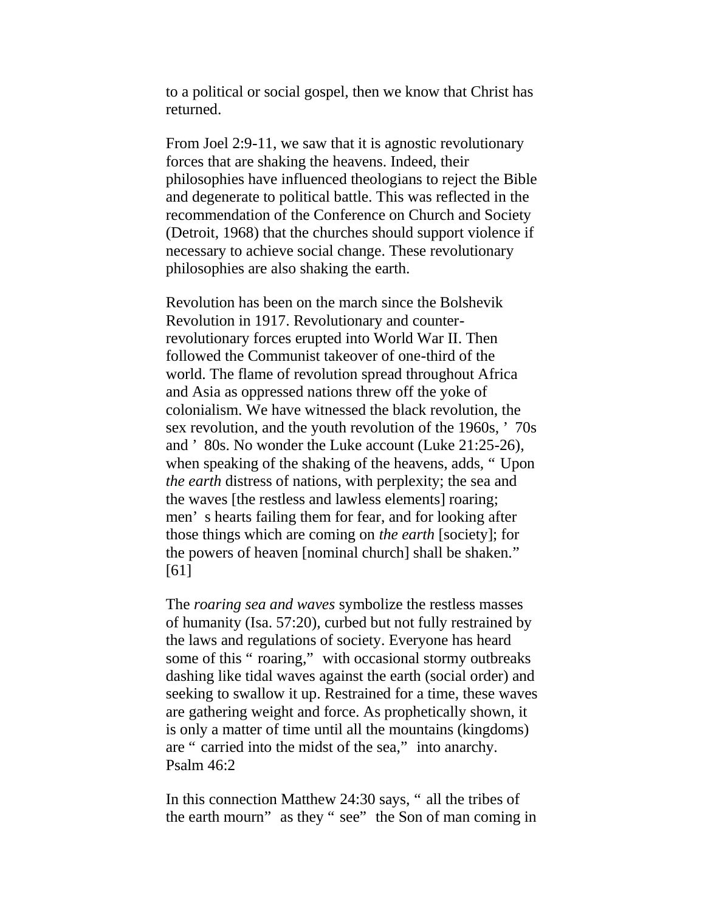to a political or social gospel, then we know that Christ has returned.

From Joel 2:9-11, we saw that it is agnostic revolutionary forces that are shaking the heavens. Indeed, their philosophies have influenced theologians to reject the Bible and degenerate to political battle. This was reflected in the recommendation of the Conference on Church and Society (Detroit, 1968) that the churches should support violence if necessary to achieve social change. These revolutionary philosophies are also shaking the earth.

Revolution has been on the march since the Bolshevik Revolution in 1917. Revolutionary and counter-revolutionary forces erupted into World War II. Then followed the Communist takeover of one-third of the world. The flame of revolution spread throughout Africa and Asia as oppressed nations threw off the yoke of colonialism. We have witnessed the black revolution, the sex revolution, and the youth revolution of the 1960s, '70s and '80s. No wonder the Luke account (Luke 21:25-26), when speaking of the shaking of the heavens, adds, "Upon *the earth* distress of nations, with perplexity; the sea and the waves [the restless and lawless elements] roaring; men's hearts failing them for fear, and for looking after those things which are coming on *the earth* [society]; for the powers of heaven [nominal church] shall be shaken." [61]

The *roaring sea and waves* symbolize the restless masses of humanity (Isa. 57:20), curbed but not fully restrained by the laws and regulations of society. Everyone has heard some of this "roaring," with occasional stormy outbreaks dashing like tidal waves against the earth (social order) and seeking to swallow it up. Restrained for a time, these waves are gathering weight and force. As prophetically shown, it is only a matter of time until all the mountains (kingdoms) are "carried into the midst of the sea," into anarchy. Psalm 46:2

In this connection Matthew 24:30 says, "all the tribes of the earth mourn" as they "see" the Son of man coming in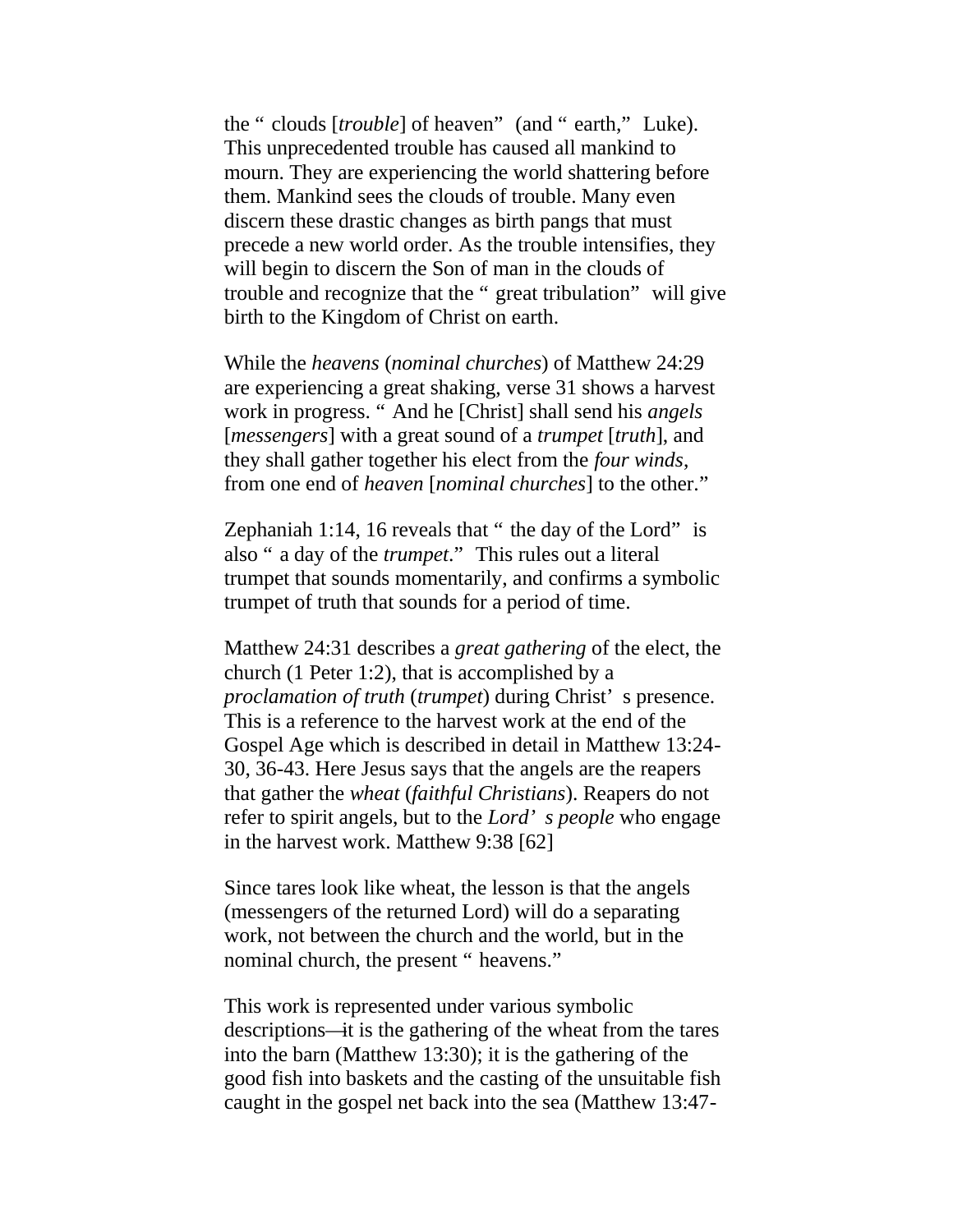the "clouds [*trouble*] of heaven" (and "earth," Luke). This unprecedented trouble has caused all mankind to mourn. They are experiencing the world shattering before them. Mankind sees the clouds of trouble. Many even discern these drastic changes as birth pangs that must precede a new world order. As the trouble intensifies, they will begin to discern the Son of man in the clouds of trouble and recognize that the "great tribulation" will give birth to the Kingdom of Christ on earth.

While the *heavens* (*nominal churches*) of Matthew 24:29 are experiencing a great shaking, verse 31 shows a harvest work in progress. "And he [Christ] shall send his *angels* [*messengers*] with a great sound of a *trumpet* [*truth*], and they shall gather together his elect from the *four winds*, from one end of *heaven* [*nominal churches*] to the other."

Zephaniah 1:14, 16 reveals that "the day of the Lord" is also "a day of the *trumpet*." This rules out a literal trumpet that sounds momentarily, and confirms a symbolic trumpet of truth that sounds for a period of time.

Matthew 24:31 describes a *great gathering* of the elect, the church (1 Peter 1:2), that is accomplished by a *proclamation of truth* (*trumpet*) during Christ's presence. This is a reference to the harvest work at the end of the Gospel Age which is described in detail in Matthew 13:24-30, 36-43. Here Jesus says that the angels are the reapers that gather the *wheat* (*faithful Christians*). Reapers do not refer to spirit angels, but to the *Lord's people* who engage in the harvest work. Matthew 9:38 [62]

Since tares look like wheat, the lesson is that the angels (messengers of the returned Lord) will do a separating work, not between the church and the world, but in the nominal church, the present "heavens."

This work is represented under various symbolic descriptions—it is the gathering of the wheat from the tares into the barn (Matthew 13:30); it is the gathering of the good fish into baskets and the casting of the unsuitable fish caught in the gospel net back into the sea (Matthew 13:47-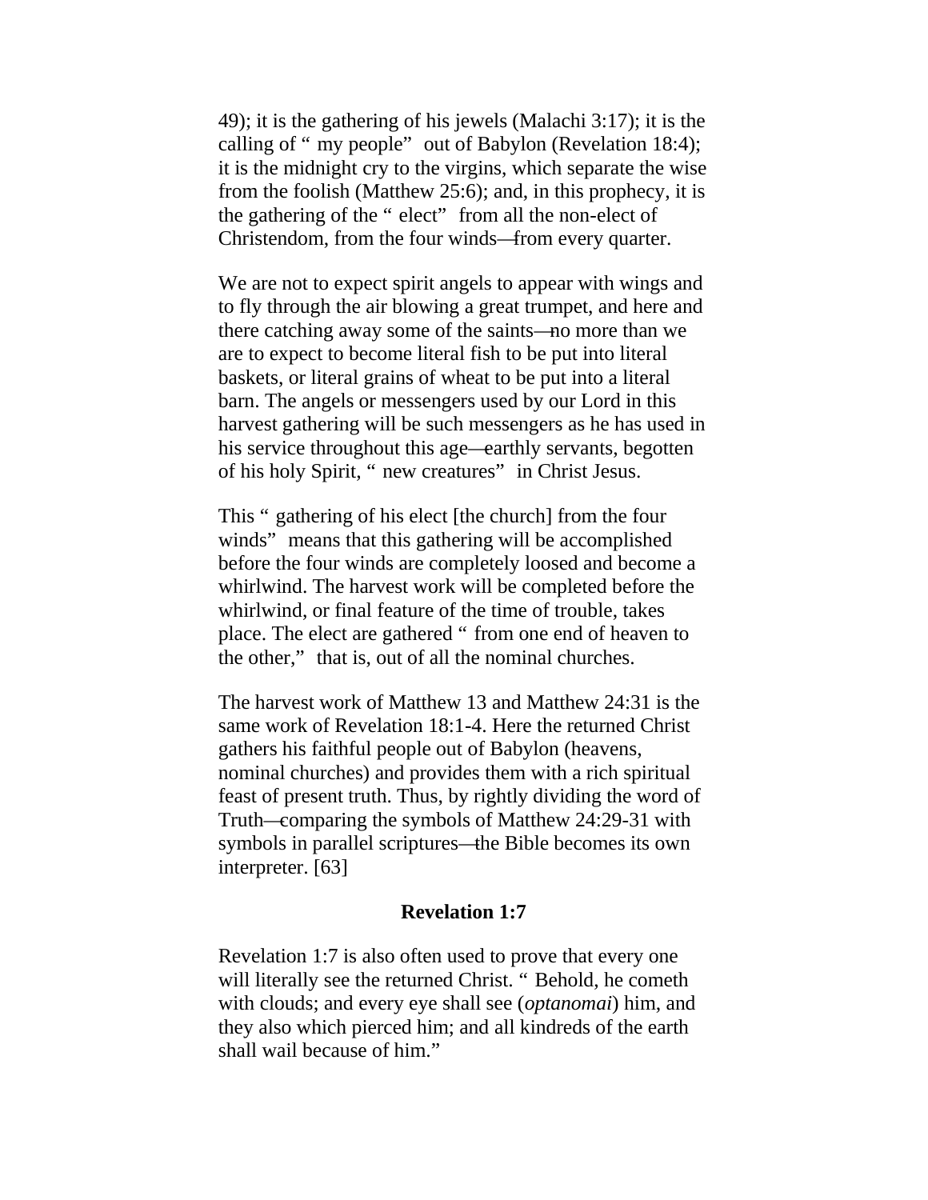49); it is the gathering of his jewels (Malachi 3:17); it is the calling of "my people" out of Babylon (Revelation 18:4); it is the midnight cry to the virgins, which separate the wise from the foolish (Matthew 25:6); and, in this prophecy, it is the gathering of the "elect" from all the non-elect of Christendom, from the four winds—from every quarter.

We are not to expect spirit angels to appear with wings and to fly through the air blowing a great trumpet, and here and there catching away some of the saints—no more than we are to expect to become literal fish to be put into literal baskets, or literal grains of wheat to be put into a literal barn. The angels or messengers used by our Lord in this harvest gathering will be such messengers as he has used in his service throughout this age—earthly servants, begotten of his holy Spirit, "new creatures" in Christ Jesus.

This "gathering of his elect [the church] from the four winds" means that this gathering will be accomplished before the four winds are completely loosed and become a whirlwind. The harvest work will be completed before the whirlwind, or final feature of the time of trouble, takes place. The elect are gathered "from one end of heaven to the other," that is, out of all the nominal churches.

The harvest work of Matthew 13 and Matthew 24:31 is the same work of Revelation 18:1-4. Here the returned Christ gathers his faithful people out of Babylon (heavens, nominal churches) and provides them with a rich spiritual feast of present truth. Thus, by rightly dividing the word of Truth—comparing the symbols of Matthew 24:29-31 with symbols in parallel scriptures—the Bible becomes its own interpreter. [63]

### Revelation 1:7

Revelation 1:7 is also often used to prove that every one will literally see the returned Christ. "Behold, he cometh with clouds; and every eye shall see (*optanomai*) him, and they also which pierced him; and all kindreds of the earth shall wail because of him."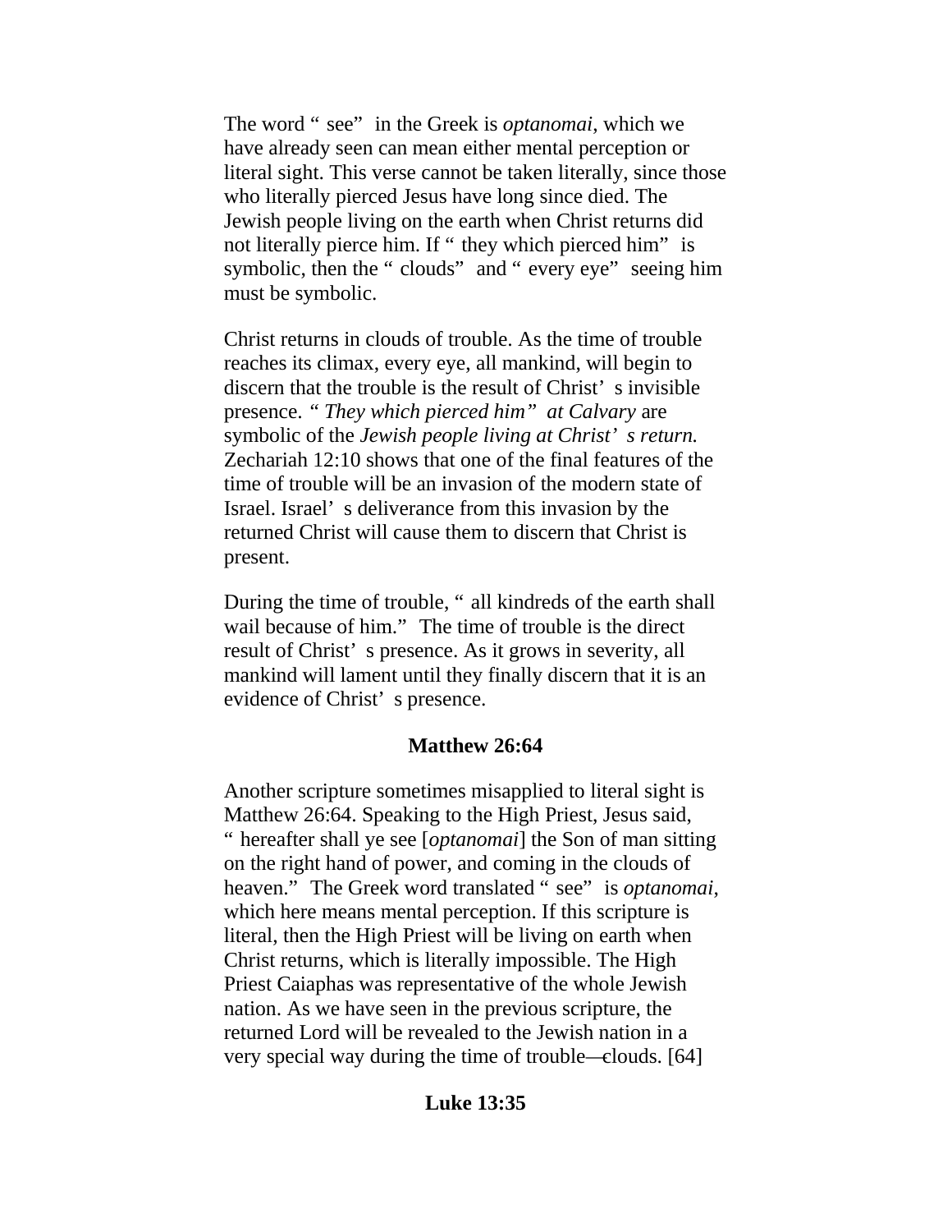The word "see" in the Greek is *optanomai*, which we have already seen can mean either mental perception or literal sight. This verse cannot be taken literally, since those who literally pierced Jesus have long since died. The Jewish people living on the earth when Christ returns did not literally pierce him. If "they which pierced him" is symbolic, then the "clouds" and "every eye" seeing him must be symbolic.

Christ returns in clouds of trouble. As the time of trouble reaches its climax, every eye, all mankind, will begin to discern that the trouble is the result of Christ's invisible presence. *"They which pierced him" at Calvary* are symbolic of the *Jewish people living at Christ's return.* Zechariah 12:10 shows that one of the final features of the time of trouble will be an invasion of the modern state of Israel. Israel's deliverance from this invasion by the returned Christ will cause them to discern that Christ is present.

During the time of trouble, "all kindreds of the earth shall wail because of him." The time of trouble is the direct result of Christ's presence. As it grows in severity, all mankind will lament until they finally discern that it is an evidence of Christ's presence.

### Matthew 26:64

Another scripture sometimes misapplied to literal sight is Matthew 26:64. Speaking to the High Priest, Jesus said, "hereafter shall ye see [*optanomai*] the Son of man sitting on the right hand of power, and coming in the clouds of heaven." The Greek word translated "see" is *optanomai*, which here means mental perception. If this scripture is literal, then the High Priest will be living on earth when Christ returns, which is literally impossible. The High Priest Caiaphas was representative of the whole Jewish nation. As we have seen in the previous scripture, the returned Lord will be revealed to the Jewish nation in a very special way during the time of trouble—clouds. [64]

### Luke 13:35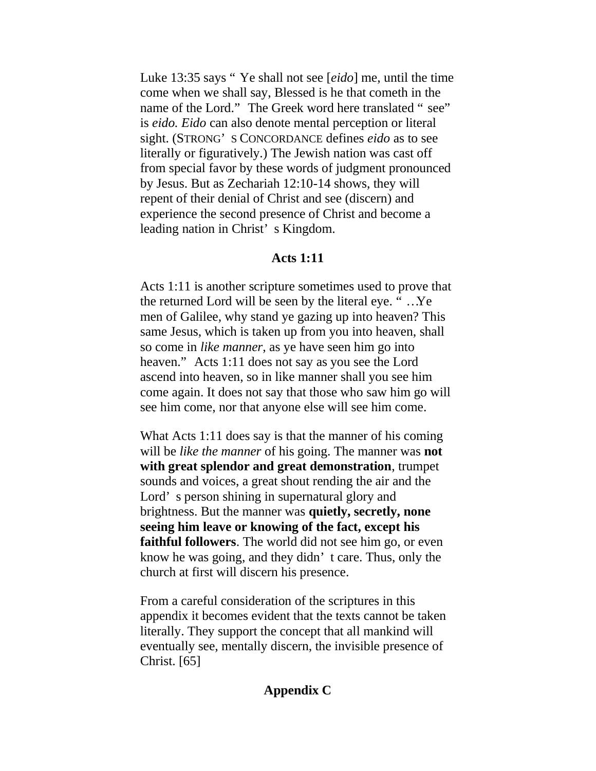Luke 13:35 says "Ye shall not see [*eido*] me, until the time come when we shall say, Blessed is he that cometh in the name of the Lord." The Greek word here translated "see" is *eido. Eido* can also denote mental perception or literal sight. (STRONG'S CONCORDANCE defines *eido* as to see literally or figuratively.) The Jewish nation was cast off from special favor by these words of judgment pronounced by Jesus. But as Zechariah 12:10-14 shows, they will repent of their denial of Christ and see (discern) and experience the second presence of Christ and become a leading nation in Christ's Kingdom.

### Acts 1:11

Acts 1:11 is another scripture sometimes used to prove that the returned Lord will be seen by the literal eye. "…Ye men of Galilee, why stand ye gazing up into heaven? This same Jesus, which is taken up from you into heaven, shall so come in *like manner*, as ye have seen him go into heaven." Acts 1:11 does not say as you see the Lord ascend into heaven, so in like manner shall you see him come again. It does not say that those who saw him go will see him come, nor that anyone else will see him come.

What Acts 1:11 does say is that the manner of his coming will be *like the manner* of his going. The manner was **not with great splendor and great demonstration**, trumpet sounds and voices, a great shout rending the air and the Lord's person shining in supernatural glory and brightness. But the manner was **quietly, secretly, none seeing him leave or knowing of the fact, except his faithful followers**. The world did not see him go, or even know he was going, and they didn't care. Thus, only the church at first will discern his presence.

From a careful consideration of the scriptures in this appendix it becomes evident that the texts cannot be taken literally. They support the concept that all mankind will eventually see, mentally discern, the invisible presence of Christ. [65]

## Appendix C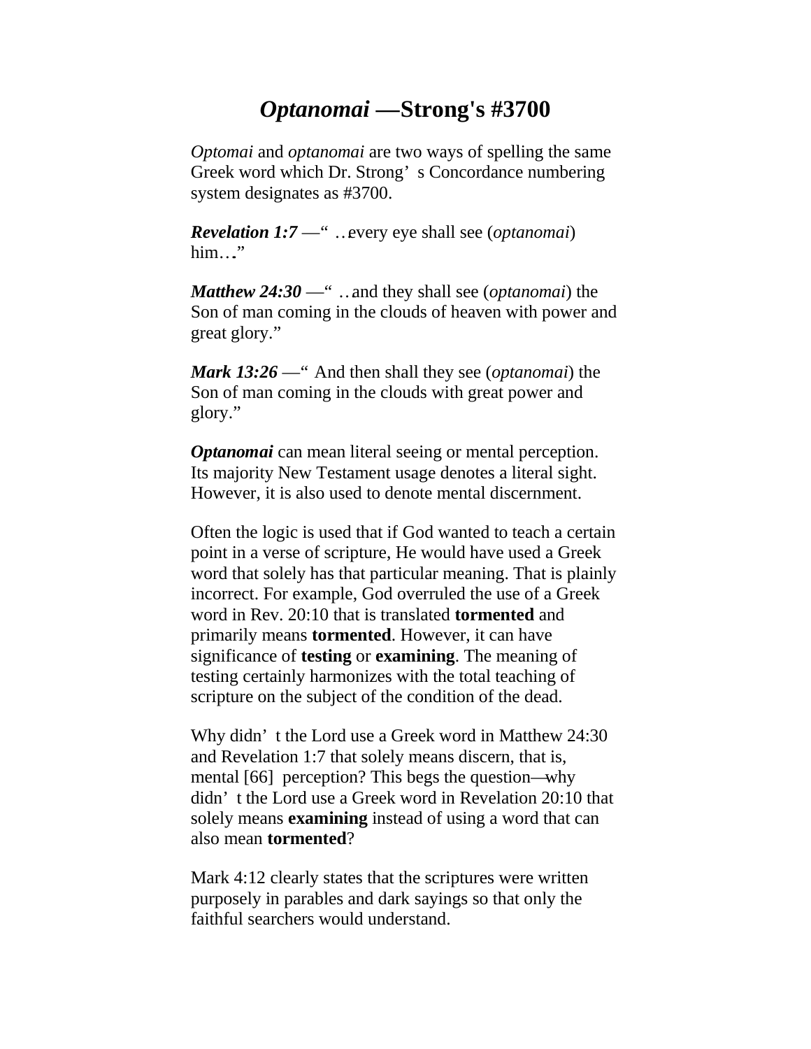# *Optanomai* —Strong's #3700

*Optomai* and *optanomai* are two ways of spelling the same Greek word which Dr. Strong's Concordance numbering system designates as #3700.

***Revelation 1:7*** —"…every eye shall see (*optanomai*) him…"

***Matthew 24:30*** —"…and they shall see (*optanomai*) the Son of man coming in the clouds of heaven with power and great glory."

***Mark 13:26*** —"And then shall they see (*optanomai*) the Son of man coming in the clouds with great power and glory."

***Optanomai*** can mean literal seeing or mental perception. Its majority New Testament usage denotes a literal sight. However, it is also used to denote mental discernment.

Often the logic is used that if God wanted to teach a certain point in a verse of scripture, He would have used a Greek word that solely has that particular meaning. That is plainly incorrect. For example, God overruled the use of a Greek word in Rev. 20:10 that is translated **tormented** and primarily means **tormented**. However, it can have significance of **testing** or **examining**. The meaning of testing certainly harmonizes with the total teaching of scripture on the subject of the condition of the dead.

Why didn't the Lord use a Greek word in Matthew 24:30 and Revelation 1:7 that solely means discern, that is, mental [66] perception? This begs the question—why didn't the Lord use a Greek word in Revelation 20:10 that solely means **examining** instead of using a word that can also mean **tormented**?

Mark 4:12 clearly states that the scriptures were written purposely in parables and dark sayings so that only the faithful searchers would understand.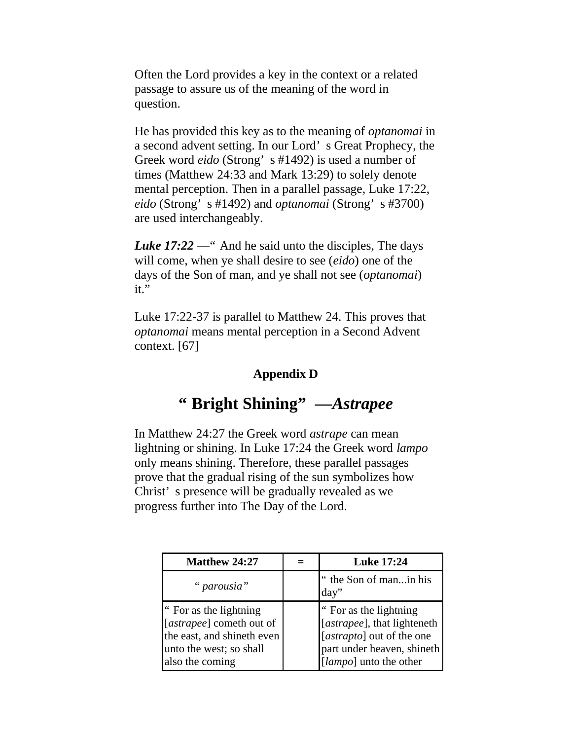Often the Lord provides a key in the context or a related passage to assure us of the meaning of the word in question.

He has provided this key as to the meaning of *optanomai* in a second advent setting. In our Lord's Great Prophecy, the Greek word *eido* (Strong's #1492) is used a number of times (Matthew 24:33 and Mark 13:29) to solely denote mental perception. Then in a parallel passage, Luke 17:22, *eido* (Strong's #1492) and *optanomai* (Strong's #3700) are used interchangeably.

***Luke 17:22*** —"And he said unto the disciples, The days will come, when ye shall desire to see (*eido*) one of the days of the Son of man, and ye shall not see (*optanomai*) it."

Luke 17:22-37 is parallel to Matthew 24. This proves that *optanomai* means mental perception in a Second Advent context. [67]

## Appendix D

# "Bright Shining" —*Astrapee*

In Matthew 24:27 the Greek word *astrape* can mean lightning or shining. In Luke 17:24 the Greek word *lampo* only means shining. Therefore, these parallel passages prove that the gradual rising of the sun symbolizes how Christ's presence will be gradually revealed as we progress further into The Day of the Lord.

| Matthew 24:27 | = | Luke 17:24 |
|---|---|---|
| "*parousia*" | | "the Son of man...in his day" |
| "For as the lightning [*astrapee*] cometh out of the east, and shineth even unto the west; so shall also the coming | | "For as the lightning [*astrapee*], that lighteneth [*astrapto*] out of the one part under heaven, shineth [*lampo*] unto the other |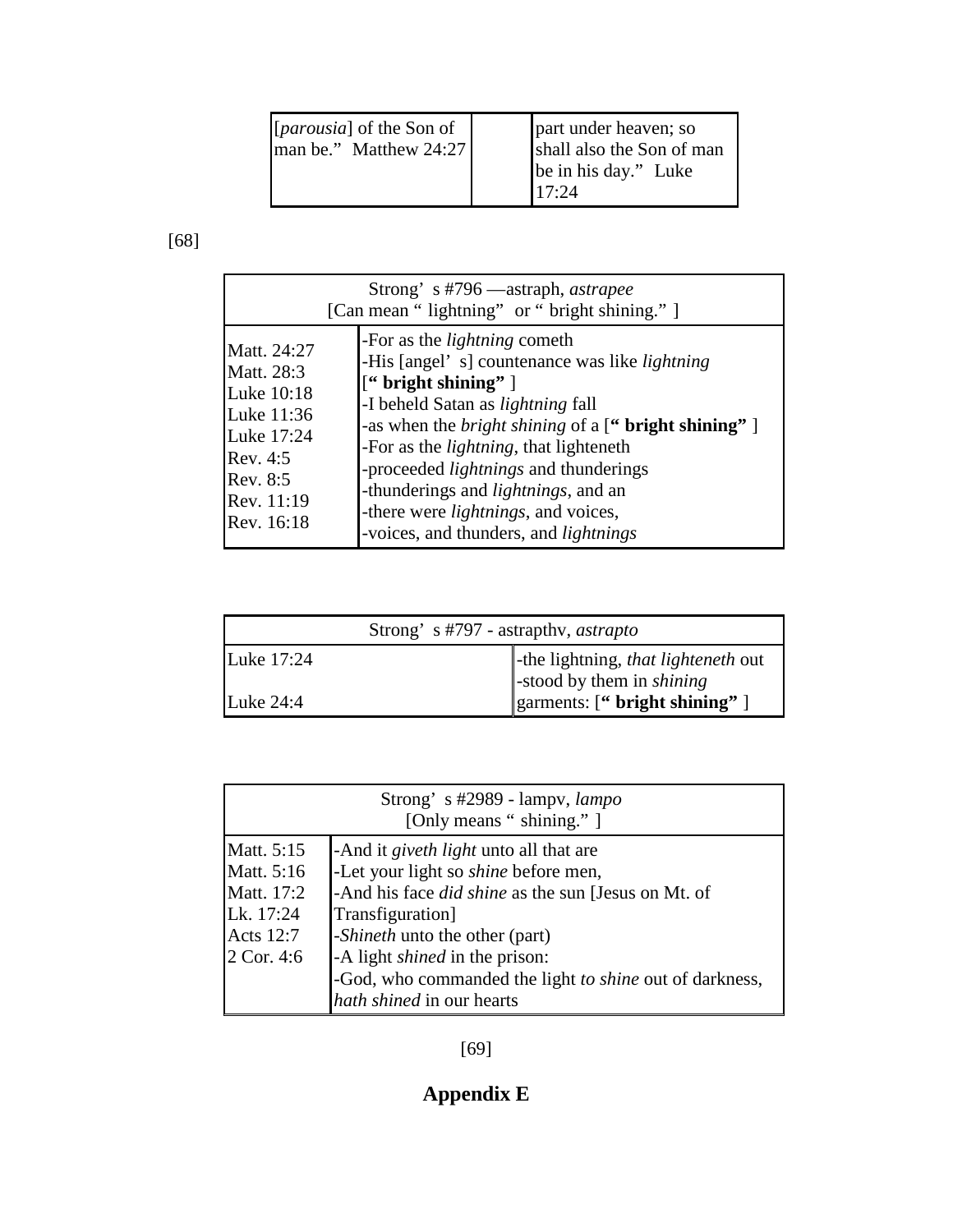| [*parousia*] of the Son of man be." Matthew 24:27 | | part under heaven; so shall also the Son of man be in his day." Luke 17:24 |
|---|---|---|

[68]

| Strong' s #796 —astraph, *astrapee* [Can mean " lightning" or " bright shining." ] | |
|---|---|
| Matt. 24:27<br>Matt. 28:3<br><br>Luke 10:18<br>Luke 11:36<br>Luke 17:24<br>Rev. 4:5<br>Rev. 8:5<br>Rev. 11:19<br>Rev. 16:18 | -For as the *lightning* cometh<br>-His [angel' s] countenance was like *lightning* [**" bright shining"** ]<br>-I beheld Satan as *lightning* fall<br>-as when the *bright shining* of a [**" bright shining"** ]<br>-For as the *lightning*, that lighteneth<br>-proceeded *lightnings* and thunderings<br>-thunderings and *lightnings*, and an<br>-there were *lightnings*, and voices,<br>-voices, and thunders, and *lightnings* |

| Strong' s #797 - astrapthv, *astrapto* | |
|---|---|
| Luke 17:24<br><br>Luke 24:4 | -the lightning, *that lighteneth* out<br>-stood by them in *shining* garments: [**" bright shining"** ] |

| Strong' s #2989 - lampv, *lampo* [Only means " shining." ] | |
|---|---|
| Matt. 5:15<br>Matt. 5:16<br>Matt. 17:2<br>Lk. 17:24<br>Acts 12:7<br>2 Cor. 4:6 | -And it *giveth light* unto all that are<br>-Let your light so *shine* before men,<br>-And his face *did shine* as the sun [Jesus on Mt. of Transfiguration]<br>-*Shineth* unto the other (part)<br>-A light *shined* in the prison:<br>-God, who commanded the light *to shine* out of darkness, *hath shined* in our hearts |

[69]

# Appendix E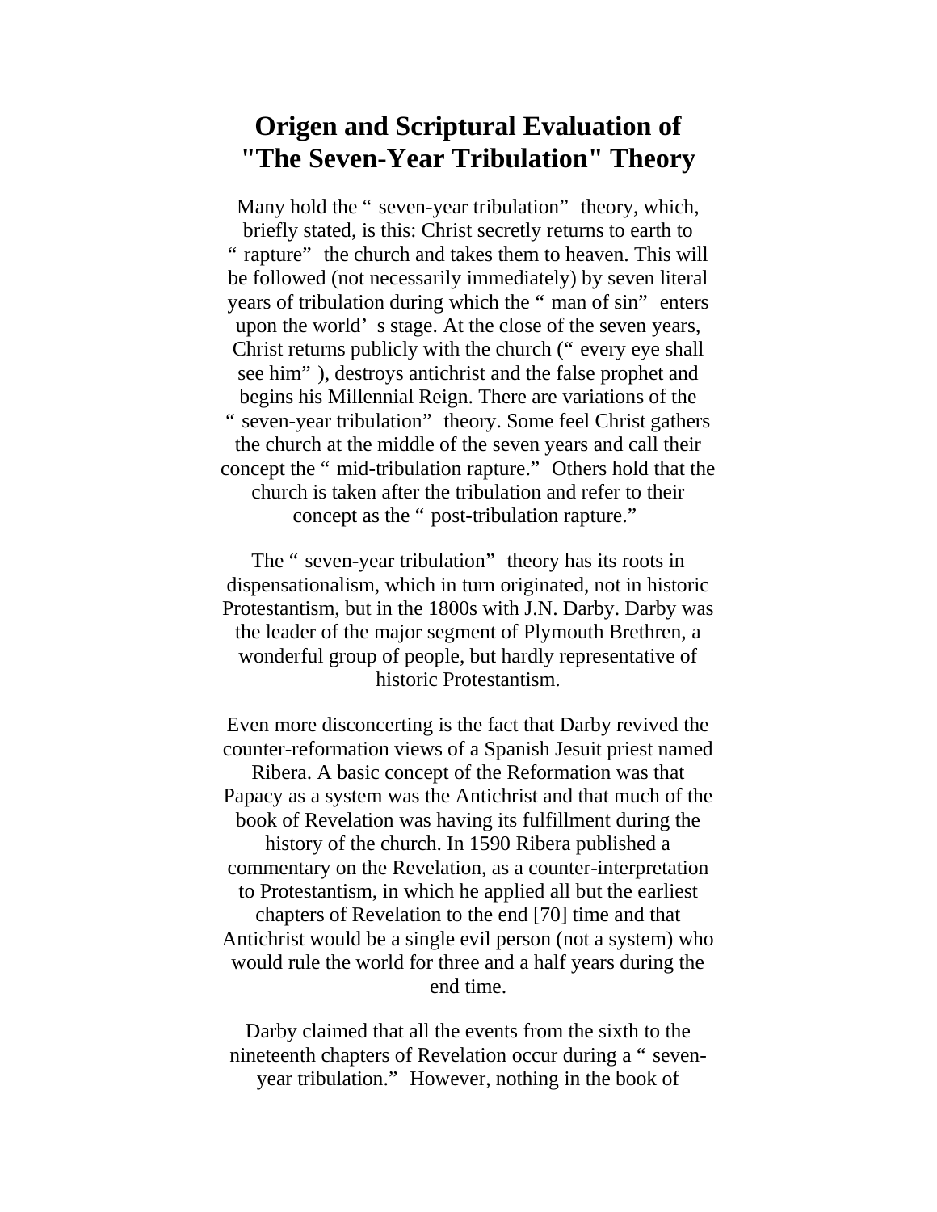# Origen and Scriptural Evaluation of "The Seven-Year Tribulation" Theory

Many hold the " seven-year tribulation" theory, which, briefly stated, is this: Christ secretly returns to earth to " rapture" the church and takes them to heaven. This will be followed (not necessarily immediately) by seven literal years of tribulation during which the " man of sin" enters upon the world' s stage. At the close of the seven years, Christ returns publicly with the church (" every eye shall see him" ), destroys antichrist and the false prophet and begins his Millennial Reign. There are variations of the " seven-year tribulation" theory. Some feel Christ gathers the church at the middle of the seven years and call their concept the " mid-tribulation rapture." Others hold that the church is taken after the tribulation and refer to their concept as the " post-tribulation rapture."

The " seven-year tribulation" theory has its roots in dispensationalism, which in turn originated, not in historic Protestantism, but in the 1800s with J.N. Darby. Darby was the leader of the major segment of Plymouth Brethren, a wonderful group of people, but hardly representative of historic Protestantism.

Even more disconcerting is the fact that Darby revived the counter-reformation views of a Spanish Jesuit priest named Ribera. A basic concept of the Reformation was that Papacy as a system was the Antichrist and that much of the book of Revelation was having its fulfillment during the history of the church. In 1590 Ribera published a commentary on the Revelation, as a counter-interpretation to Protestantism, in which he applied all but the earliest chapters of Revelation to the end [70] time and that Antichrist would be a single evil person (not a system) who would rule the world for three and a half years during the end time.

Darby claimed that all the events from the sixth to the nineteenth chapters of Revelation occur during a " seven-year tribulation." However, nothing in the book of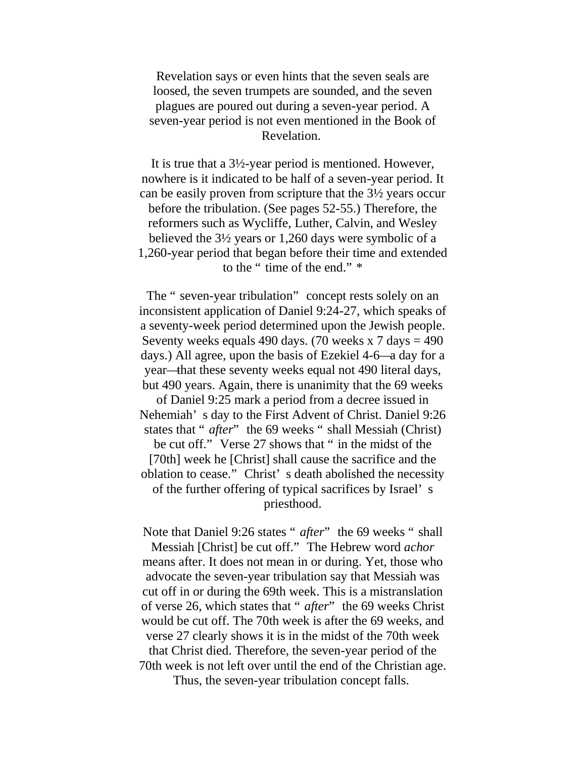Revelation says or even hints that the seven seals are loosed, the seven trumpets are sounded, and the seven plagues are poured out during a seven-year period. A seven-year period is not even mentioned in the Book of Revelation.

It is true that a 3½-year period is mentioned. However, nowhere is it indicated to be half of a seven-year period. It can be easily proven from scripture that the 3½ years occur before the tribulation. (See pages 52-55.) Therefore, the reformers such as Wycliffe, Luther, Calvin, and Wesley believed the 3½ years or 1,260 days were symbolic of a 1,260-year period that began before their time and extended to the "time of the end." *

The "seven-year tribulation" concept rests solely on an inconsistent application of Daniel 9:24-27, which speaks of a seventy-week period determined upon the Jewish people. Seventy weeks equals 490 days. (70 weeks x 7 days = 490 days.) All agree, upon the basis of Ezekiel 4-6—a day for a year—that these seventy weeks equal not 490 literal days, but 490 years. Again, there is unanimity that the 69 weeks of Daniel 9:25 mark a period from a decree issued in Nehemiah's day to the First Advent of Christ. Daniel 9:26 states that "*after*" the 69 weeks "shall Messiah (Christ) be cut off." Verse 27 shows that "in the midst of the [70th] week he [Christ] shall cause the sacrifice and the oblation to cease." Christ's death abolished the necessity of the further offering of typical sacrifices by Israel's priesthood.

Note that Daniel 9:26 states "*after*" the 69 weeks "shall Messiah [Christ] be cut off." The Hebrew word *achor* means after. It does not mean in or during. Yet, those who advocate the seven-year tribulation say that Messiah was cut off in or during the 69th week. This is a mistranslation of verse 26, which states that "*after*" the 69 weeks Christ would be cut off. The 70th week is after the 69 weeks, and verse 27 clearly shows it is in the midst of the 70th week that Christ died. Therefore, the seven-year period of the 70th week is not left over until the end of the Christian age. Thus, the seven-year tribulation concept falls.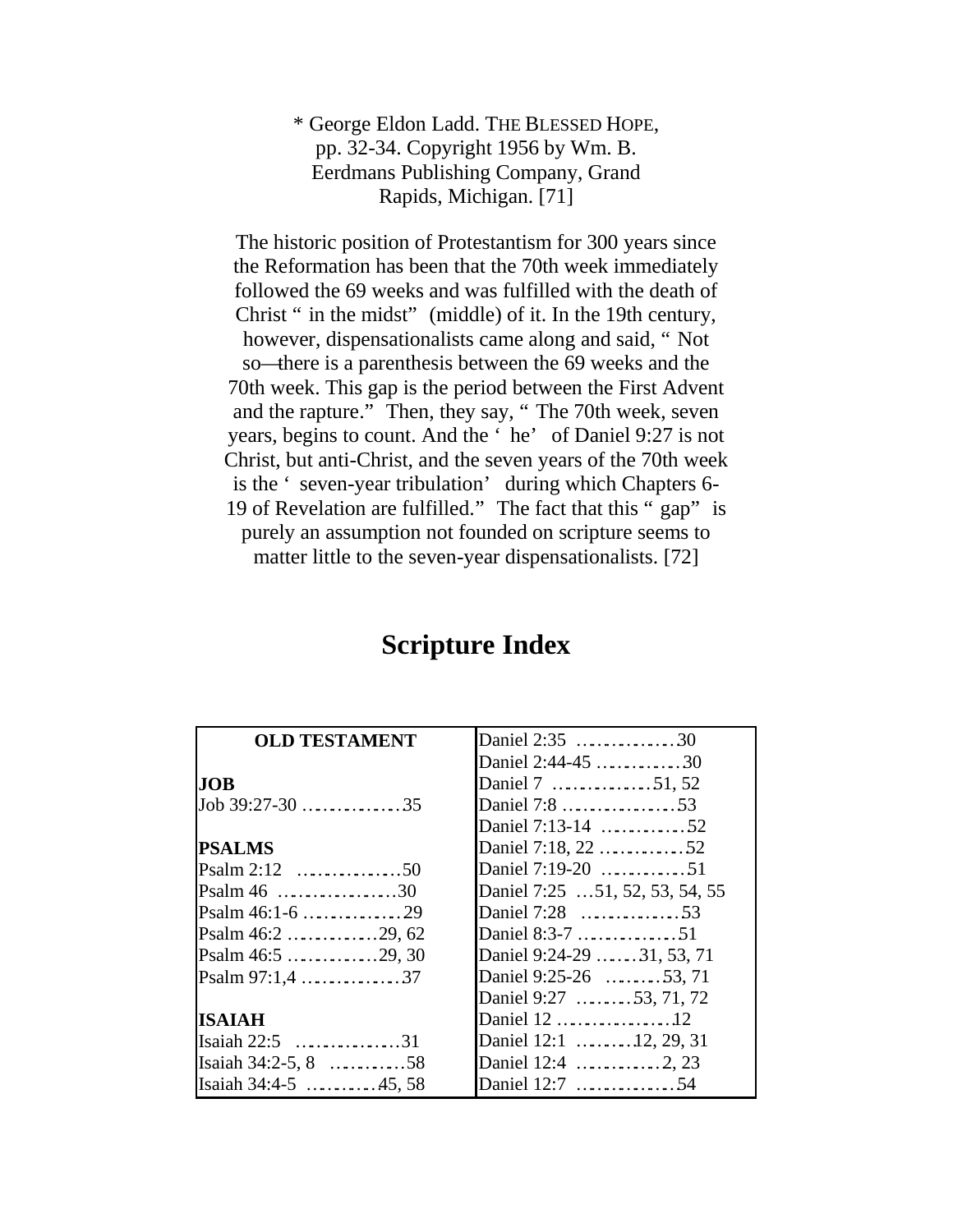* George Eldon Ladd. THE BLESSED HOPE, pp. 32-34. Copyright 1956 by Wm. B. Eerdmans Publishing Company, Grand Rapids, Michigan. [71]

The historic position of Protestantism for 300 years since the Reformation has been that the 70th week immediately followed the 69 weeks and was fulfilled with the death of Christ "in the midst" (middle) of it. In the 19th century, however, dispensationalists came along and said, "Not so—there is a parenthesis between the 69 weeks and the 70th week. This gap is the period between the First Advent and the rapture." Then, they say, "The 70th week, seven years, begins to count. And the 'he' of Daniel 9:27 is not Christ, but anti-Christ, and the seven years of the 70th week is the 'seven-year tribulation' during which Chapters 6-19 of Revelation are fulfilled." The fact that this "gap" is purely an assumption not founded on scripture seems to matter little to the seven-year dispensationalists. [72]

# Scripture Index

| **OLD TESTAMENT** | Daniel 2:35 ..............30 |
|---|---|
| | Daniel 2:44-45 ............30 |
| **JOB** | Daniel 7 ..............51, 52 |
| Job 39:27-30 ..............35 | Daniel 7:8 ................53 |
| | Daniel 7:13-14 ............52 |
| **PSALMS** | Daniel 7:18, 22 ............52 |
| Psalm 2:12 ...............50 | Daniel 7:19-20 ............51 |
| Psalm 46 .................30 | Daniel 7:25 ...51, 52, 53, 54, 55 |
| Psalm 46:1-6 ..............29 | Daniel 7:28 ..............53 |
| Psalm 46:2 .............29, 62 | Daniel 8:3-7 ..............51 |
| Psalm 46:5 .............29, 30 | Daniel 9:24-29 ......31, 53, 71 |
| Psalm 97:1,4 ..............37 | Daniel 9:25-26 ........53, 71 |
| | Daniel 9:27 ........53, 71, 72 |
| **ISAIAH** | Daniel 12 .................12 |
| Isaiah 22:5 ...............31 | Daniel 12:1 ........12, 29, 31 |
| Isaiah 34:2-5, 8 ...........58 | Daniel 12:4 ............2, 23 |
| Isaiah 34:4-5 ..........45, 58 | Daniel 12:7 ..............54 |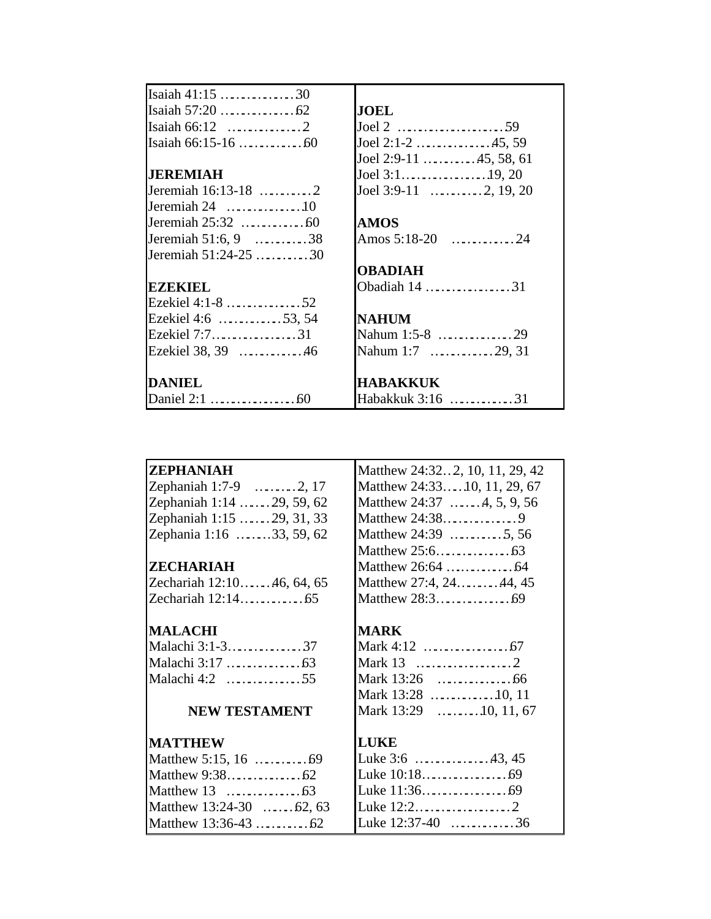Isaiah 41:15 ……………30
Isaiah 57:20 ……………62
Isaiah 66:12 ……………2
Isaiah 66:15-16 …………60

**JEREMIAH**

Jeremiah 16:13-18 …………2
Jeremiah 24 ……………10
Jeremiah 25:32 …………60
Jeremiah 51:6, 9 …………38
Jeremiah 51:24-25 …………30

**EZEKIEL**

Ezekiel 4:1-8 ……………52
Ezekiel 4:6 ……………53, 54
Ezekiel 7:7………………31
Ezekiel 38, 39 ……………46

**DANIEL**

Daniel 2:1 ………………60

**JOEL**

Joel 2 ……………………59
Joel 2:1-2 ………………45, 59
Joel 2:9-11 ………………45, 58, 61
Joel 3:1……………………19, 20
Joel 3:9-11 ………………2, 19, 20

**AMOS**

Amos 5:18-20 ……………24

**OBADIAH**

Obadiah 14 ………………31

**NAHUM**

Nahum 1:5-8 ……………29
Nahum 1:7 ………………29, 31

**HABAKKUK**

Habakkuk 3:16 …………31

**ZEPHANIAH**

Zephaniah 1:7-9 …………2, 17
Zephaniah 1:14 …………29, 59, 62
Zephaniah 1:15 …………29, 31, 33
Zephania 1:16 …………33, 59, 62

**ZECHARIAH**

Zechariah 12:10……… 46, 64, 65
Zechariah 12:14…………65

**MALACHI**

Malachi 3:1-3……………37
Malachi 3:17 ……………63
Malachi 4:2 ……………55

**NEW TESTAMENT**

**MATTHEW**

Matthew 5:15, 16 …………69
Matthew 9:38……………62
Matthew 13 ……………63
Matthew 13:24-30 ………62, 63
Matthew 13:36-43 …………62
Matthew 24:32…2, 10, 11, 29, 42
Matthew 24:33……10, 11, 29, 67
Matthew 24:37 ………4, 5, 9, 56
Matthew 24:38……………9
Matthew 24:39 …………5, 56
Matthew 25:6……………63
Matthew 26:64 …………64
Matthew 27:4, 24…………44, 45
Matthew 28:3……………69

**MARK**

Mark 4:12 ………………67
Mark 13 …………………2
Mark 13:26 ………………66
Mark 13:28 ………………10, 11
Mark 13:29 ………………10, 11, 67

**LUKE**

Luke 3:6 …………………43, 45
Luke 10:18…………………69
Luke 11:36…………………69
Luke 12:2…………………2
Luke 12:37-40 ……………36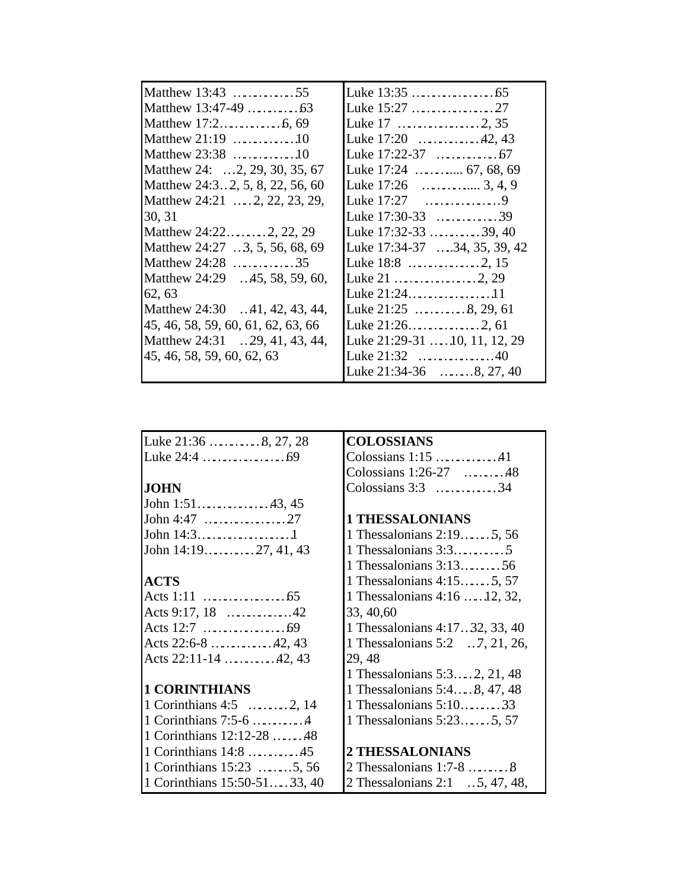Matthew 13:43 ............55
Matthew 13:47-49 ..........63
Matthew 17:2............6, 69
Matthew 21:19 ............10
Matthew 23:38 ............10
Matthew 24: ...2, 29, 30, 35, 67
Matthew 24:3..2, 5, 8, 22, 56, 60
Matthew 24:21 ....2, 22, 23, 29, 30, 31
Matthew 24:22........2, 22, 29
Matthew 24:27 ..3, 5, 56, 68, 69
Matthew 24:28 ............35
Matthew 24:29 ..45, 58, 59, 60, 62, 63
Matthew 24:30 ..41, 42, 43, 44, 45, 46, 58, 59, 60, 61, 62, 63, 66
Matthew 24:31 ..29, 41, 43, 44, 45, 46, 58, 59, 60, 62, 63

Luke 13:35 ................65
Luke 15:27 ................27
Luke 17 ................2, 35
Luke 17:20 ............42, 43
Luke 17:22-37 ............67
Luke 17:24 .......... 67, 68, 69
Luke 17:26 ............ 3, 4, 9
Luke 17:27 ..............9
Luke 17:30-33 ............39
Luke 17:32-33 ..........39, 40
Luke 17:34-37 ....34, 35, 39, 42
Luke 18:8 ..............2, 15
Luke 21 ................2, 29
Luke 21:24................11
Luke 21:25 ..........8, 29, 61
Luke 21:26..............2, 61
Luke 21:29-31 ....10, 11, 12, 29
Luke 21:32 ..............40
Luke 21:34-36 .......8, 27, 40

Luke 21:36 ..........8, 27, 28
Luke 24:4 ................69

**JOHN**

John 1:51..............43, 45
John 4:47 ................27
John 14:3..................1
John 14:19..........27, 41, 43

**ACTS**

Acts 1:11 ................65
Acts 9:17, 18 ............42
Acts 12:7 ................69
Acts 22:6-8 ............42, 43
Acts 22:11-14 ..........42, 43

**1 CORINTHIANS**

1 Corinthians 4:5 ........2, 14
1 Corinthians 7:5-6 ..........4
1 Corinthians 12:12-28 .......48
1 Corinthians 14:8 ..........45
1 Corinthians 15:23 .......5, 56
1 Corinthians 15:50-51....33, 40

**COLOSSIANS**

Colossians 1:15 ............41
Colossians 1:26-27 ........48
Colossians 3:3 ............34

**1 THESSALONIANS**

1 Thessalonians 2:19.......5, 56
1 Thessalonians 3:3...........5
1 Thessalonians 3:13.........56
1 Thessalonians 4:15.......5, 57
1 Thessalonians 4:16 .....12, 32, 33, 40,60
1 Thessalonians 4:17..32, 33, 40
1 Thessalonians 5:2 ..7, 21, 26, 29, 48
1 Thessalonians 5:3....2, 21, 48
1 Thessalonians 5:4....8, 47, 48
1 Thessalonians 5:10.........33
1 Thessalonians 5:23.......5, 57

**2 THESSALONIANS**

2 Thessalonians 1:7-8 ........8
2 Thessalonians 2:1 ..5, 47, 48,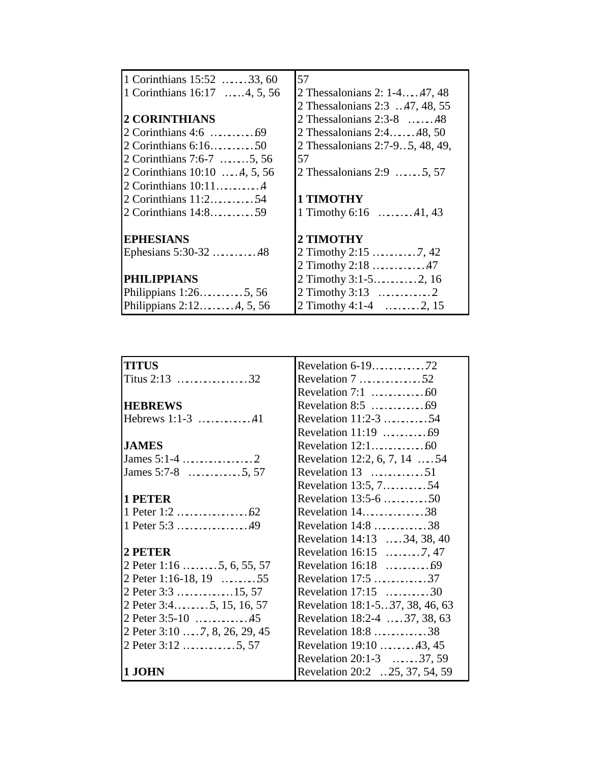1 Corinthians 15:52 ......33, 60
1 Corinthians 16:17 .....4, 5, 56

**2 CORINTHIANS**
2 Corinthians 4:6 ..........69
2 Corinthians 6:16..........50
2 Corinthians 7:6-7 .......5, 56
2 Corinthians 10:10 ....4, 5, 56
2 Corinthians 10:11..........4
2 Corinthians 11:2..........54
2 Corinthians 14:8..........59

**EPHESIANS**
Ephesians 5:30-32 ..........48

**PHILIPPIANS**
Philippians 1:26..........5, 56
Philippians 2:12........4, 5, 56

57
2 Thessalonians 2: 1-4....47, 48
2 Thessalonians 2:3 ..47, 48, 55
2 Thessalonians 2:3-8 ......48
2 Thessalonians 2:4......48, 50
2 Thessalonians 2:7-9..5, 48, 49, 57
2 Thessalonians 2:9 ......5, 57

**1 TIMOTHY**
1 Timothy 6:16 ........41, 43

**2 TIMOTHY**
2 Timothy 2:15 ..........7, 42
2 Timothy 2:18 ............47
2 Timothy 3:1-5..........2, 16
2 Timothy 3:13 ............2
2 Timothy 4:1-4 ........2, 15

**TITUS**
Titus 2:13 ................32

**HEBREWS**
Hebrews 1:1-3 ............41

**JAMES**
James 5:1-4 ................2
James 5:7-8 ............5, 57

**1 PETER**
1 Peter 1:2 ................62
1 Peter 5:3 ................49

**2 PETER**
2 Peter 1:16 ........5, 6, 55, 57
2 Peter 1:16-18, 19 ........55
2 Peter 3:3 ............15, 57
2 Peter 3:4........5, 15, 16, 57
2 Peter 3:5-10 ............45
2 Peter 3:10 ....7, 8, 26, 29, 45
2 Peter 3:12 ............5, 57

**1 JOHN**

Revelation 6-19............72
Revelation 7 ..............52
Revelation 7:1 ............60
Revelation 8:5 ............69
Revelation 11:2-3 ..........54
Revelation 11:19 ..........69
Revelation 12:1............60
Revelation 12:2, 6, 7, 14 ....54
Revelation 13 ............51
Revelation 13:5, 7..........54
Revelation 13:5-6 ..........50
Revelation 14..............38
Revelation 14:8 ............38
Revelation 14:13 ....34, 38, 40
Revelation 16:15 ........7, 47
Revelation 16:18 ..........69
Revelation 17:5 ............37
Revelation 17:15 ..........30
Revelation 18:1-5..37, 38, 46, 63
Revelation 18:2-4 ....37, 38, 63
Revelation 18:8 ............38
Revelation 19:10 ........43, 45
Revelation 20:1-3 ......37, 59
Revelation 20:2 ..25, 37, 54, 59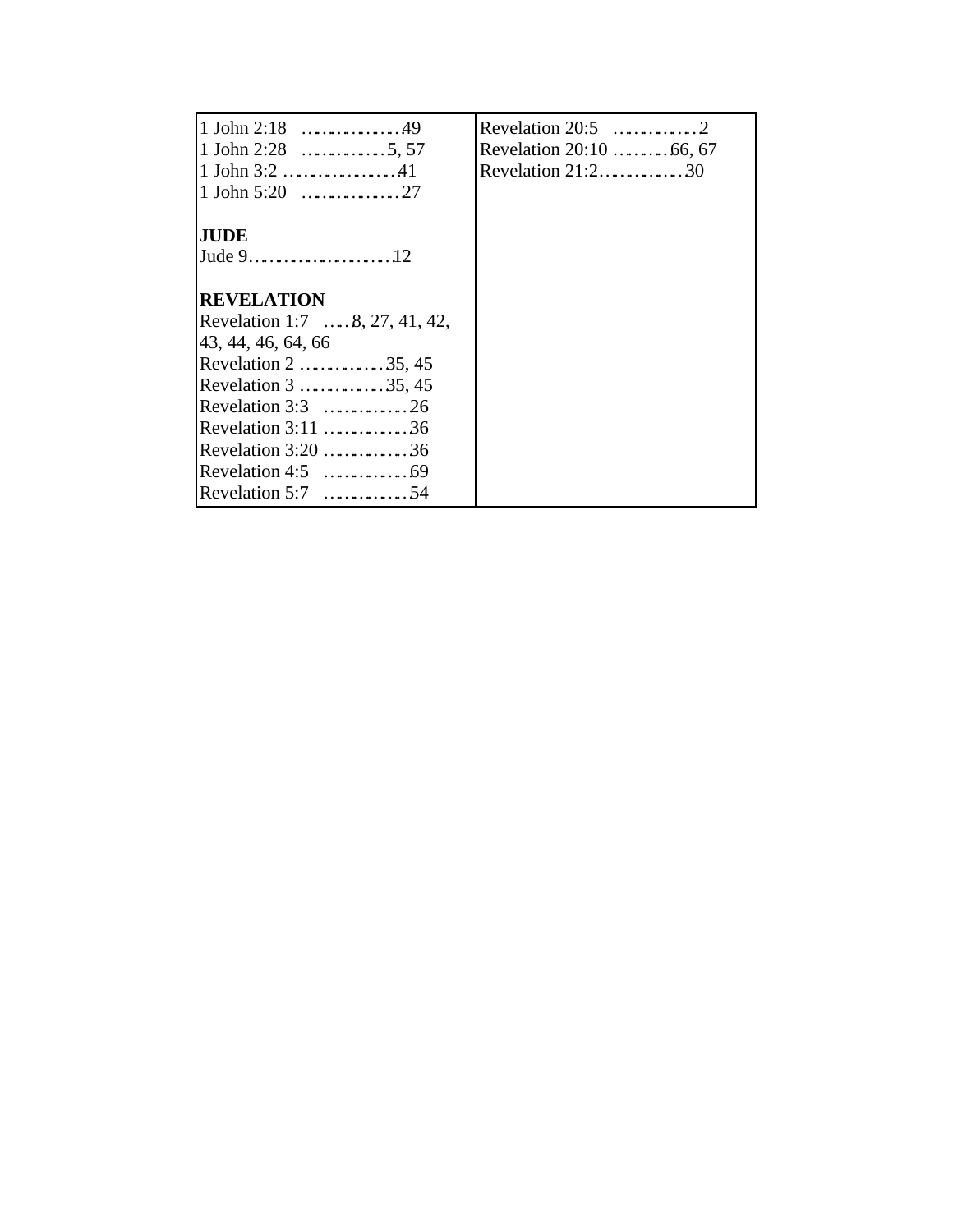1 John 2:18 .............. 49
1 John 2:28 ........... 5, 57
1 John 3:2 ................ 41
1 John 5:20 .............. 27

**JUDE**
Jude 9..................... 12

**REVELATION**
Revelation 1:7 .... 8, 27, 41, 42, 43, 44, 46, 64, 66
Revelation 2 ........... 35, 45
Revelation 3 ........... 35, 45
Revelation 3:3 ........... 26
Revelation 3:11 ........... 36
Revelation 3:20 ........... 36
Revelation 4:5 ........... 69
Revelation 5:7 ........... 54

Revelation 20:5 ........... 2
Revelation 20:10 ........ 66, 67
Revelation 21:2........... 30